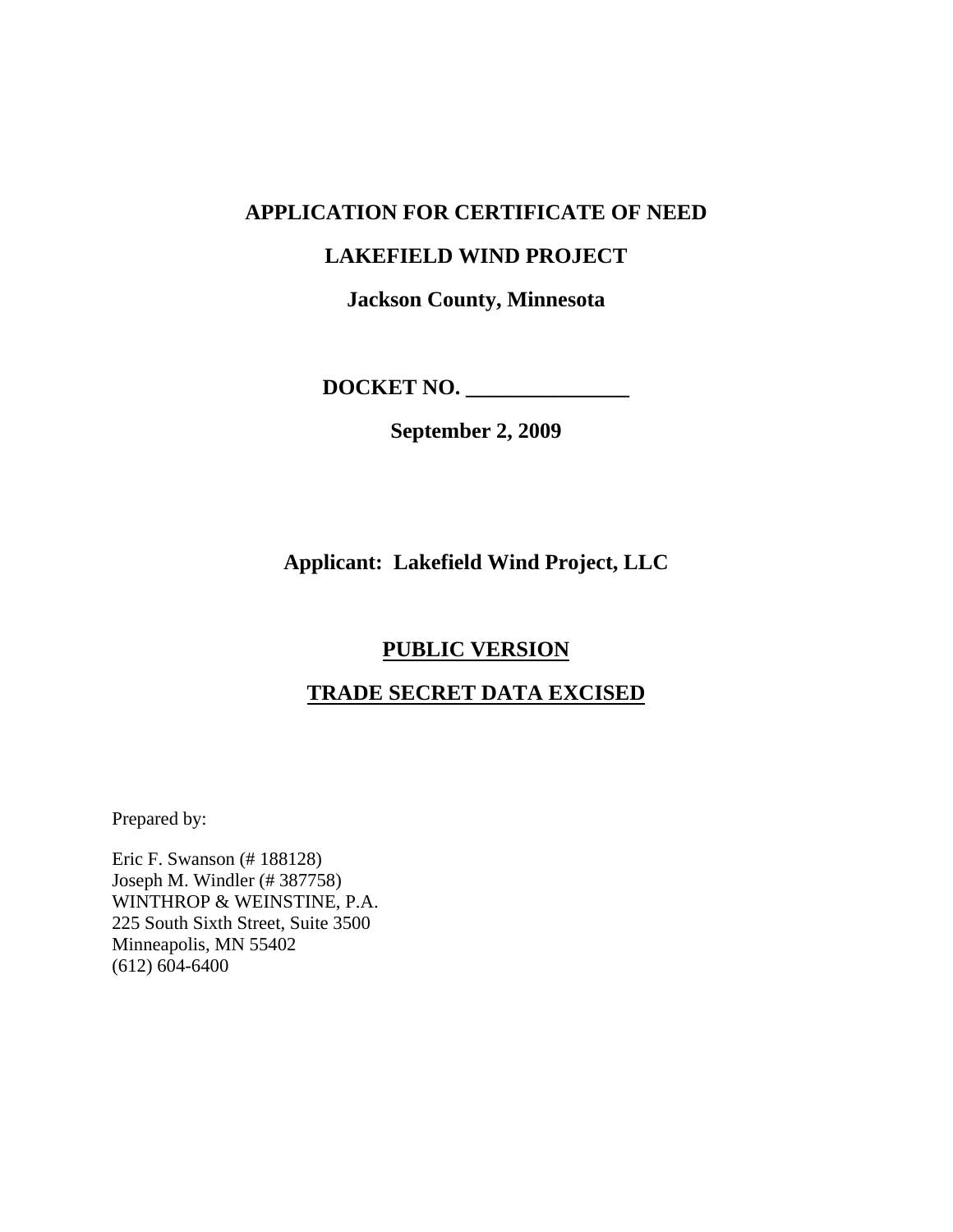# APPLICATION FOR CERTIFICATE OF NEED

## LAKEFIELD WIND PROJECT

**Jackson County, Minnesota**

**DOCKET NO. _______________**

**September 2, 2009**

**Applicant: Lakefield Wind Project, LLC**

**PUBLIC VERSION**

**TRADE SECRET DATA EXCISED**

Prepared by:

Eric F. Swanson (# 188128)
Joseph M. Windler (# 387758)
WINTHROP & WEINSTINE, P.A.
225 South Sixth Street, Suite 3500
Minneapolis, MN 55402
(612) 604-6400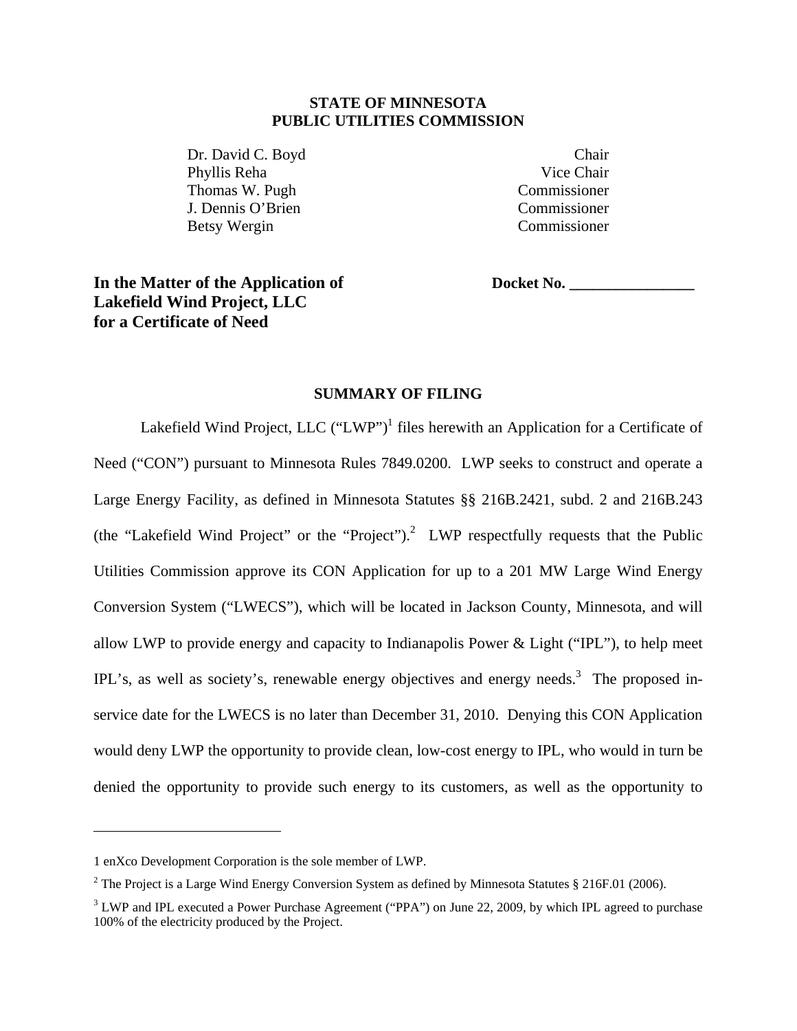**STATE OF MINNESOTA**
**PUBLIC UTILITIES COMMISSION**

| | |
|---|---|
| Dr. David C. Boyd | Chair |
| Phyllis Reha | Vice Chair |
| Thomas W. Pugh | Commissioner |
| J. Dennis O'Brien | Commissioner |
| Betsy Wergin | Commissioner |

**In the Matter of the Application of Lakefield Wind Project, LLC for a Certificate of Need**

**Docket No. ________________**

## SUMMARY OF FILING

Lakefield Wind Project, LLC ("LWP")[1] files herewith an Application for a Certificate of Need ("CON") pursuant to Minnesota Rules 7849.0200. LWP seeks to construct and operate a Large Energy Facility, as defined in Minnesota Statutes §§ 216B.2421, subd. 2 and 216B.243 (the "Lakefield Wind Project" or the "Project").[2] LWP respectfully requests that the Public Utilities Commission approve its CON Application for up to a 201 MW Large Wind Energy Conversion System ("LWECS"), which will be located in Jackson County, Minnesota, and will allow LWP to provide energy and capacity to Indianapolis Power & Light ("IPL"), to help meet IPL's, as well as society's, renewable energy objectives and energy needs.[3] The proposed in-service date for the LWECS is no later than December 31, 2010. Denying this CON Application would deny LWP the opportunity to provide clean, low-cost energy to IPL, who would in turn be denied the opportunity to provide such energy to its customers, as well as the opportunity to

---

1 enXco Development Corporation is the sole member of LWP.

2 The Project is a Large Wind Energy Conversion System as defined by Minnesota Statutes § 216F.01 (2006).

3 LWP and IPL executed a Power Purchase Agreement ("PPA") on June 22, 2009, by which IPL agreed to purchase 100% of the electricity produced by the Project.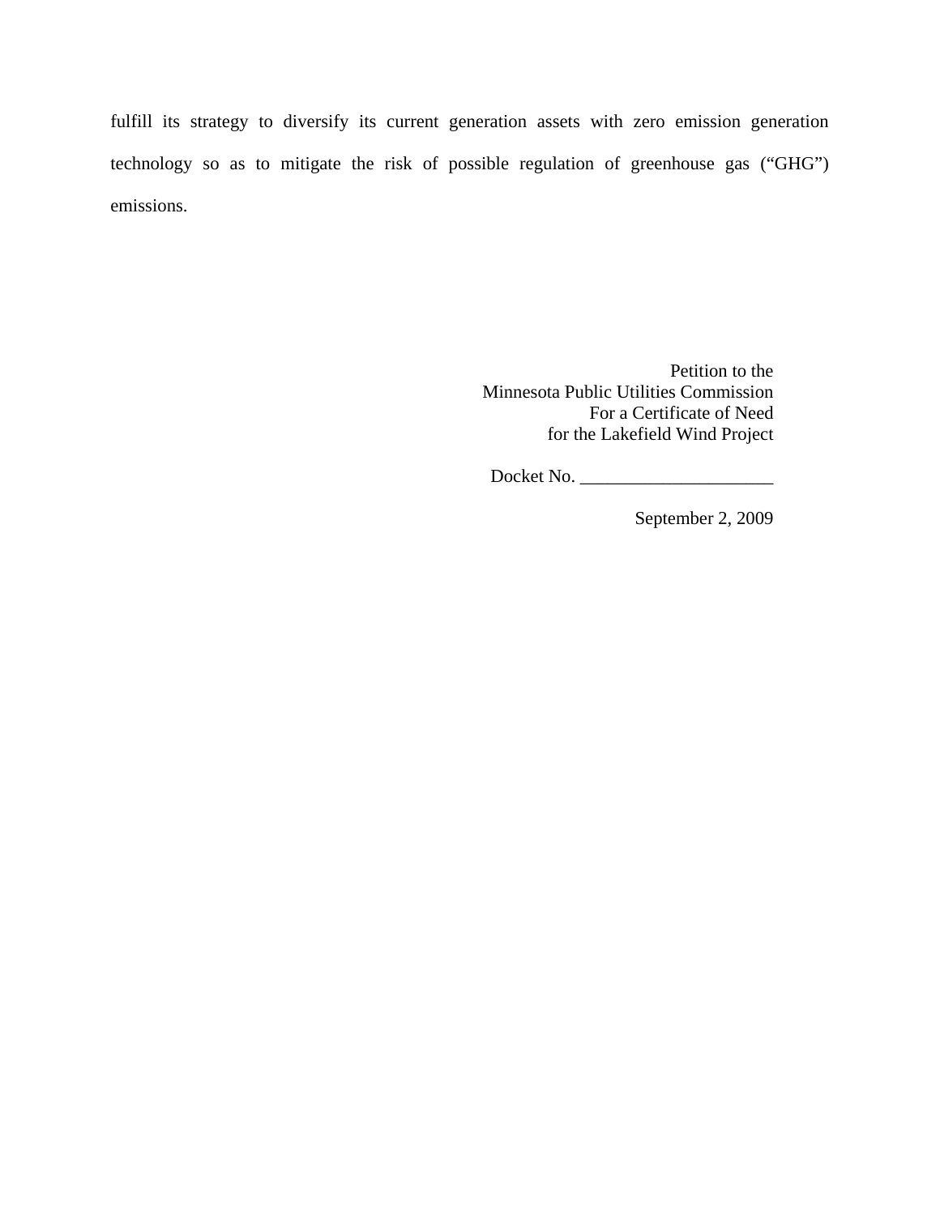fulfill its strategy to diversify its current generation assets with zero emission generation technology so as to mitigate the risk of possible regulation of greenhouse gas ("GHG") emissions.

Petition to the
Minnesota Public Utilities Commission
For a Certificate of Need
for the Lakefield Wind Project

Docket No. _____________________

September 2, 2009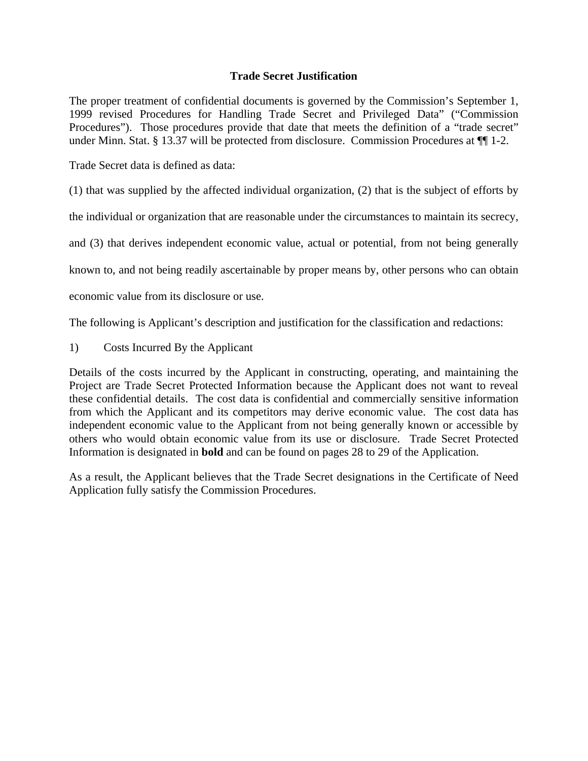**Trade Secret Justification**

The proper treatment of confidential documents is governed by the Commission's September 1, 1999 revised Procedures for Handling Trade Secret and Privileged Data" ("Commission Procedures"). Those procedures provide that date that meets the definition of a "trade secret" under Minn. Stat. § 13.37 will be protected from disclosure. Commission Procedures at ¶¶ 1-2.

Trade Secret data is defined as data:

(1) that was supplied by the affected individual organization, (2) that is the subject of efforts by the individual or organization that are reasonable under the circumstances to maintain its secrecy, and (3) that derives independent economic value, actual or potential, from not being generally known to, and not being readily ascertainable by proper means by, other persons who can obtain economic value from its disclosure or use.

The following is Applicant's description and justification for the classification and redactions:

1) Costs Incurred By the Applicant

Details of the costs incurred by the Applicant in constructing, operating, and maintaining the Project are Trade Secret Protected Information because the Applicant does not want to reveal these confidential details. The cost data is confidential and commercially sensitive information from which the Applicant and its competitors may derive economic value. The cost data has independent economic value to the Applicant from not being generally known or accessible by others who would obtain economic value from its use or disclosure. Trade Secret Protected Information is designated in **bold** and can be found on pages 28 to 29 of the Application.

As a result, the Applicant believes that the Trade Secret designations in the Certificate of Need Application fully satisfy the Commission Procedures.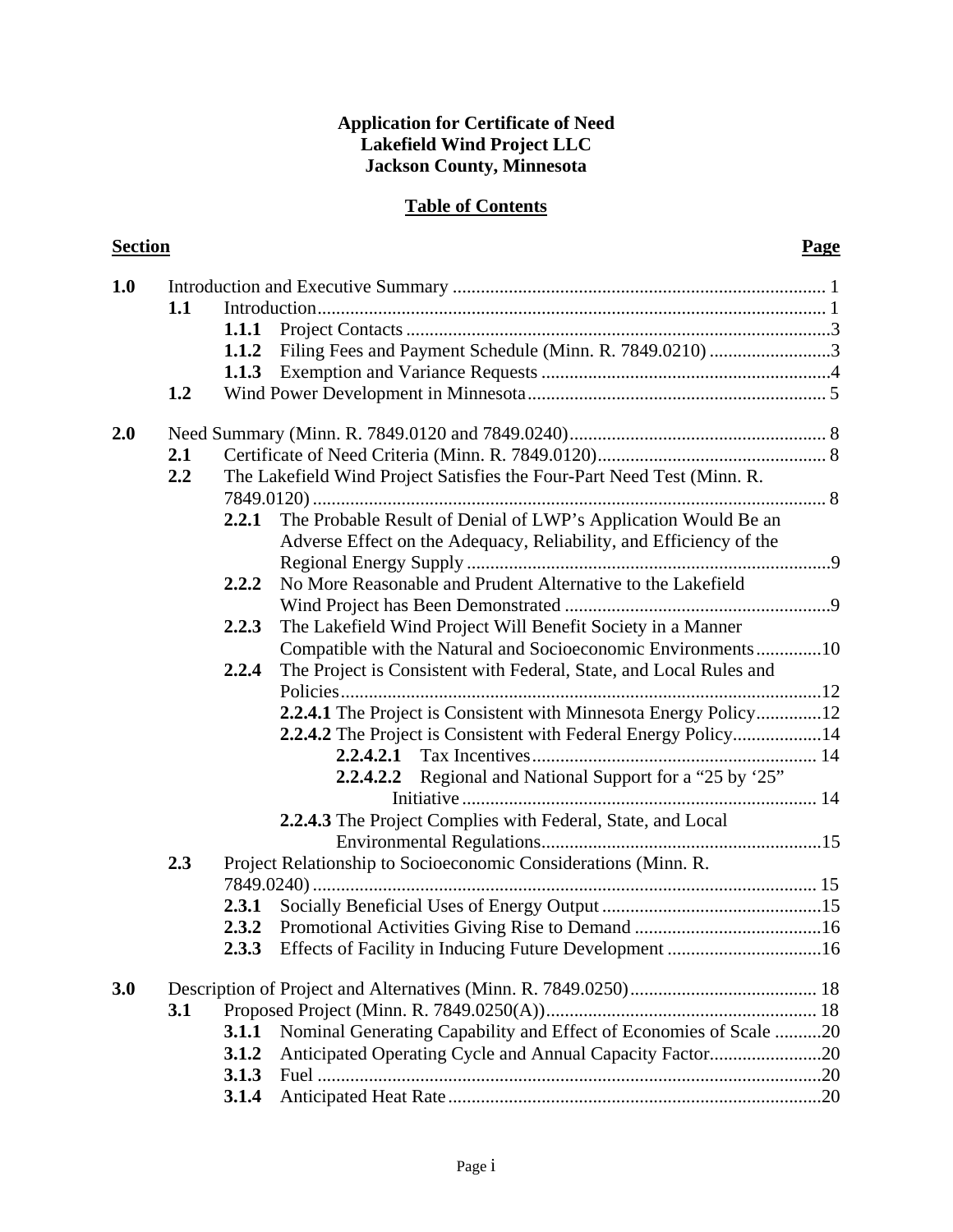**Application for Certificate of Need**
**Lakefield Wind Project LLC**
**Jackson County, Minnesota**

**Table of Contents**

| Section | | | | Page |
|---|---|---|---|---|
| **1.0** | | | Introduction and Executive Summary | 1 |
| | **1.1** | | Introduction | 1 |
| | | **1.1.1** | Project Contacts | 3 |
| | | **1.1.2** | Filing Fees and Payment Schedule (Minn. R. 7849.0210) | 3 |
| | | **1.1.3** | Exemption and Variance Requests | 4 |
| | **1.2** | | Wind Power Development in Minnesota | 5 |
| **2.0** | | | Need Summary (Minn. R. 7849.0120 and 7849.0240) | 8 |
| | **2.1** | | Certificate of Need Criteria (Minn. R. 7849.0120) | 8 |
| | **2.2** | | The Lakefield Wind Project Satisfies the Four-Part Need Test (Minn. R. 7849.0120) | 8 |
| | | **2.2.1** | The Probable Result of Denial of LWP's Application Would Be an Adverse Effect on the Adequacy, Reliability, and Efficiency of the Regional Energy Supply | 9 |
| | | **2.2.2** | No More Reasonable and Prudent Alternative to the Lakefield Wind Project has Been Demonstrated | 9 |
| | | **2.2.3** | The Lakefield Wind Project Will Benefit Society in a Manner Compatible with the Natural and Socioeconomic Environments | 10 |
| | | **2.2.4** | The Project is Consistent with Federal, State, and Local Rules and Policies | 12 |
| | | | **2.2.4.1** The Project is Consistent with Minnesota Energy Policy | 12 |
| | | | **2.2.4.2** The Project is Consistent with Federal Energy Policy | 14 |
| | | | **2.2.4.2.1** Tax Incentives | 14 |
| | | | **2.2.4.2.2** Regional and National Support for a "25 by '25" Initiative | 14 |
| | | | **2.2.4.3** The Project Complies with Federal, State, and Local Environmental Regulations | 15 |
| | **2.3** | | Project Relationship to Socioeconomic Considerations (Minn. R. 7849.0240) | 15 |
| | | **2.3.1** | Socially Beneficial Uses of Energy Output | 15 |
| | | **2.3.2** | Promotional Activities Giving Rise to Demand | 16 |
| | | **2.3.3** | Effects of Facility in Inducing Future Development | 16 |
| **3.0** | | | Description of Project and Alternatives (Minn. R. 7849.0250) | 18 |
| | **3.1** | | Proposed Project (Minn. R. 7849.0250(A)) | 18 |
| | | **3.1.1** | Nominal Generating Capability and Effect of Economies of Scale | 20 |
| | | **3.1.2** | Anticipated Operating Cycle and Annual Capacity Factor | 20 |
| | | **3.1.3** | Fuel | 20 |
| | | **3.1.4** | Anticipated Heat Rate | 20 |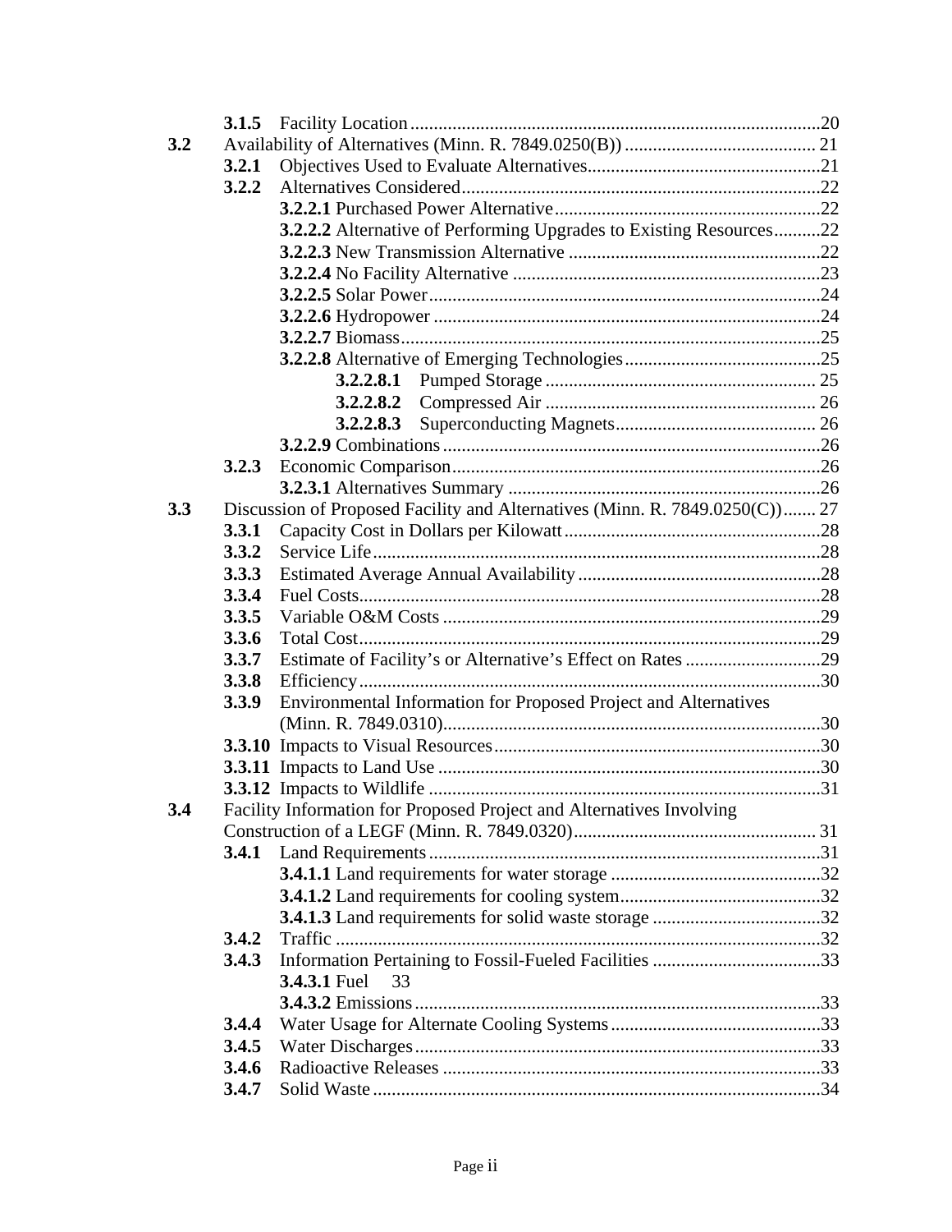- **3.1.5** Facility Location....20
- **3.2** Availability of Alternatives (Minn. R. 7849.0250(B))....21
  - **3.2.1** Objectives Used to Evaluate Alternatives....21
  - **3.2.2** Alternatives Considered....22
    - **3.2.2.1** Purchased Power Alternative....22
    - **3.2.2.2** Alternative of Performing Upgrades to Existing Resources....22
    - **3.2.2.3** New Transmission Alternative....22
    - **3.2.2.4** No Facility Alternative....23
    - **3.2.2.5** Solar Power....24
    - **3.2.2.6** Hydropower....24
    - **3.2.2.7** Biomass....25
    - **3.2.2.8** Alternative of Emerging Technologies....25
      - **3.2.2.8.1** Pumped Storage....25
      - **3.2.2.8.2** Compressed Air....26
      - **3.2.2.8.3** Superconducting Magnets....26
    - **3.2.2.9** Combinations....26
  - **3.2.3** Economic Comparison....26
    - **3.2.3.1** Alternatives Summary....26
- **3.3** Discussion of Proposed Facility and Alternatives (Minn. R. 7849.0250(C))....27
  - **3.3.1** Capacity Cost in Dollars per Kilowatt....28
  - **3.3.2** Service Life....28
  - **3.3.3** Estimated Average Annual Availability....28
  - **3.3.4** Fuel Costs....28
  - **3.3.5** Variable O&M Costs....29
  - **3.3.6** Total Cost....29
  - **3.3.7** Estimate of Facility's or Alternative's Effect on Rates....29
  - **3.3.8** Efficiency....30
  - **3.3.9** Environmental Information for Proposed Project and Alternatives (Minn. R. 7849.0310)....30
  - **3.3.10** Impacts to Visual Resources....30
  - **3.3.11** Impacts to Land Use....30
  - **3.3.12** Impacts to Wildlife....31
- **3.4** Facility Information for Proposed Project and Alternatives Involving Construction of a LEGF (Minn. R. 7849.0320)....31
  - **3.4.1** Land Requirements....31
    - **3.4.1.1** Land requirements for water storage....32
    - **3.4.1.2** Land requirements for cooling system....32
    - **3.4.1.3** Land requirements for solid waste storage....32
  - **3.4.2** Traffic....32
  - **3.4.3** Information Pertaining to Fossil-Fueled Facilities....33
    - **3.4.3.1** Fuel 33
    - **3.4.3.2** Emissions....33
  - **3.4.4** Water Usage for Alternate Cooling Systems....33
  - **3.4.5** Water Discharges....33
  - **3.4.6** Radioactive Releases....33
  - **3.4.7** Solid Waste....34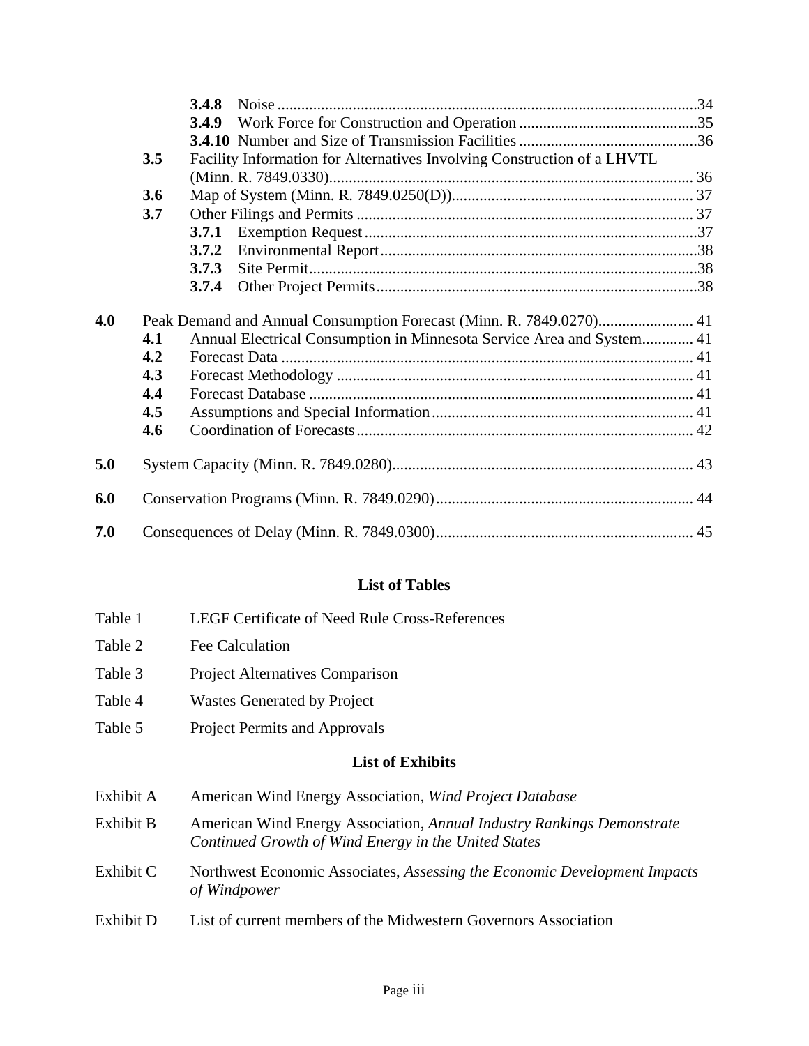3.4.8 Noise ........................................................................................................34
3.4.9 Work Force for Construction and Operation ............................................35
3.4.10 Number and Size of Transmission Facilities ............................................36

3.5 Facility Information for Alternatives Involving Construction of a LHVTL (Minn. R. 7849.0330)........................................................................................... 36

3.6 Map of System (Minn. R. 7849.0250(D))............................................................ 37

3.7 Other Filings and Permits .................................................................................... 37

3.7.1 Exemption Request ...................................................................................37
3.7.2 Environmental Report................................................................................38
3.7.3 Site Permit..................................................................................................38
3.7.4 Other Project Permits.................................................................................38

**4.0** Peak Demand and Annual Consumption Forecast (Minn. R. 7849.0270)........................ 41

4.1 Annual Electrical Consumption in Minnesota Service Area and System............. 41
4.2 Forecast Data ........................................................................................................ 41
4.3 Forecast Methodology .......................................................................................... 41
4.4 Forecast Database ................................................................................................. 41
4.5 Assumptions and Special Information.................................................................. 41
4.6 Coordination of Forecasts..................................................................................... 42

**5.0** System Capacity (Minn. R. 7849.0280)............................................................................ 43

**6.0** Conservation Programs (Minn. R. 7849.0290)................................................................. 44

**7.0** Consequences of Delay (Minn. R. 7849.0300)................................................................. 45

## List of Tables

Table 1 LEGF Certificate of Need Rule Cross-References

Table 2 Fee Calculation

Table 3 Project Alternatives Comparison

Table 4 Wastes Generated by Project

Table 5 Project Permits and Approvals

## List of Exhibits

Exhibit A American Wind Energy Association, *Wind Project Database*

Exhibit B American Wind Energy Association, *Annual Industry Rankings Demonstrate Continued Growth of Wind Energy in the United States*

Exhibit C Northwest Economic Associates, *Assessing the Economic Development Impacts of Windpower*

Exhibit D List of current members of the Midwestern Governors Association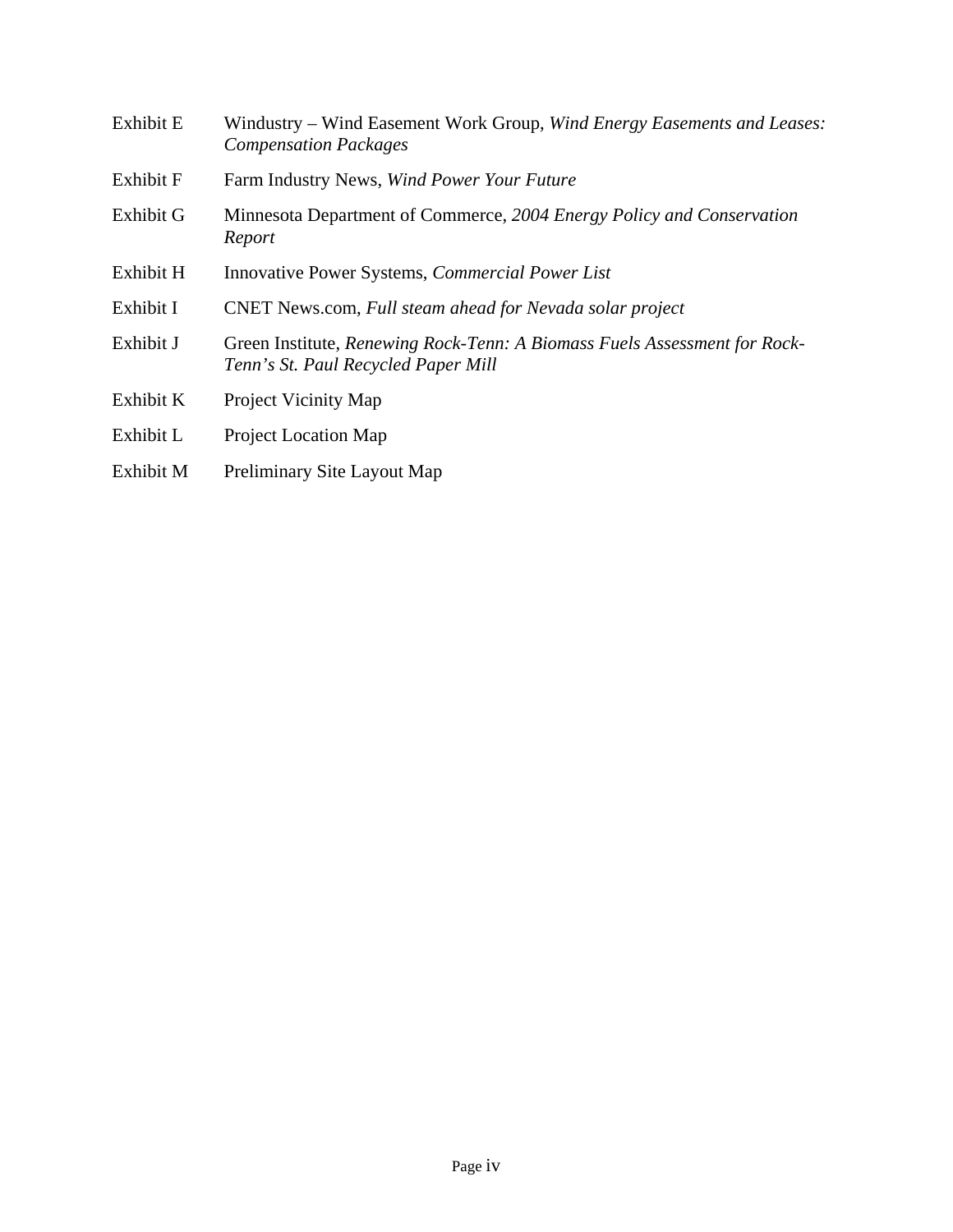Exhibit E Windustry – Wind Easement Work Group, *Wind Energy Easements and Leases: Compensation Packages*

Exhibit F Farm Industry News, *Wind Power Your Future*

Exhibit G Minnesota Department of Commerce, *2004 Energy Policy and Conservation Report*

Exhibit H Innovative Power Systems, *Commercial Power List*

Exhibit I CNET News.com, *Full steam ahead for Nevada solar project*

Exhibit J Green Institute, *Renewing Rock-Tenn: A Biomass Fuels Assessment for Rock-Tenn's St. Paul Recycled Paper Mill*

Exhibit K Project Vicinity Map

Exhibit L Project Location Map

Exhibit M Preliminary Site Layout Map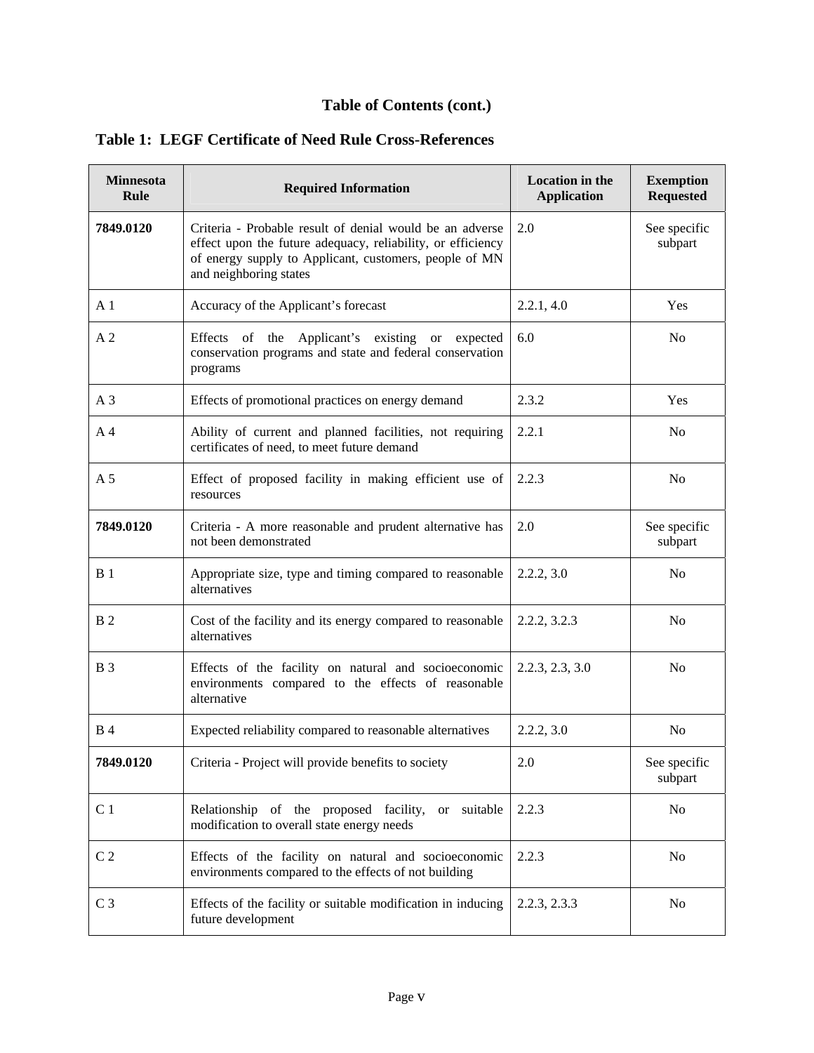# Table of Contents (cont.)

## Table 1: LEGF Certificate of Need Rule Cross-References

| Minnesota Rule | Required Information | Location in the Application | Exemption Requested |
|---|---|---|---|
| **7849.0120** | Criteria - Probable result of denial would be an adverse effect upon the future adequacy, reliability, or efficiency of energy supply to Applicant, customers, people of MN and neighboring states | 2.0 | See specific subpart |
| A 1 | Accuracy of the Applicant's forecast | 2.2.1, 4.0 | Yes |
| A 2 | Effects of the Applicant's existing or expected conservation programs and state and federal conservation programs | 6.0 | No |
| A 3 | Effects of promotional practices on energy demand | 2.3.2 | Yes |
| A 4 | Ability of current and planned facilities, not requiring certificates of need, to meet future demand | 2.2.1 | No |
| A 5 | Effect of proposed facility in making efficient use of resources | 2.2.3 | No |
| **7849.0120** | Criteria - A more reasonable and prudent alternative has not been demonstrated | 2.0 | See specific subpart |
| B 1 | Appropriate size, type and timing compared to reasonable alternatives | 2.2.2, 3.0 | No |
| B 2 | Cost of the facility and its energy compared to reasonable alternatives | 2.2.2, 3.2.3 | No |
| B 3 | Effects of the facility on natural and socioeconomic environments compared to the effects of reasonable alternative | 2.2.3, 2.3, 3.0 | No |
| B 4 | Expected reliability compared to reasonable alternatives | 2.2.2, 3.0 | No |
| **7849.0120** | Criteria - Project will provide benefits to society | 2.0 | See specific subpart |
| C 1 | Relationship of the proposed facility, or suitable modification to overall state energy needs | 2.2.3 | No |
| C 2 | Effects of the facility on natural and socioeconomic environments compared to the effects of not building | 2.2.3 | No |
| C 3 | Effects of the facility or suitable modification in inducing future development | 2.2.3, 2.3.3 | No |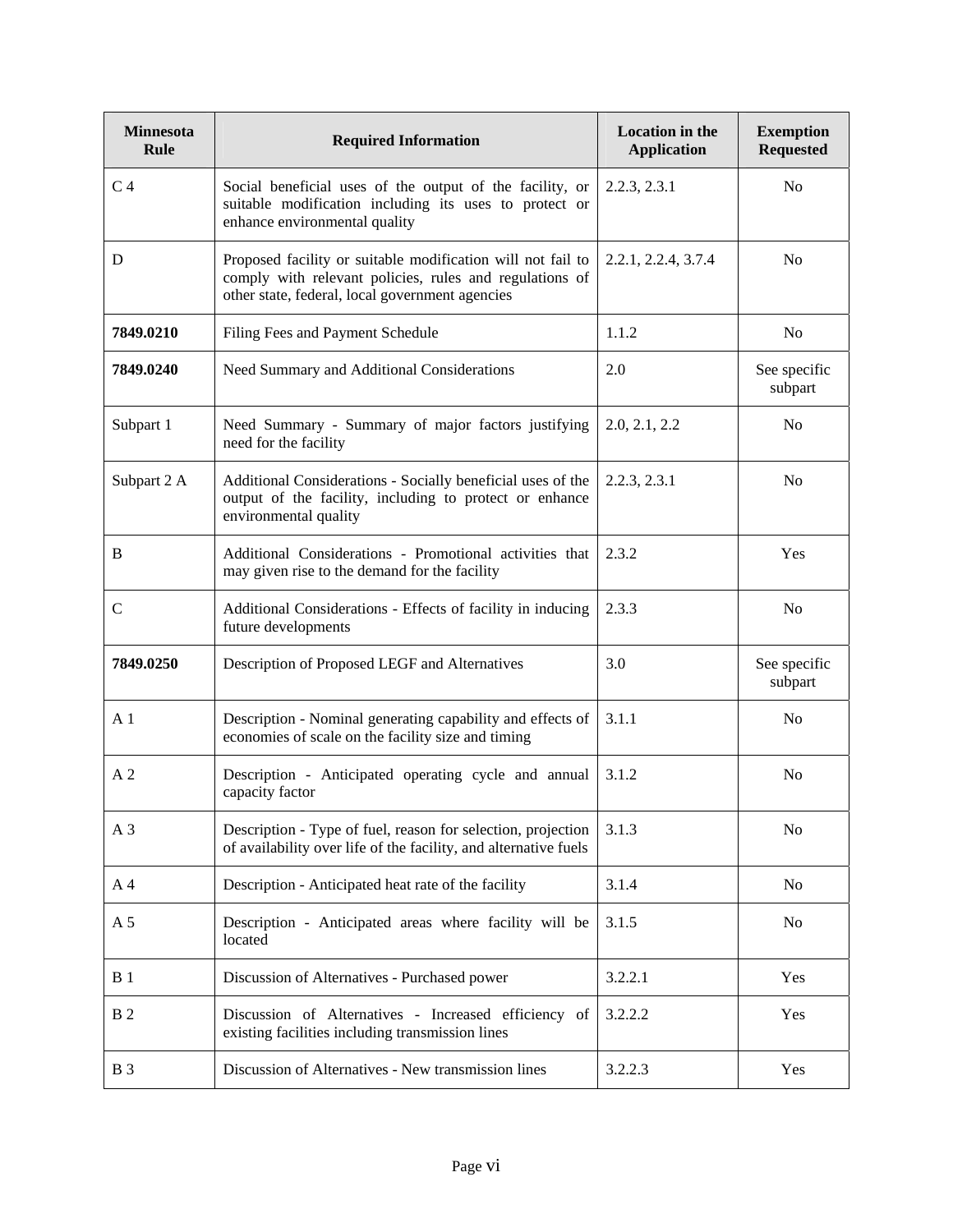| Minnesota Rule | Required Information | Location in the Application | Exemption Requested |
|---|---|---|---|
| C 4 | Social beneficial uses of the output of the facility, or suitable modification including its uses to protect or enhance environmental quality | 2.2.3, 2.3.1 | No |
| D | Proposed facility or suitable modification will not fail to comply with relevant policies, rules and regulations of other state, federal, local government agencies | 2.2.1, 2.2.4, 3.7.4 | No |
| **7849.0210** | Filing Fees and Payment Schedule | 1.1.2 | No |
| **7849.0240** | Need Summary and Additional Considerations | 2.0 | See specific subpart |
| Subpart 1 | Need Summary - Summary of major factors justifying need for the facility | 2.0, 2.1, 2.2 | No |
| Subpart 2 A | Additional Considerations - Socially beneficial uses of the output of the facility, including to protect or enhance environmental quality | 2.2.3, 2.3.1 | No |
| B | Additional Considerations - Promotional activities that may given rise to the demand for the facility | 2.3.2 | Yes |
| C | Additional Considerations - Effects of facility in inducing future developments | 2.3.3 | No |
| **7849.0250** | Description of Proposed LEGF and Alternatives | 3.0 | See specific subpart |
| A 1 | Description - Nominal generating capability and effects of economies of scale on the facility size and timing | 3.1.1 | No |
| A 2 | Description - Anticipated operating cycle and annual capacity factor | 3.1.2 | No |
| A 3 | Description - Type of fuel, reason for selection, projection of availability over life of the facility, and alternative fuels | 3.1.3 | No |
| A 4 | Description - Anticipated heat rate of the facility | 3.1.4 | No |
| A 5 | Description - Anticipated areas where facility will be located | 3.1.5 | No |
| B 1 | Discussion of Alternatives - Purchased power | 3.2.2.1 | Yes |
| B 2 | Discussion of Alternatives - Increased efficiency of existing facilities including transmission lines | 3.2.2.2 | Yes |
| B 3 | Discussion of Alternatives - New transmission lines | 3.2.2.3 | Yes |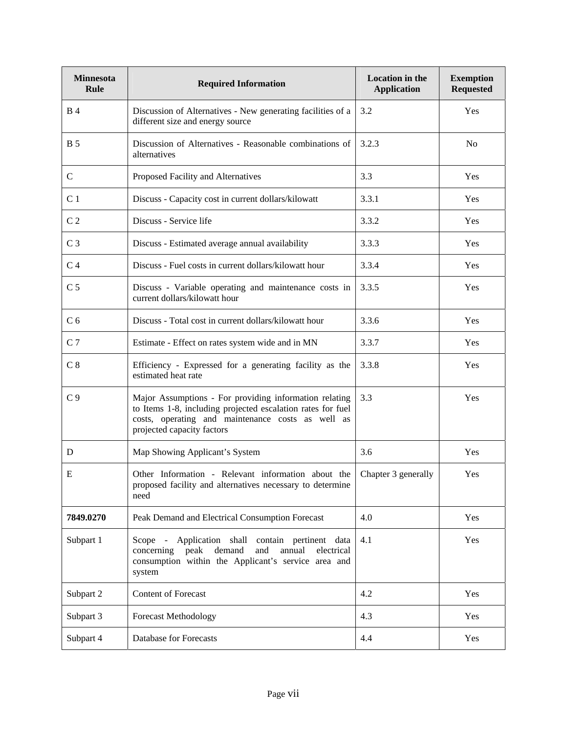| Minnesota Rule | Required Information | Location in the Application | Exemption Requested |
|---|---|---|---|
| B 4 | Discussion of Alternatives - New generating facilities of a different size and energy source | 3.2 | Yes |
| B 5 | Discussion of Alternatives - Reasonable combinations of alternatives | 3.2.3 | No |
| C | Proposed Facility and Alternatives | 3.3 | Yes |
| C 1 | Discuss - Capacity cost in current dollars/kilowatt | 3.3.1 | Yes |
| C 2 | Discuss - Service life | 3.3.2 | Yes |
| C 3 | Discuss - Estimated average annual availability | 3.3.3 | Yes |
| C 4 | Discuss - Fuel costs in current dollars/kilowatt hour | 3.3.4 | Yes |
| C 5 | Discuss - Variable operating and maintenance costs in current dollars/kilowatt hour | 3.3.5 | Yes |
| C 6 | Discuss - Total cost in current dollars/kilowatt hour | 3.3.6 | Yes |
| C 7 | Estimate - Effect on rates system wide and in MN | 3.3.7 | Yes |
| C 8 | Efficiency - Expressed for a generating facility as the estimated heat rate | 3.3.8 | Yes |
| C 9 | Major Assumptions - For providing information relating to Items 1-8, including projected escalation rates for fuel costs, operating and maintenance costs as well as projected capacity factors | 3.3 | Yes |
| D | Map Showing Applicant's System | 3.6 | Yes |
| E | Other Information - Relevant information about the proposed facility and alternatives necessary to determine need | Chapter 3 generally | Yes |
| **7849.0270** | Peak Demand and Electrical Consumption Forecast | 4.0 | Yes |
| Subpart 1 | Scope - Application shall contain pertinent data concerning peak demand and annual electrical consumption within the Applicant's service area and system | 4.1 | Yes |
| Subpart 2 | Content of Forecast | 4.2 | Yes |
| Subpart 3 | Forecast Methodology | 4.3 | Yes |
| Subpart 4 | Database for Forecasts | 4.4 | Yes |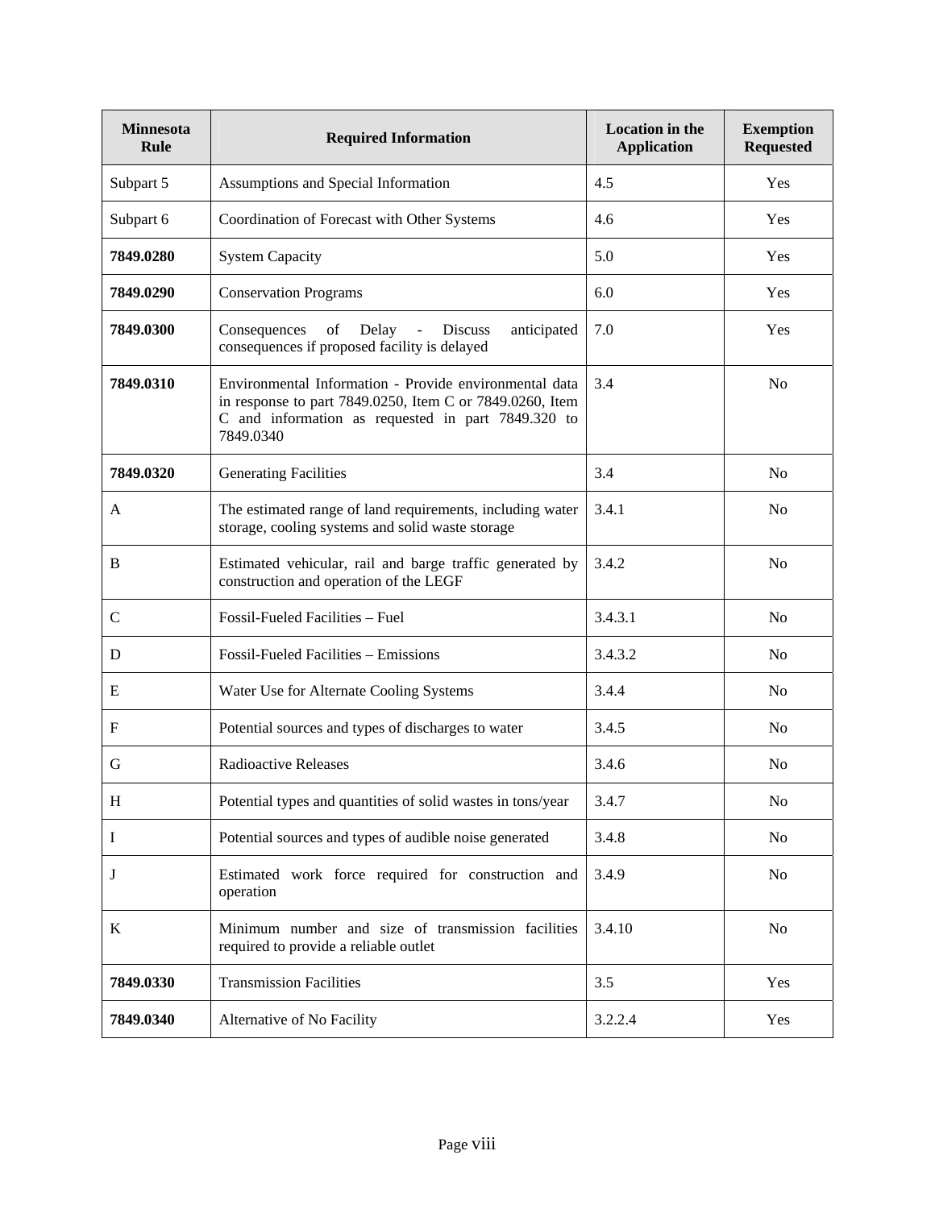| Minnesota Rule | Required Information | Location in the Application | Exemption Requested |
|---|---|---|---|
| Subpart 5 | Assumptions and Special Information | 4.5 | Yes |
| Subpart 6 | Coordination of Forecast with Other Systems | 4.6 | Yes |
| **7849.0280** | System Capacity | 5.0 | Yes |
| **7849.0290** | Conservation Programs | 6.0 | Yes |
| **7849.0300** | Consequences of Delay - Discuss anticipated consequences if proposed facility is delayed | 7.0 | Yes |
| **7849.0310** | Environmental Information - Provide environmental data in response to part 7849.0250, Item C or 7849.0260, Item C and information as requested in part 7849.320 to 7849.0340 | 3.4 | No |
| **7849.0320** | Generating Facilities | 3.4 | No |
| A | The estimated range of land requirements, including water storage, cooling systems and solid waste storage | 3.4.1 | No |
| B | Estimated vehicular, rail and barge traffic generated by construction and operation of the LEGF | 3.4.2 | No |
| C | Fossil-Fueled Facilities – Fuel | 3.4.3.1 | No |
| D | Fossil-Fueled Facilities – Emissions | 3.4.3.2 | No |
| E | Water Use for Alternate Cooling Systems | 3.4.4 | No |
| F | Potential sources and types of discharges to water | 3.4.5 | No |
| G | Radioactive Releases | 3.4.6 | No |
| H | Potential types and quantities of solid wastes in tons/year | 3.4.7 | No |
| I | Potential sources and types of audible noise generated | 3.4.8 | No |
| J | Estimated work force required for construction and operation | 3.4.9 | No |
| K | Minimum number and size of transmission facilities required to provide a reliable outlet | 3.4.10 | No |
| **7849.0330** | Transmission Facilities | 3.5 | Yes |
| **7849.0340** | Alternative of No Facility | 3.2.2.4 | Yes |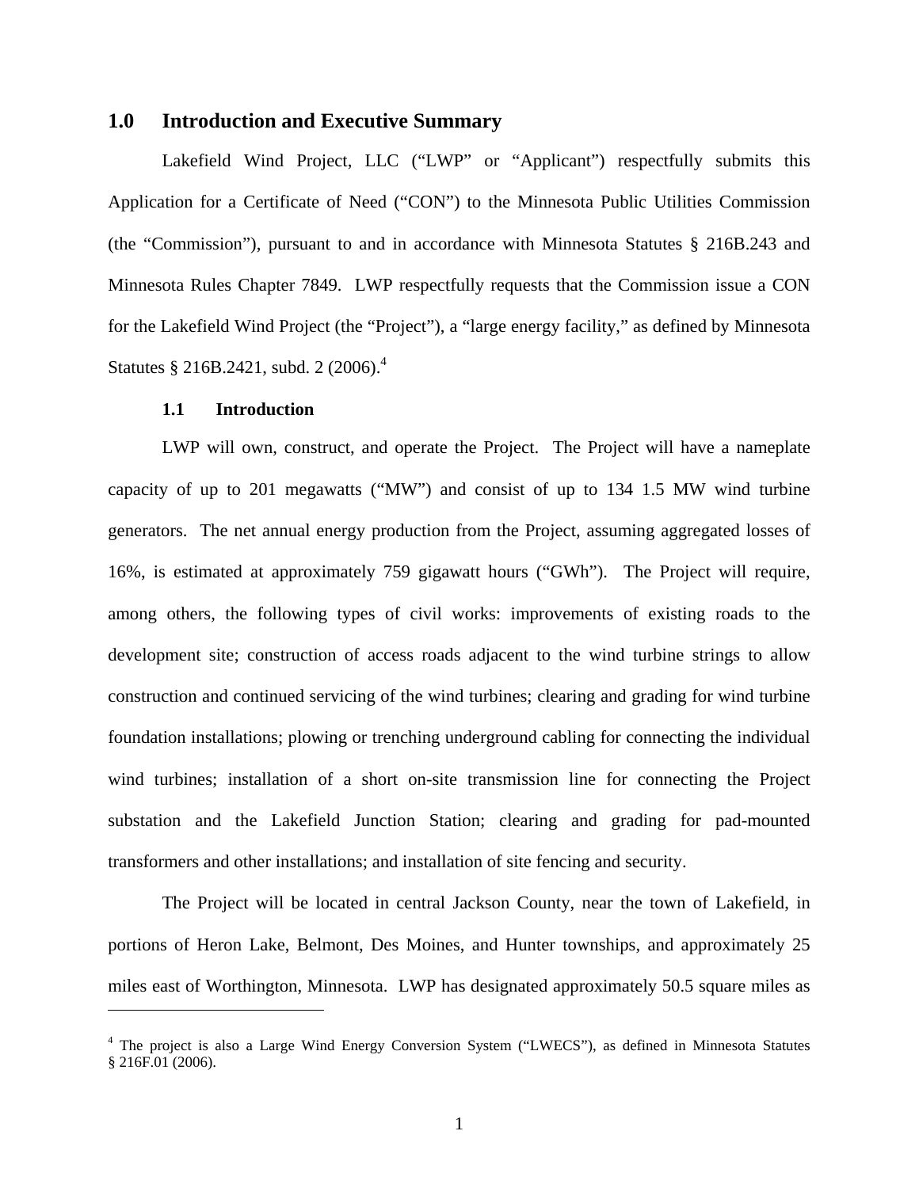## 1.0 Introduction and Executive Summary

Lakefield Wind Project, LLC ("LWP" or "Applicant") respectfully submits this Application for a Certificate of Need ("CON") to the Minnesota Public Utilities Commission (the "Commission"), pursuant to and in accordance with Minnesota Statutes § 216B.243 and Minnesota Rules Chapter 7849. LWP respectfully requests that the Commission issue a CON for the Lakefield Wind Project (the "Project"), a "large energy facility," as defined by Minnesota Statutes § 216B.2421, subd. 2 (2006).[4]

### 1.1 Introduction

LWP will own, construct, and operate the Project. The Project will have a nameplate capacity of up to 201 megawatts ("MW") and consist of up to 134 1.5 MW wind turbine generators. The net annual energy production from the Project, assuming aggregated losses of 16%, is estimated at approximately 759 gigawatt hours ("GWh"). The Project will require, among others, the following types of civil works: improvements of existing roads to the development site; construction of access roads adjacent to the wind turbine strings to allow construction and continued servicing of the wind turbines; clearing and grading for wind turbine foundation installations; plowing or trenching underground cabling for connecting the individual wind turbines; installation of a short on-site transmission line for connecting the Project substation and the Lakefield Junction Station; clearing and grading for pad-mounted transformers and other installations; and installation of site fencing and security.

The Project will be located in central Jackson County, near the town of Lakefield, in portions of Heron Lake, Belmont, Des Moines, and Hunter townships, and approximately 25 miles east of Worthington, Minnesota. LWP has designated approximately 50.5 square miles as

[4] The project is also a Large Wind Energy Conversion System ("LWECS"), as defined in Minnesota Statutes § 216F.01 (2006).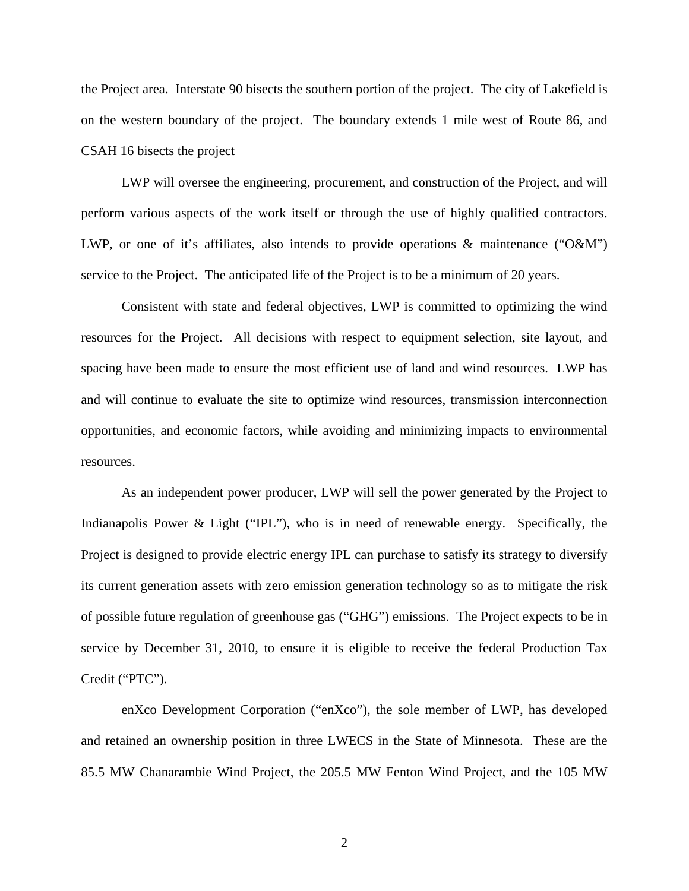the Project area. Interstate 90 bisects the southern portion of the project. The city of Lakefield is on the western boundary of the project. The boundary extends 1 mile west of Route 86, and CSAH 16 bisects the project

LWP will oversee the engineering, procurement, and construction of the Project, and will perform various aspects of the work itself or through the use of highly qualified contractors. LWP, or one of it's affiliates, also intends to provide operations & maintenance ("O&M") service to the Project. The anticipated life of the Project is to be a minimum of 20 years.

Consistent with state and federal objectives, LWP is committed to optimizing the wind resources for the Project. All decisions with respect to equipment selection, site layout, and spacing have been made to ensure the most efficient use of land and wind resources. LWP has and will continue to evaluate the site to optimize wind resources, transmission interconnection opportunities, and economic factors, while avoiding and minimizing impacts to environmental resources.

As an independent power producer, LWP will sell the power generated by the Project to Indianapolis Power & Light ("IPL"), who is in need of renewable energy. Specifically, the Project is designed to provide electric energy IPL can purchase to satisfy its strategy to diversify its current generation assets with zero emission generation technology so as to mitigate the risk of possible future regulation of greenhouse gas ("GHG") emissions. The Project expects to be in service by December 31, 2010, to ensure it is eligible to receive the federal Production Tax Credit ("PTC").

enXco Development Corporation ("enXco"), the sole member of LWP, has developed and retained an ownership position in three LWECS in the State of Minnesota. These are the 85.5 MW Chanarambie Wind Project, the 205.5 MW Fenton Wind Project, and the 105 MW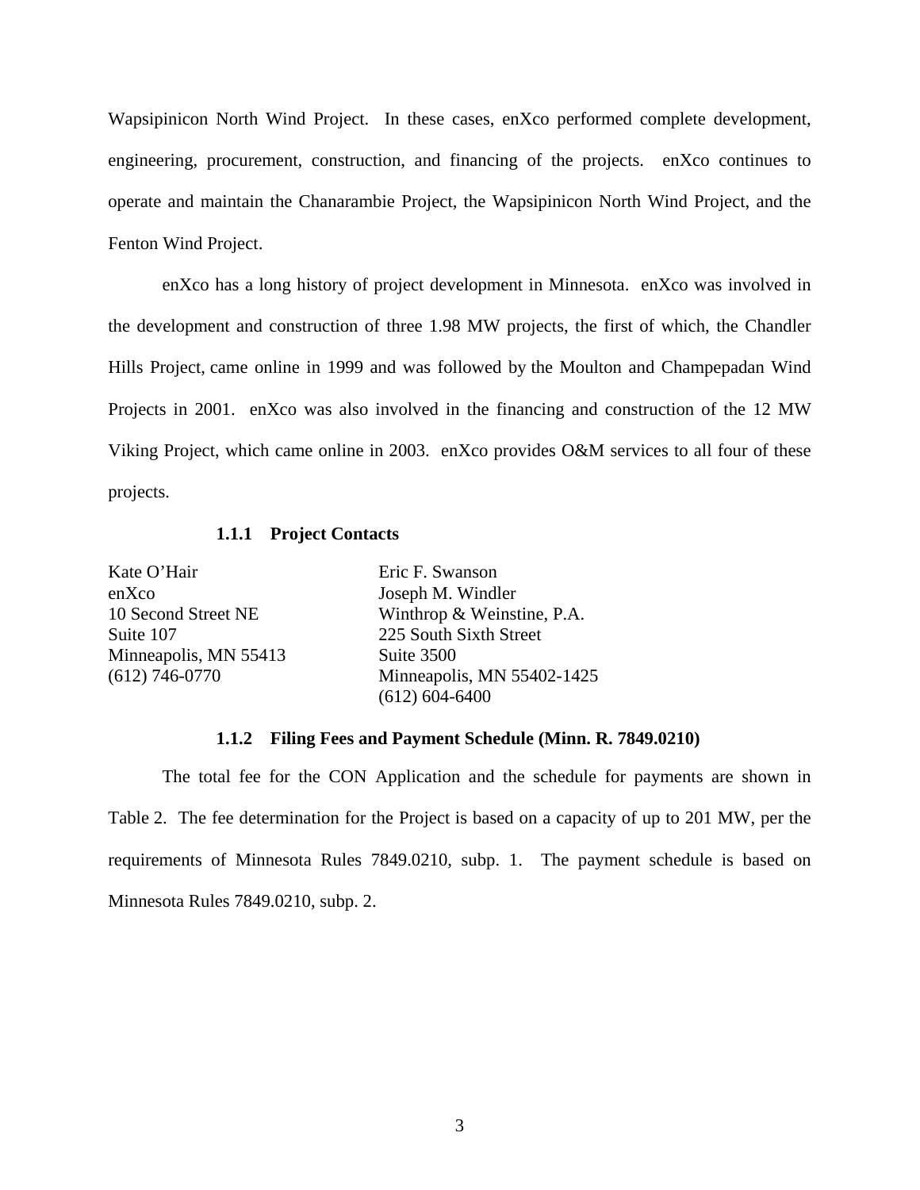Wapsipinicon North Wind Project. In these cases, enXco performed complete development, engineering, procurement, construction, and financing of the projects. enXco continues to operate and maintain the Chanarambie Project, the Wapsipinicon North Wind Project, and the Fenton Wind Project.

enXco has a long history of project development in Minnesota. enXco was involved in the development and construction of three 1.98 MW projects, the first of which, the Chandler Hills Project, came online in 1999 and was followed by the Moulton and Champepadan Wind Projects in 2001. enXco was also involved in the financing and construction of the 12 MW Viking Project, which came online in 2003. enXco provides O&M services to all four of these projects.

#### 1.1.1 Project Contacts

Kate O'Hair
enXco
10 Second Street NE
Suite 107
Minneapolis, MN 55413
(612) 746-0770

Eric F. Swanson
Joseph M. Windler
Winthrop & Weinstine, P.A.
225 South Sixth Street
Suite 3500
Minneapolis, MN 55402-1425
(612) 604-6400

#### 1.1.2 Filing Fees and Payment Schedule (Minn. R. 7849.0210)

The total fee for the CON Application and the schedule for payments are shown in Table 2. The fee determination for the Project is based on a capacity of up to 201 MW, per the requirements of Minnesota Rules 7849.0210, subp. 1. The payment schedule is based on Minnesota Rules 7849.0210, subp. 2.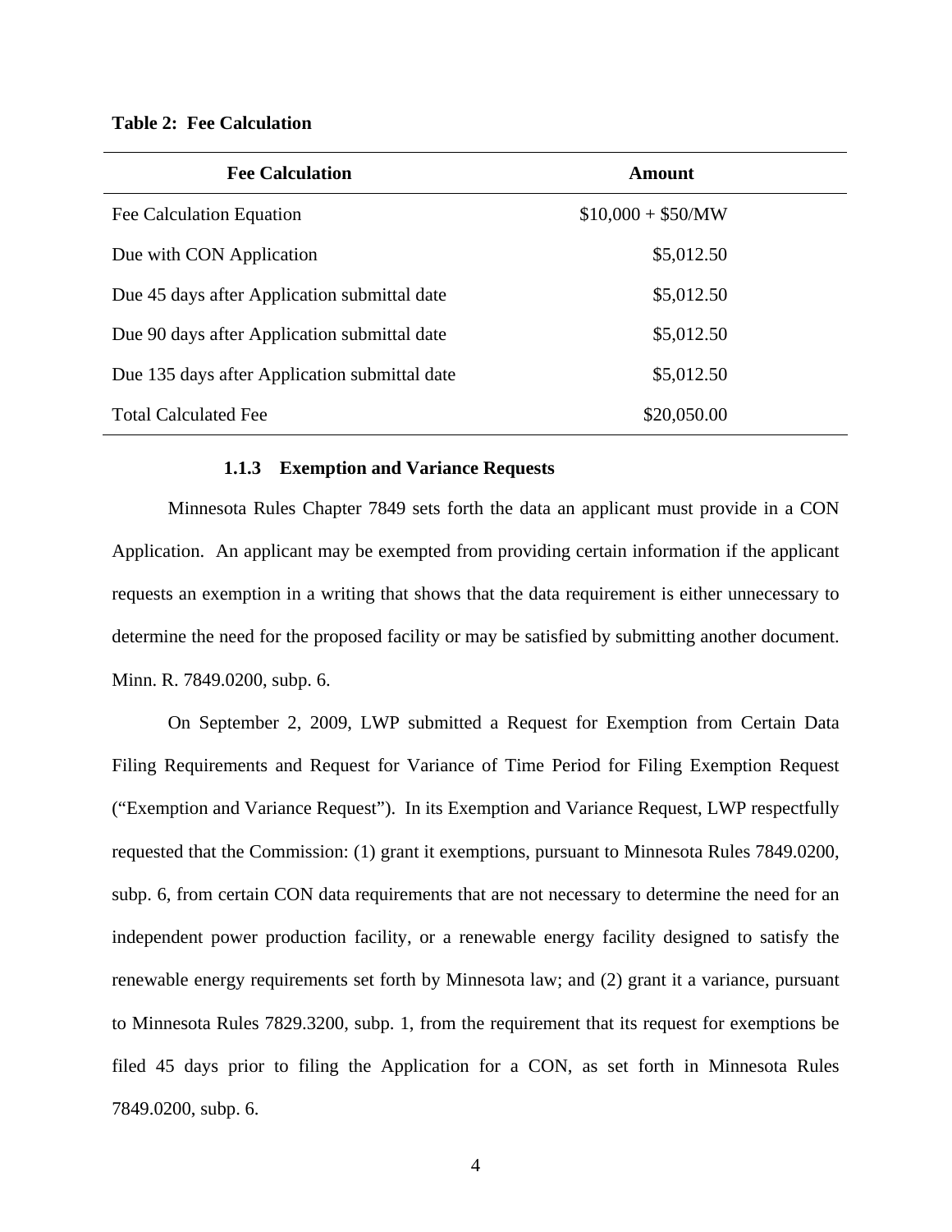**Table 2: Fee Calculation**

| Fee Calculation | Amount |
|---|---|
| Fee Calculation Equation | $10,000 + $50/MW |
| Due with CON Application | $5,012.50 |
| Due 45 days after Application submittal date | $5,012.50 |
| Due 90 days after Application submittal date | $5,012.50 |
| Due 135 days after Application submittal date | $5,012.50 |
| Total Calculated Fee | $20,050.00 |

#### 1.1.3 Exemption and Variance Requests

Minnesota Rules Chapter 7849 sets forth the data an applicant must provide in a CON Application. An applicant may be exempted from providing certain information if the applicant requests an exemption in a writing that shows that the data requirement is either unnecessary to determine the need for the proposed facility or may be satisfied by submitting another document. Minn. R. 7849.0200, subp. 6.

On September 2, 2009, LWP submitted a Request for Exemption from Certain Data Filing Requirements and Request for Variance of Time Period for Filing Exemption Request ("Exemption and Variance Request"). In its Exemption and Variance Request, LWP respectfully requested that the Commission: (1) grant it exemptions, pursuant to Minnesota Rules 7849.0200, subp. 6, from certain CON data requirements that are not necessary to determine the need for an independent power production facility, or a renewable energy facility designed to satisfy the renewable energy requirements set forth by Minnesota law; and (2) grant it a variance, pursuant to Minnesota Rules 7829.3200, subp. 1, from the requirement that its request for exemptions be filed 45 days prior to filing the Application for a CON, as set forth in Minnesota Rules 7849.0200, subp. 6.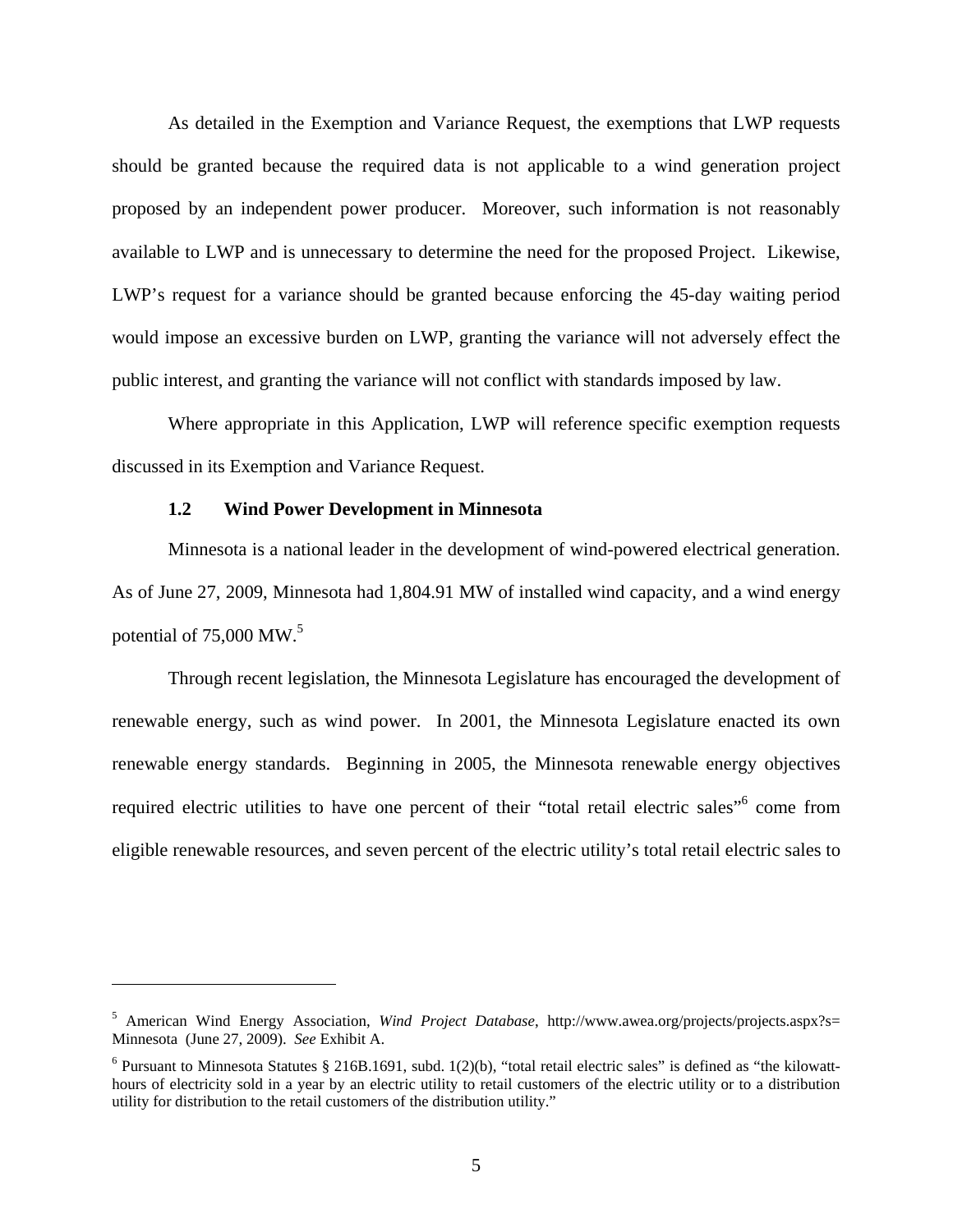As detailed in the Exemption and Variance Request, the exemptions that LWP requests should be granted because the required data is not applicable to a wind generation project proposed by an independent power producer. Moreover, such information is not reasonably available to LWP and is unnecessary to determine the need for the proposed Project. Likewise, LWP's request for a variance should be granted because enforcing the 45-day waiting period would impose an excessive burden on LWP, granting the variance will not adversely effect the public interest, and granting the variance will not conflict with standards imposed by law.

Where appropriate in this Application, LWP will reference specific exemption requests discussed in its Exemption and Variance Request.

### 1.2 Wind Power Development in Minnesota

Minnesota is a national leader in the development of wind-powered electrical generation. As of June 27, 2009, Minnesota had 1,804.91 MW of installed wind capacity, and a wind energy potential of 75,000 MW.[5]

Through recent legislation, the Minnesota Legislature has encouraged the development of renewable energy, such as wind power. In 2001, the Minnesota Legislature enacted its own renewable energy standards. Beginning in 2005, the Minnesota renewable energy objectives required electric utilities to have one percent of their "total retail electric sales"[6] come from eligible renewable resources, and seven percent of the electric utility's total retail electric sales to

---

[5] American Wind Energy Association, *Wind Project Database*, http://www.awea.org/projects/projects.aspx?s= Minnesota (June 27, 2009). *See* Exhibit A.

[6] Pursuant to Minnesota Statutes § 216B.1691, subd. 1(2)(b), "total retail electric sales" is defined as "the kilowatt-hours of electricity sold in a year by an electric utility to retail customers of the electric utility or to a distribution utility for distribution to the retail customers of the distribution utility."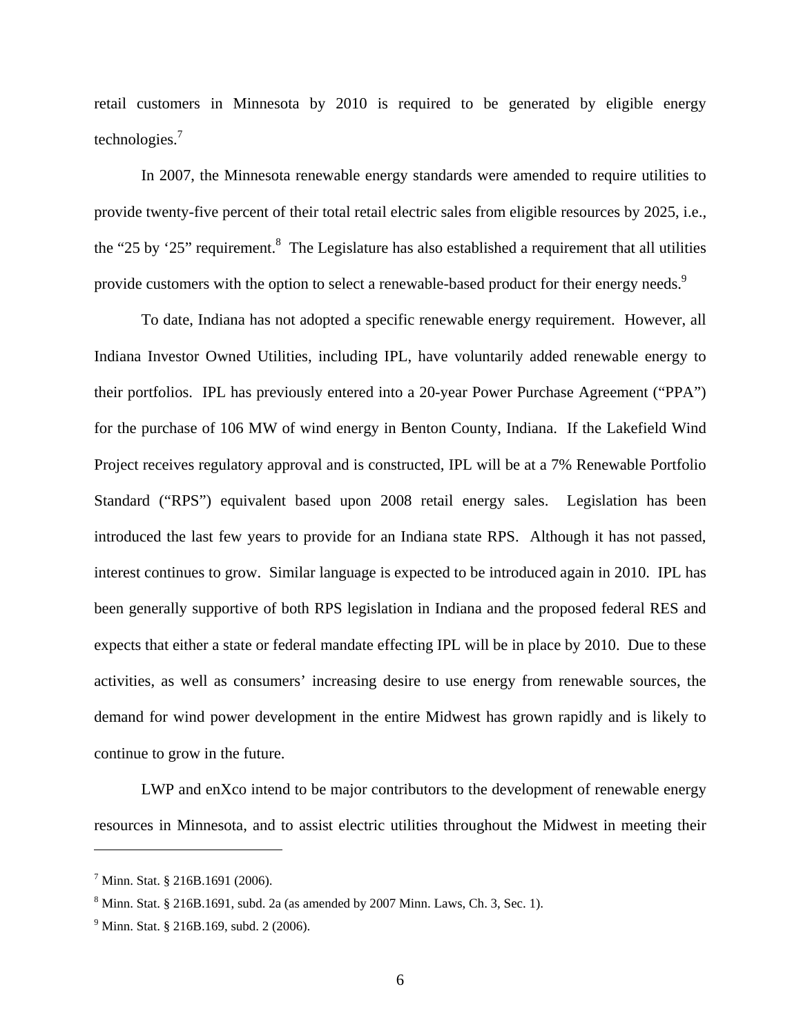retail customers in Minnesota by 2010 is required to be generated by eligible energy technologies.[7]

In 2007, the Minnesota renewable energy standards were amended to require utilities to provide twenty-five percent of their total retail electric sales from eligible resources by 2025, i.e., the "25 by '25" requirement.[8] The Legislature has also established a requirement that all utilities provide customers with the option to select a renewable-based product for their energy needs.[9]

To date, Indiana has not adopted a specific renewable energy requirement. However, all Indiana Investor Owned Utilities, including IPL, have voluntarily added renewable energy to their portfolios. IPL has previously entered into a 20-year Power Purchase Agreement ("PPA") for the purchase of 106 MW of wind energy in Benton County, Indiana. If the Lakefield Wind Project receives regulatory approval and is constructed, IPL will be at a 7% Renewable Portfolio Standard ("RPS") equivalent based upon 2008 retail energy sales. Legislation has been introduced the last few years to provide for an Indiana state RPS. Although it has not passed, interest continues to grow. Similar language is expected to be introduced again in 2010. IPL has been generally supportive of both RPS legislation in Indiana and the proposed federal RES and expects that either a state or federal mandate effecting IPL will be in place by 2010. Due to these activities, as well as consumers' increasing desire to use energy from renewable sources, the demand for wind power development in the entire Midwest has grown rapidly and is likely to continue to grow in the future.

LWP and enXco intend to be major contributors to the development of renewable energy resources in Minnesota, and to assist electric utilities throughout the Midwest in meeting their

---

[7] Minn. Stat. § 216B.1691 (2006).

[8] Minn. Stat. § 216B.1691, subd. 2a (as amended by 2007 Minn. Laws, Ch. 3, Sec. 1).

[9] Minn. Stat. § 216B.169, subd. 2 (2006).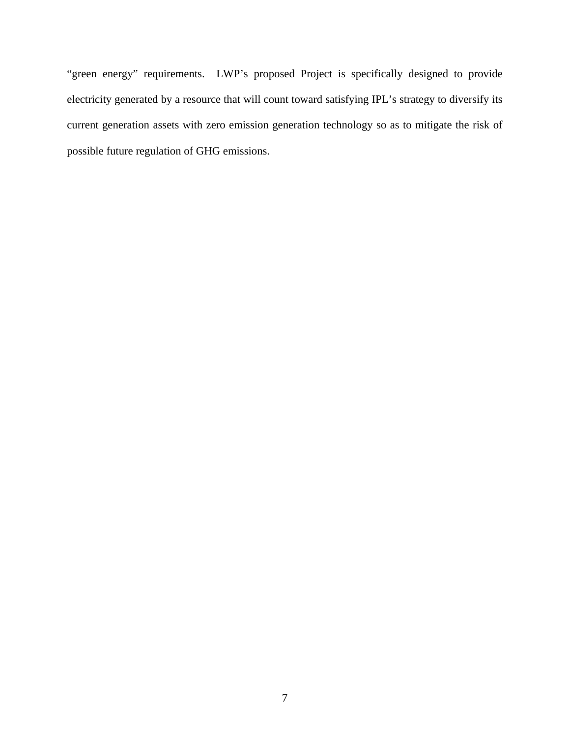"green energy" requirements. LWP's proposed Project is specifically designed to provide electricity generated by a resource that will count toward satisfying IPL's strategy to diversify its current generation assets with zero emission generation technology so as to mitigate the risk of possible future regulation of GHG emissions.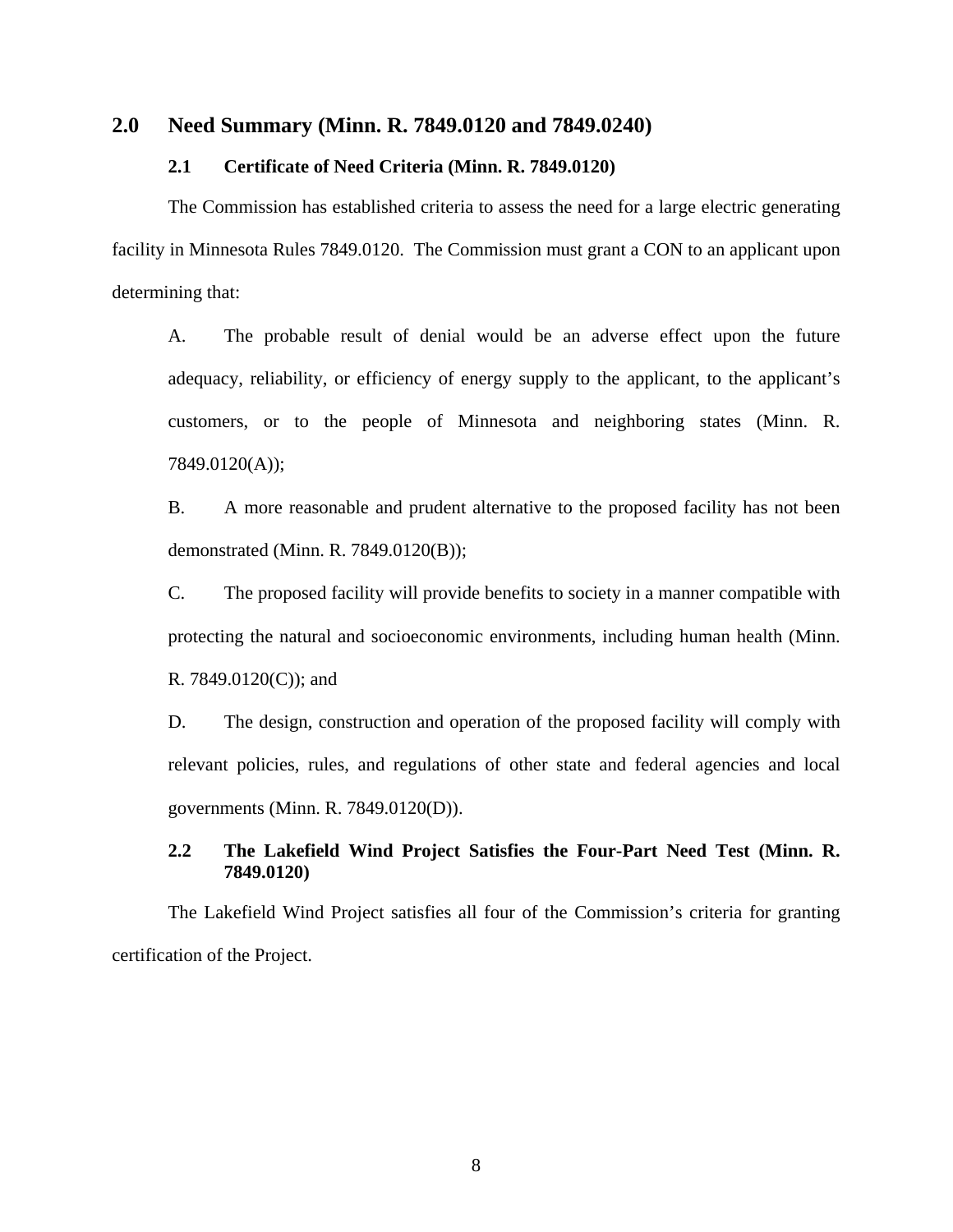## 2.0 Need Summary (Minn. R. 7849.0120 and 7849.0240)

### 2.1 Certificate of Need Criteria (Minn. R. 7849.0120)

The Commission has established criteria to assess the need for a large electric generating facility in Minnesota Rules 7849.0120. The Commission must grant a CON to an applicant upon determining that:

A. The probable result of denial would be an adverse effect upon the future adequacy, reliability, or efficiency of energy supply to the applicant, to the applicant's customers, or to the people of Minnesota and neighboring states (Minn. R. 7849.0120(A));

B. A more reasonable and prudent alternative to the proposed facility has not been demonstrated (Minn. R. 7849.0120(B));

C. The proposed facility will provide benefits to society in a manner compatible with protecting the natural and socioeconomic environments, including human health (Minn. R. 7849.0120(C)); and

D. The design, construction and operation of the proposed facility will comply with relevant policies, rules, and regulations of other state and federal agencies and local governments (Minn. R. 7849.0120(D)).

### 2.2 The Lakefield Wind Project Satisfies the Four-Part Need Test (Minn. R. 7849.0120)

The Lakefield Wind Project satisfies all four of the Commission's criteria for granting certification of the Project.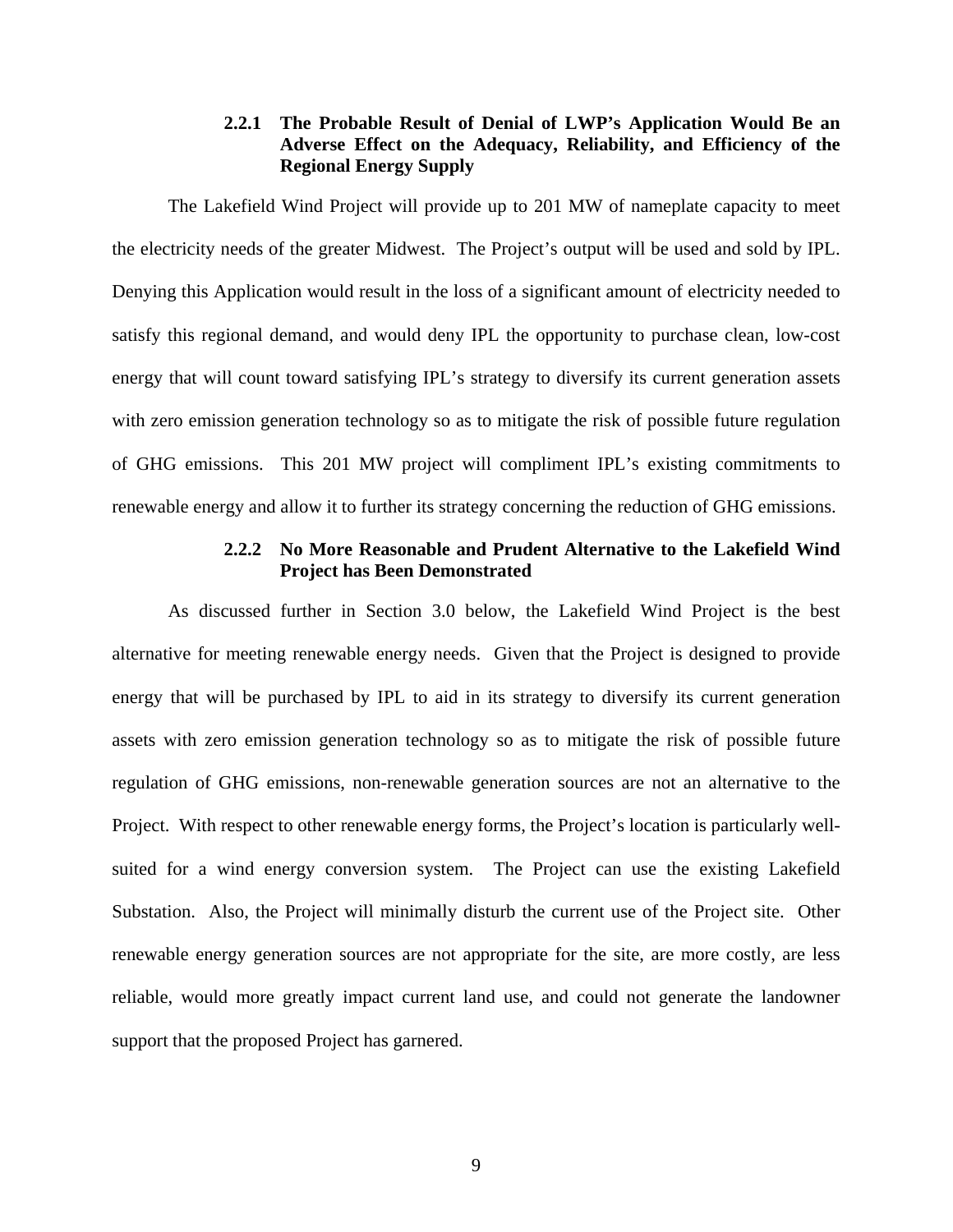### 2.2.1 The Probable Result of Denial of LWP's Application Would Be an Adverse Effect on the Adequacy, Reliability, and Efficiency of the Regional Energy Supply

The Lakefield Wind Project will provide up to 201 MW of nameplate capacity to meet the electricity needs of the greater Midwest. The Project's output will be used and sold by IPL. Denying this Application would result in the loss of a significant amount of electricity needed to satisfy this regional demand, and would deny IPL the opportunity to purchase clean, low-cost energy that will count toward satisfying IPL's strategy to diversify its current generation assets with zero emission generation technology so as to mitigate the risk of possible future regulation of GHG emissions. This 201 MW project will compliment IPL's existing commitments to renewable energy and allow it to further its strategy concerning the reduction of GHG emissions.

### 2.2.2 No More Reasonable and Prudent Alternative to the Lakefield Wind Project has Been Demonstrated

As discussed further in Section 3.0 below, the Lakefield Wind Project is the best alternative for meeting renewable energy needs. Given that the Project is designed to provide energy that will be purchased by IPL to aid in its strategy to diversify its current generation assets with zero emission generation technology so as to mitigate the risk of possible future regulation of GHG emissions, non-renewable generation sources are not an alternative to the Project. With respect to other renewable energy forms, the Project's location is particularly well-suited for a wind energy conversion system. The Project can use the existing Lakefield Substation. Also, the Project will minimally disturb the current use of the Project site. Other renewable energy generation sources are not appropriate for the site, are more costly, are less reliable, would more greatly impact current land use, and could not generate the landowner support that the proposed Project has garnered.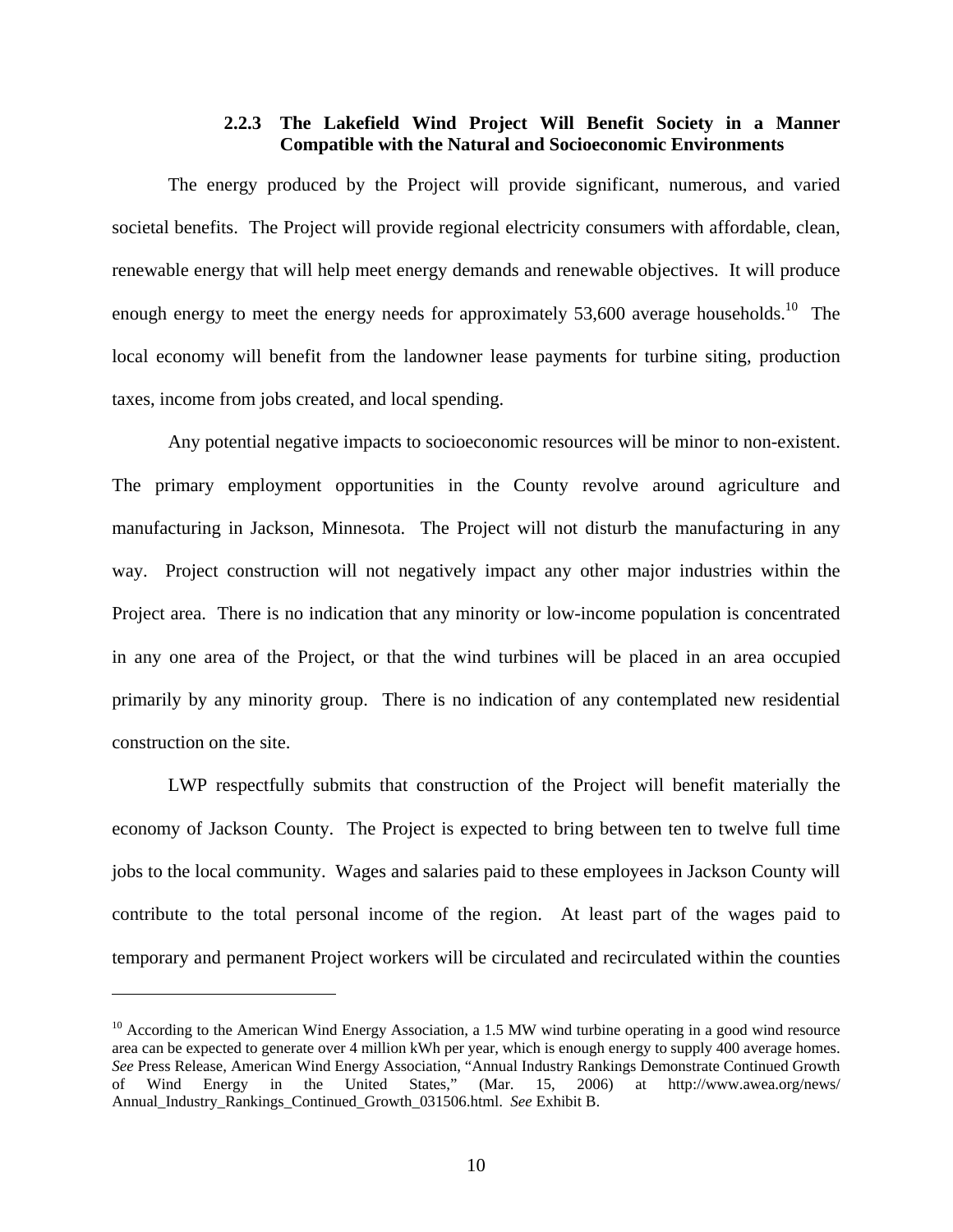#### 2.2.3 The Lakefield Wind Project Will Benefit Society in a Manner Compatible with the Natural and Socioeconomic Environments

The energy produced by the Project will provide significant, numerous, and varied societal benefits. The Project will provide regional electricity consumers with affordable, clean, renewable energy that will help meet energy demands and renewable objectives. It will produce enough energy to meet the energy needs for approximately 53,600 average households.[10] The local economy will benefit from the landowner lease payments for turbine siting, production taxes, income from jobs created, and local spending.

Any potential negative impacts to socioeconomic resources will be minor to non-existent. The primary employment opportunities in the County revolve around agriculture and manufacturing in Jackson, Minnesota. The Project will not disturb the manufacturing in any way. Project construction will not negatively impact any other major industries within the Project area. There is no indication that any minority or low-income population is concentrated in any one area of the Project, or that the wind turbines will be placed in an area occupied primarily by any minority group. There is no indication of any contemplated new residential construction on the site.

LWP respectfully submits that construction of the Project will benefit materially the economy of Jackson County. The Project is expected to bring between ten to twelve full time jobs to the local community. Wages and salaries paid to these employees in Jackson County will contribute to the total personal income of the region. At least part of the wages paid to temporary and permanent Project workers will be circulated and recirculated within the counties

---

[10] According to the American Wind Energy Association, a 1.5 MW wind turbine operating in a good wind resource area can be expected to generate over 4 million kWh per year, which is enough energy to supply 400 average homes. *See* Press Release, American Wind Energy Association, "Annual Industry Rankings Demonstrate Continued Growth of Wind Energy in the United States," (Mar. 15, 2006) at http://www.awea.org/news/Annual_Industry_Rankings_Continued_Growth_031506.html. *See* Exhibit B.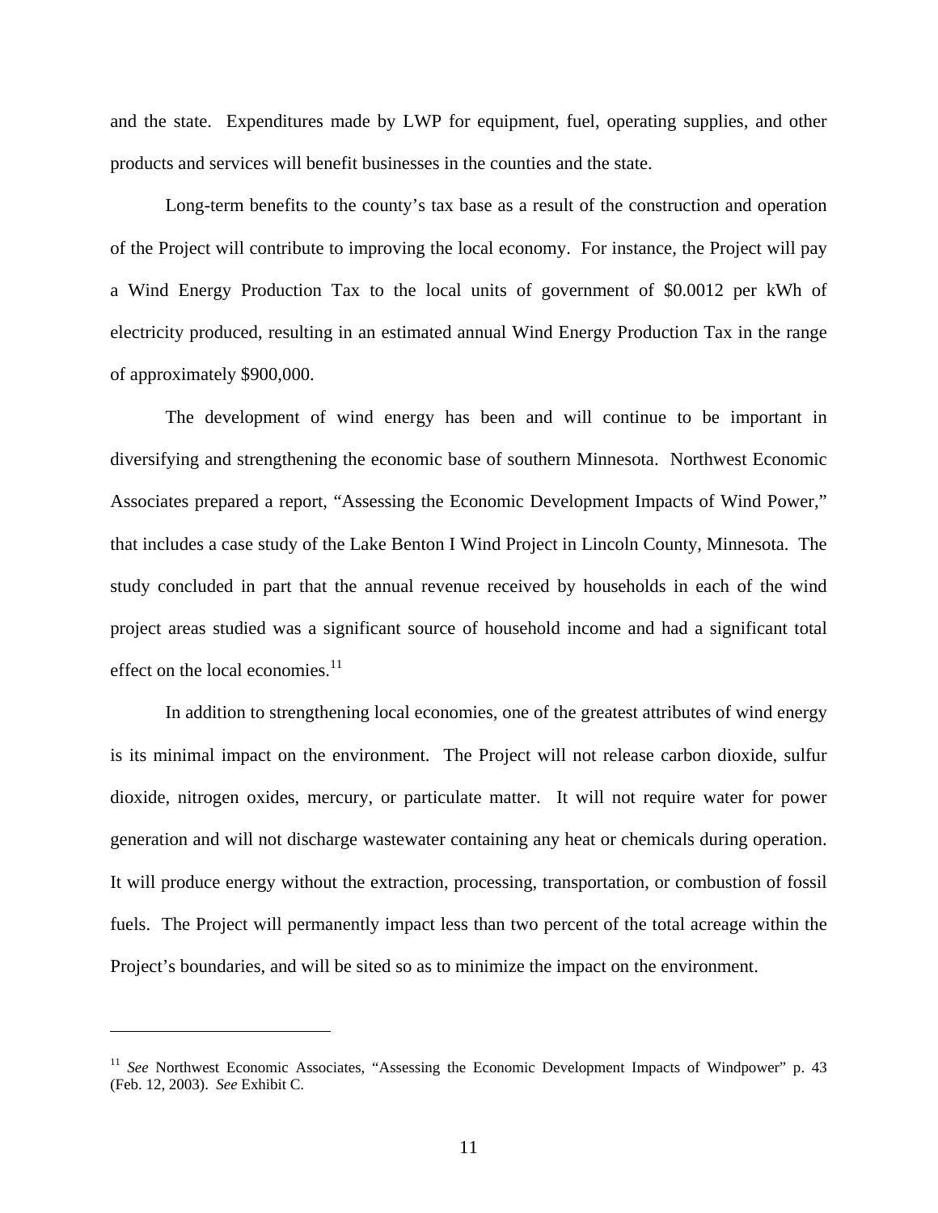and the state. Expenditures made by LWP for equipment, fuel, operating supplies, and other products and services will benefit businesses in the counties and the state.

Long-term benefits to the county's tax base as a result of the construction and operation of the Project will contribute to improving the local economy. For instance, the Project will pay a Wind Energy Production Tax to the local units of government of $0.0012 per kWh of electricity produced, resulting in an estimated annual Wind Energy Production Tax in the range of approximately $900,000.

The development of wind energy has been and will continue to be important in diversifying and strengthening the economic base of southern Minnesota. Northwest Economic Associates prepared a report, "Assessing the Economic Development Impacts of Wind Power," that includes a case study of the Lake Benton I Wind Project in Lincoln County, Minnesota. The study concluded in part that the annual revenue received by households in each of the wind project areas studied was a significant source of household income and had a significant total effect on the local economies.[11]

In addition to strengthening local economies, one of the greatest attributes of wind energy is its minimal impact on the environment. The Project will not release carbon dioxide, sulfur dioxide, nitrogen oxides, mercury, or particulate matter. It will not require water for power generation and will not discharge wastewater containing any heat or chemicals during operation. It will produce energy without the extraction, processing, transportation, or combustion of fossil fuels. The Project will permanently impact less than two percent of the total acreage within the Project's boundaries, and will be sited so as to minimize the impact on the environment.

---

[11] *See* Northwest Economic Associates, "Assessing the Economic Development Impacts of Windpower" p. 43 (Feb. 12, 2003). *See* Exhibit C.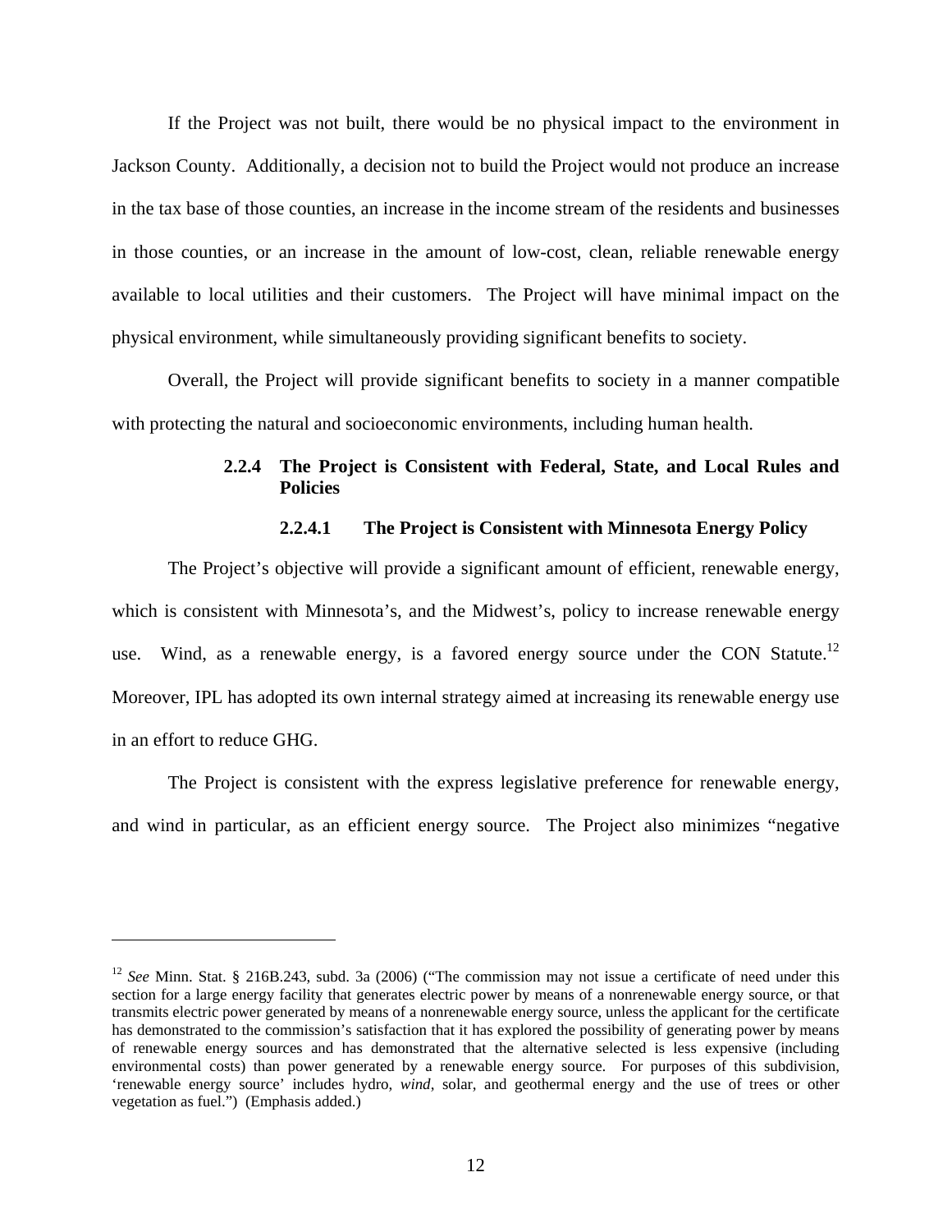If the Project was not built, there would be no physical impact to the environment in Jackson County. Additionally, a decision not to build the Project would not produce an increase in the tax base of those counties, an increase in the income stream of the residents and businesses in those counties, or an increase in the amount of low-cost, clean, reliable renewable energy available to local utilities and their customers. The Project will have minimal impact on the physical environment, while simultaneously providing significant benefits to society.

Overall, the Project will provide significant benefits to society in a manner compatible with protecting the natural and socioeconomic environments, including human health.

#### 2.2.4 The Project is Consistent with Federal, State, and Local Rules and Policies

##### 2.2.4.1 The Project is Consistent with Minnesota Energy Policy

The Project's objective will provide a significant amount of efficient, renewable energy, which is consistent with Minnesota's, and the Midwest's, policy to increase renewable energy use. Wind, as a renewable energy, is a favored energy source under the CON Statute.[12] Moreover, IPL has adopted its own internal strategy aimed at increasing its renewable energy use in an effort to reduce GHG.

The Project is consistent with the express legislative preference for renewable energy, and wind in particular, as an efficient energy source. The Project also minimizes "negative

---

[12] *See* Minn. Stat. § 216B.243, subd. 3a (2006) ("The commission may not issue a certificate of need under this section for a large energy facility that generates electric power by means of a nonrenewable energy source, or that transmits electric power generated by means of a nonrenewable energy source, unless the applicant for the certificate has demonstrated to the commission's satisfaction that it has explored the possibility of generating power by means of renewable energy sources and has demonstrated that the alternative selected is less expensive (including environmental costs) than power generated by a renewable energy source. For purposes of this subdivision, 'renewable energy source' includes hydro, *wind*, solar, and geothermal energy and the use of trees or other vegetation as fuel.") (Emphasis added.)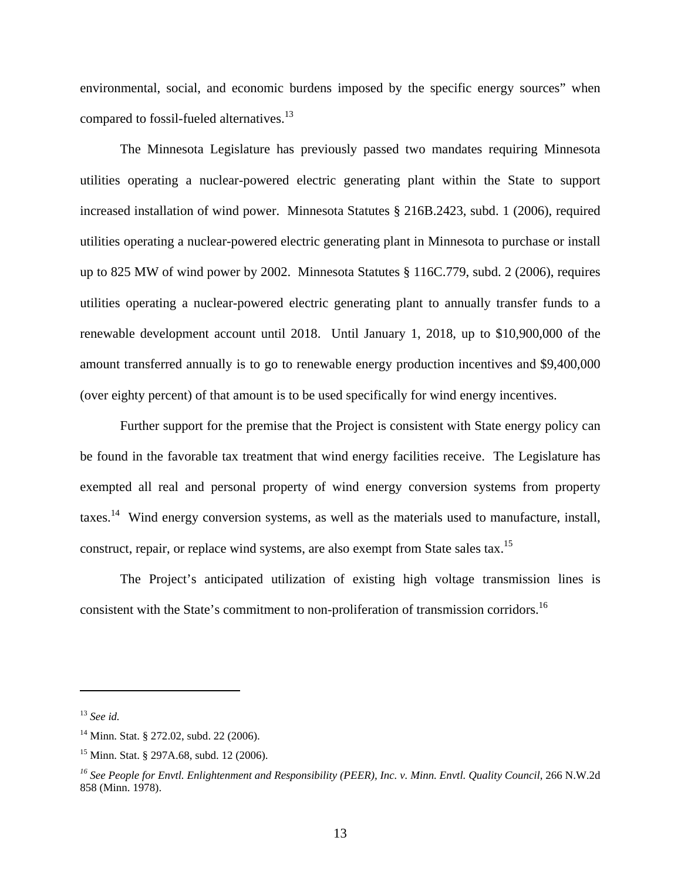environmental, social, and economic burdens imposed by the specific energy sources" when compared to fossil-fueled alternatives.[13]

The Minnesota Legislature has previously passed two mandates requiring Minnesota utilities operating a nuclear-powered electric generating plant within the State to support increased installation of wind power. Minnesota Statutes § 216B.2423, subd. 1 (2006), required utilities operating a nuclear-powered electric generating plant in Minnesota to purchase or install up to 825 MW of wind power by 2002. Minnesota Statutes § 116C.779, subd. 2 (2006), requires utilities operating a nuclear-powered electric generating plant to annually transfer funds to a renewable development account until 2018. Until January 1, 2018, up to $10,900,000 of the amount transferred annually is to go to renewable energy production incentives and $9,400,000 (over eighty percent) of that amount is to be used specifically for wind energy incentives.

Further support for the premise that the Project is consistent with State energy policy can be found in the favorable tax treatment that wind energy facilities receive. The Legislature has exempted all real and personal property of wind energy conversion systems from property taxes.[14] Wind energy conversion systems, as well as the materials used to manufacture, install, construct, repair, or replace wind systems, are also exempt from State sales tax.[15]

The Project's anticipated utilization of existing high voltage transmission lines is consistent with the State's commitment to non-proliferation of transmission corridors.[16]

---

[13] *See id.*

[14] Minn. Stat. § 272.02, subd. 22 (2006).

[15] Minn. Stat. § 297A.68, subd. 12 (2006).

[16] *See People for Envtl. Enlightenment and Responsibility (PEER), Inc. v. Minn. Envtl. Quality Council*, 266 N.W.2d 858 (Minn. 1978).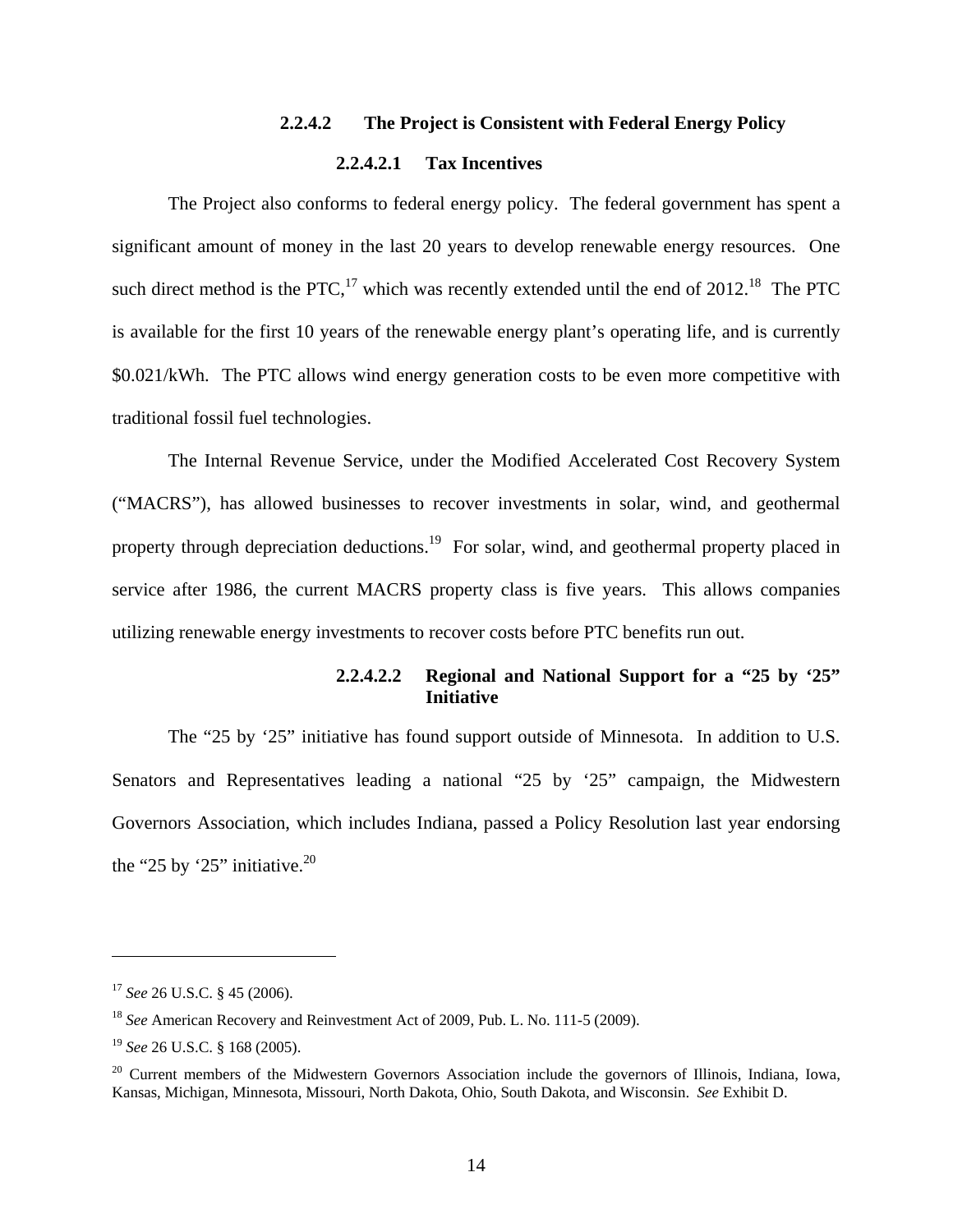#### 2.2.4.2 The Project is Consistent with Federal Energy Policy

##### 2.2.4.2.1 Tax Incentives

The Project also conforms to federal energy policy. The federal government has spent a significant amount of money in the last 20 years to develop renewable energy resources. One such direct method is the PTC,[17] which was recently extended until the end of 2012.[18] The PTC is available for the first 10 years of the renewable energy plant's operating life, and is currently $0.021/kWh. The PTC allows wind energy generation costs to be even more competitive with traditional fossil fuel technologies.

The Internal Revenue Service, under the Modified Accelerated Cost Recovery System ("MACRS"), has allowed businesses to recover investments in solar, wind, and geothermal property through depreciation deductions.[19] For solar, wind, and geothermal property placed in service after 1986, the current MACRS property class is five years. This allows companies utilizing renewable energy investments to recover costs before PTC benefits run out.

##### 2.2.4.2.2 Regional and National Support for a "25 by '25" Initiative

The "25 by '25" initiative has found support outside of Minnesota. In addition to U.S. Senators and Representatives leading a national "25 by '25" campaign, the Midwestern Governors Association, which includes Indiana, passed a Policy Resolution last year endorsing the "25 by '25" initiative.[20]

---

[17] *See* 26 U.S.C. § 45 (2006).

[18] *See* American Recovery and Reinvestment Act of 2009, Pub. L. No. 111-5 (2009).

[19] *See* 26 U.S.C. § 168 (2005).

[20] Current members of the Midwestern Governors Association include the governors of Illinois, Indiana, Iowa, Kansas, Michigan, Minnesota, Missouri, North Dakota, Ohio, South Dakota, and Wisconsin. *See* Exhibit D.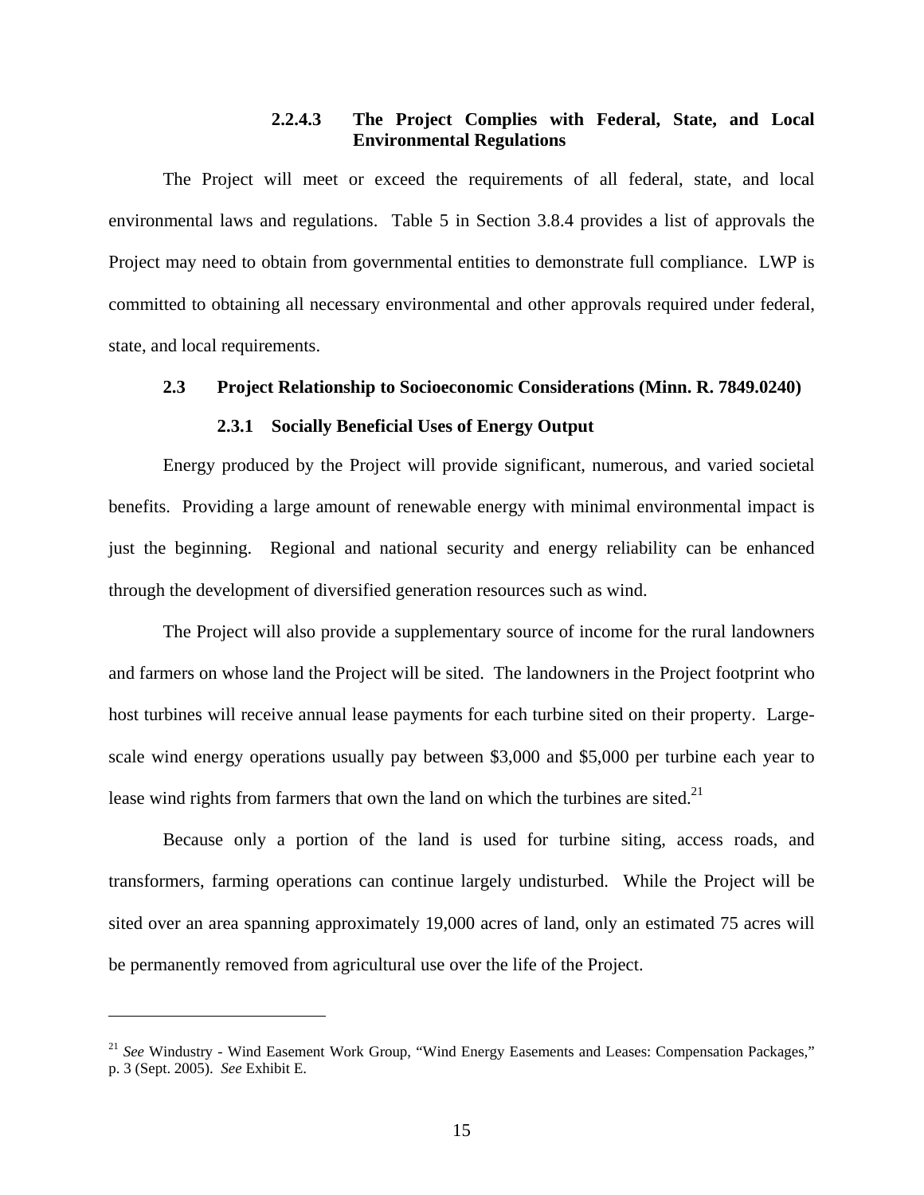#### 2.2.4.3 The Project Complies with Federal, State, and Local Environmental Regulations

The Project will meet or exceed the requirements of all federal, state, and local environmental laws and regulations. Table 5 in Section 3.8.4 provides a list of approvals the Project may need to obtain from governmental entities to demonstrate full compliance. LWP is committed to obtaining all necessary environmental and other approvals required under federal, state, and local requirements.

## 2.3 Project Relationship to Socioeconomic Considerations (Minn. R. 7849.0240)

### 2.3.1 Socially Beneficial Uses of Energy Output

Energy produced by the Project will provide significant, numerous, and varied societal benefits. Providing a large amount of renewable energy with minimal environmental impact is just the beginning. Regional and national security and energy reliability can be enhanced through the development of diversified generation resources such as wind.

The Project will also provide a supplementary source of income for the rural landowners and farmers on whose land the Project will be sited. The landowners in the Project footprint who host turbines will receive annual lease payments for each turbine sited on their property. Large-scale wind energy operations usually pay between $3,000 and $5,000 per turbine each year to lease wind rights from farmers that own the land on which the turbines are sited.[21]

Because only a portion of the land is used for turbine siting, access roads, and transformers, farming operations can continue largely undisturbed. While the Project will be sited over an area spanning approximately 19,000 acres of land, only an estimated 75 acres will be permanently removed from agricultural use over the life of the Project.

---

[21] *See* Windustry - Wind Easement Work Group, "Wind Energy Easements and Leases: Compensation Packages," p. 3 (Sept. 2005). *See* Exhibit E.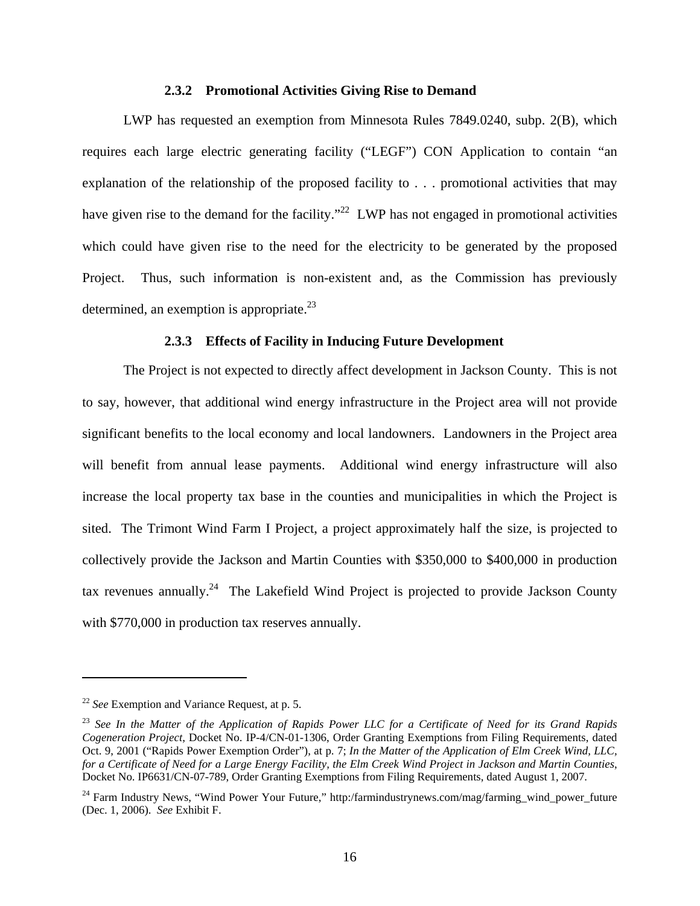### 2.3.2 Promotional Activities Giving Rise to Demand

LWP has requested an exemption from Minnesota Rules 7849.0240, subp. 2(B), which requires each large electric generating facility ("LEGF") CON Application to contain "an explanation of the relationship of the proposed facility to . . . promotional activities that may have given rise to the demand for the facility."[22] LWP has not engaged in promotional activities which could have given rise to the need for the electricity to be generated by the proposed Project. Thus, such information is non-existent and, as the Commission has previously determined, an exemption is appropriate.[23]

### 2.3.3 Effects of Facility in Inducing Future Development

The Project is not expected to directly affect development in Jackson County. This is not to say, however, that additional wind energy infrastructure in the Project area will not provide significant benefits to the local economy and local landowners. Landowners in the Project area will benefit from annual lease payments. Additional wind energy infrastructure will also increase the local property tax base in the counties and municipalities in which the Project is sited. The Trimont Wind Farm I Project, a project approximately half the size, is projected to collectively provide the Jackson and Martin Counties with $350,000 to $400,000 in production tax revenues annually.[24] The Lakefield Wind Project is projected to provide Jackson County with $770,000 in production tax reserves annually.

---

[22] *See* Exemption and Variance Request, at p. 5.

[23] *See In the Matter of the Application of Rapids Power LLC for a Certificate of Need for its Grand Rapids Cogeneration Project*, Docket No. IP-4/CN-01-1306, Order Granting Exemptions from Filing Requirements, dated Oct. 9, 2001 ("Rapids Power Exemption Order"), at p. 7; *In the Matter of the Application of Elm Creek Wind, LLC, for a Certificate of Need for a Large Energy Facility, the Elm Creek Wind Project in Jackson and Martin Counties*, Docket No. IP6631/CN-07-789, Order Granting Exemptions from Filing Requirements, dated August 1, 2007.

[24] Farm Industry News, "Wind Power Your Future," http:/farmindustrynews.com/mag/farming_wind_power_future (Dec. 1, 2006). *See* Exhibit F.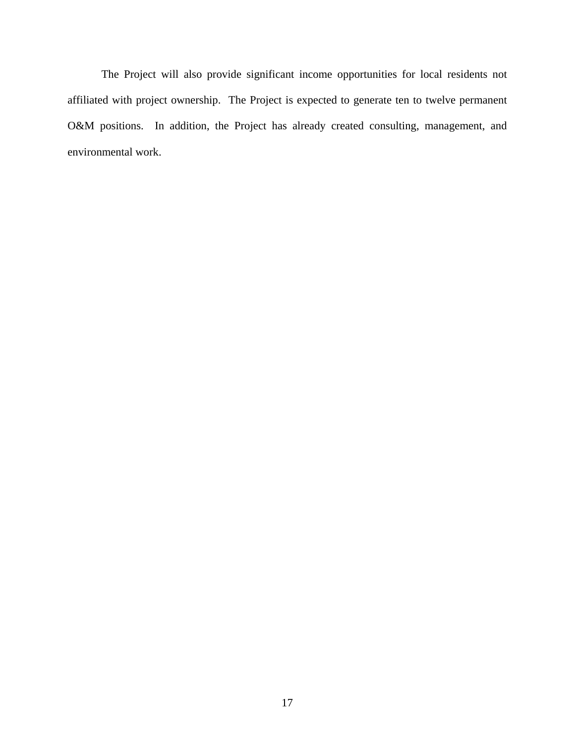The Project will also provide significant income opportunities for local residents not affiliated with project ownership. The Project is expected to generate ten to twelve permanent O&M positions. In addition, the Project has already created consulting, management, and environmental work.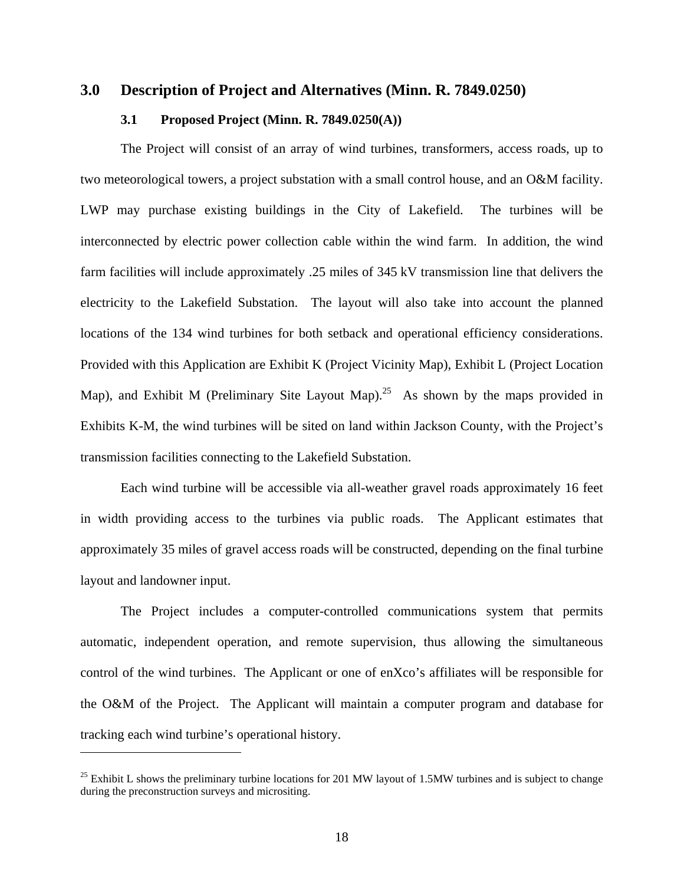## 3.0 Description of Project and Alternatives (Minn. R. 7849.0250)

### 3.1 Proposed Project (Minn. R. 7849.0250(A))

The Project will consist of an array of wind turbines, transformers, access roads, up to two meteorological towers, a project substation with a small control house, and an O&M facility. LWP may purchase existing buildings in the City of Lakefield. The turbines will be interconnected by electric power collection cable within the wind farm. In addition, the wind farm facilities will include approximately .25 miles of 345 kV transmission line that delivers the electricity to the Lakefield Substation. The layout will also take into account the planned locations of the 134 wind turbines for both setback and operational efficiency considerations. Provided with this Application are Exhibit K (Project Vicinity Map), Exhibit L (Project Location Map), and Exhibit M (Preliminary Site Layout Map).[25] As shown by the maps provided in Exhibits K-M, the wind turbines will be sited on land within Jackson County, with the Project's transmission facilities connecting to the Lakefield Substation.

Each wind turbine will be accessible via all-weather gravel roads approximately 16 feet in width providing access to the turbines via public roads. The Applicant estimates that approximately 35 miles of gravel access roads will be constructed, depending on the final turbine layout and landowner input.

The Project includes a computer-controlled communications system that permits automatic, independent operation, and remote supervision, thus allowing the simultaneous control of the wind turbines. The Applicant or one of enXco's affiliates will be responsible for the O&M of the Project. The Applicant will maintain a computer program and database for tracking each wind turbine's operational history.

---

[25] Exhibit L shows the preliminary turbine locations for 201 MW layout of 1.5MW turbines and is subject to change during the preconstruction surveys and micrositing.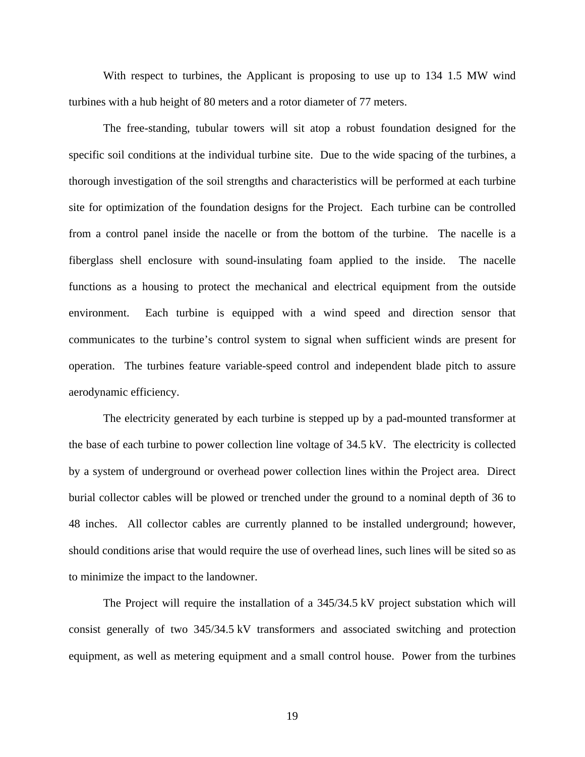With respect to turbines, the Applicant is proposing to use up to 134 1.5 MW wind turbines with a hub height of 80 meters and a rotor diameter of 77 meters.

The free-standing, tubular towers will sit atop a robust foundation designed for the specific soil conditions at the individual turbine site. Due to the wide spacing of the turbines, a thorough investigation of the soil strengths and characteristics will be performed at each turbine site for optimization of the foundation designs for the Project. Each turbine can be controlled from a control panel inside the nacelle or from the bottom of the turbine. The nacelle is a fiberglass shell enclosure with sound-insulating foam applied to the inside. The nacelle functions as a housing to protect the mechanical and electrical equipment from the outside environment. Each turbine is equipped with a wind speed and direction sensor that communicates to the turbine's control system to signal when sufficient winds are present for operation. The turbines feature variable-speed control and independent blade pitch to assure aerodynamic efficiency.

The electricity generated by each turbine is stepped up by a pad-mounted transformer at the base of each turbine to power collection line voltage of 34.5 kV. The electricity is collected by a system of underground or overhead power collection lines within the Project area. Direct burial collector cables will be plowed or trenched under the ground to a nominal depth of 36 to 48 inches. All collector cables are currently planned to be installed underground; however, should conditions arise that would require the use of overhead lines, such lines will be sited so as to minimize the impact to the landowner.

The Project will require the installation of a 345/34.5 kV project substation which will consist generally of two 345/34.5 kV transformers and associated switching and protection equipment, as well as metering equipment and a small control house. Power from the turbines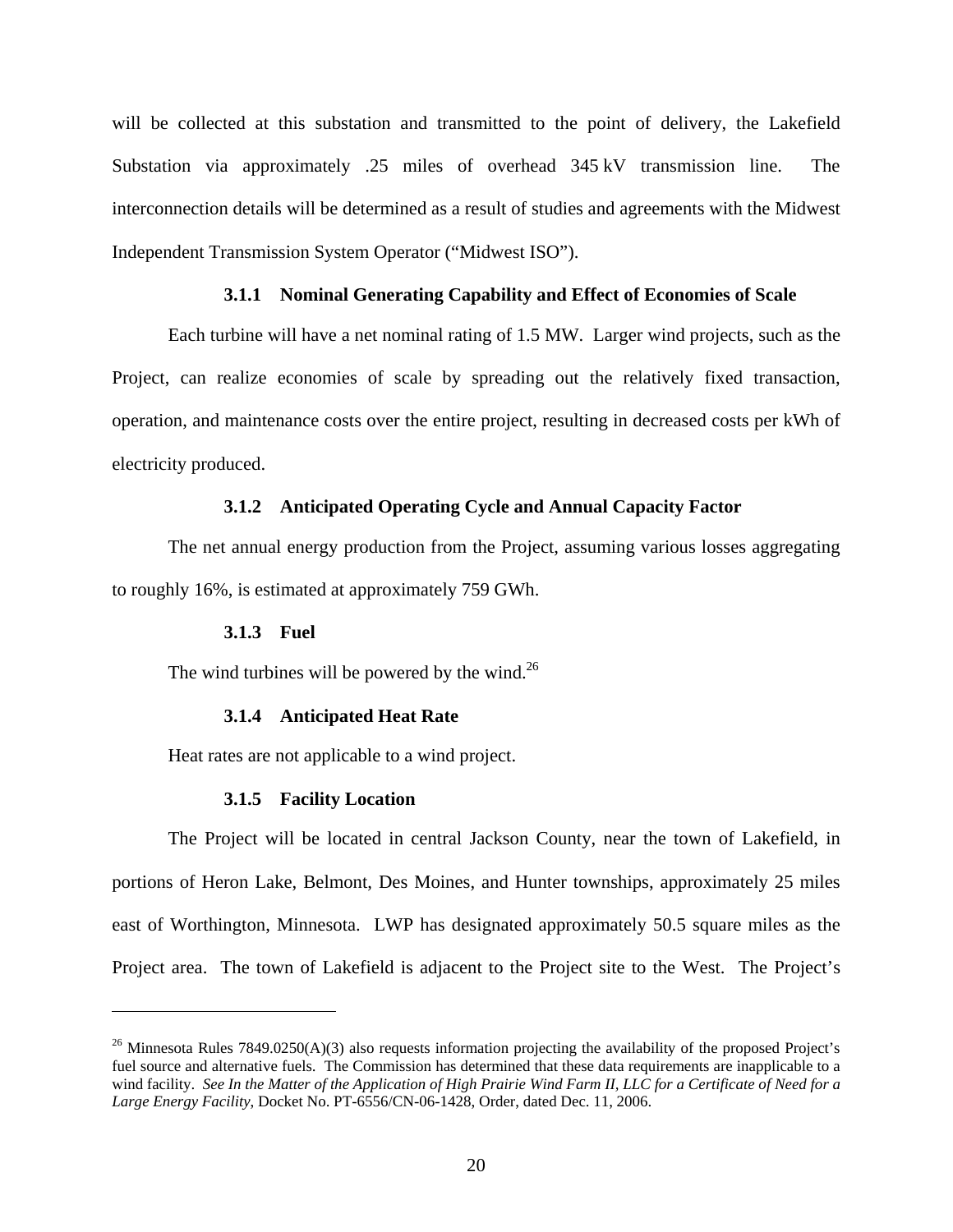will be collected at this substation and transmitted to the point of delivery, the Lakefield Substation via approximately .25 miles of overhead 345 kV transmission line. The interconnection details will be determined as a result of studies and agreements with the Midwest Independent Transmission System Operator ("Midwest ISO").

### 3.1.1 Nominal Generating Capability and Effect of Economies of Scale

Each turbine will have a net nominal rating of 1.5 MW. Larger wind projects, such as the Project, can realize economies of scale by spreading out the relatively fixed transaction, operation, and maintenance costs over the entire project, resulting in decreased costs per kWh of electricity produced.

### 3.1.2 Anticipated Operating Cycle and Annual Capacity Factor

The net annual energy production from the Project, assuming various losses aggregating to roughly 16%, is estimated at approximately 759 GWh.

### 3.1.3 Fuel

The wind turbines will be powered by the wind.[26]

### 3.1.4 Anticipated Heat Rate

Heat rates are not applicable to a wind project.

### 3.1.5 Facility Location

The Project will be located in central Jackson County, near the town of Lakefield, in portions of Heron Lake, Belmont, Des Moines, and Hunter townships, approximately 25 miles east of Worthington, Minnesota. LWP has designated approximately 50.5 square miles as the Project area. The town of Lakefield is adjacent to the Project site to the West. The Project's

---

[26] Minnesota Rules 7849.0250(A)(3) also requests information projecting the availability of the proposed Project's fuel source and alternative fuels. The Commission has determined that these data requirements are inapplicable to a wind facility. *See In the Matter of the Application of High Prairie Wind Farm II, LLC for a Certificate of Need for a Large Energy Facility,* Docket No. PT-6556/CN-06-1428, Order, dated Dec. 11, 2006.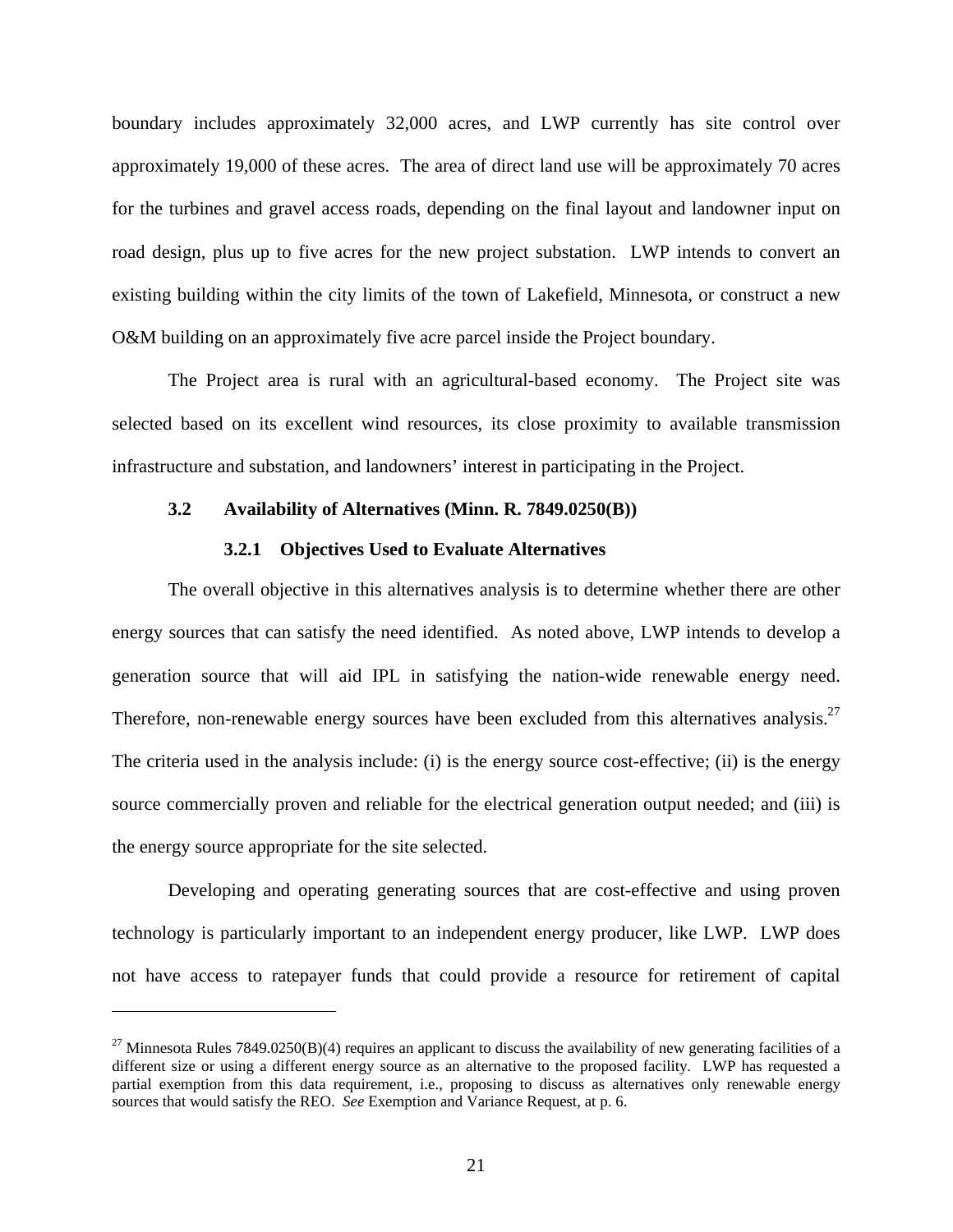boundary includes approximately 32,000 acres, and LWP currently has site control over approximately 19,000 of these acres. The area of direct land use will be approximately 70 acres for the turbines and gravel access roads, depending on the final layout and landowner input on road design, plus up to five acres for the new project substation. LWP intends to convert an existing building within the city limits of the town of Lakefield, Minnesota, or construct a new O&M building on an approximately five acre parcel inside the Project boundary.

The Project area is rural with an agricultural-based economy. The Project site was selected based on its excellent wind resources, its close proximity to available transmission infrastructure and substation, and landowners' interest in participating in the Project.

### 3.2 Availability of Alternatives (Minn. R. 7849.0250(B))

#### 3.2.1 Objectives Used to Evaluate Alternatives

The overall objective in this alternatives analysis is to determine whether there are other energy sources that can satisfy the need identified. As noted above, LWP intends to develop a generation source that will aid IPL in satisfying the nation-wide renewable energy need. Therefore, non-renewable energy sources have been excluded from this alternatives analysis.[27] The criteria used in the analysis include: (i) is the energy source cost-effective; (ii) is the energy source commercially proven and reliable for the electrical generation output needed; and (iii) is the energy source appropriate for the site selected.

Developing and operating generating sources that are cost-effective and using proven technology is particularly important to an independent energy producer, like LWP. LWP does not have access to ratepayer funds that could provide a resource for retirement of capital

---

[27] Minnesota Rules 7849.0250(B)(4) requires an applicant to discuss the availability of new generating facilities of a different size or using a different energy source as an alternative to the proposed facility. LWP has requested a partial exemption from this data requirement, i.e., proposing to discuss as alternatives only renewable energy sources that would satisfy the REO. *See* Exemption and Variance Request, at p. 6.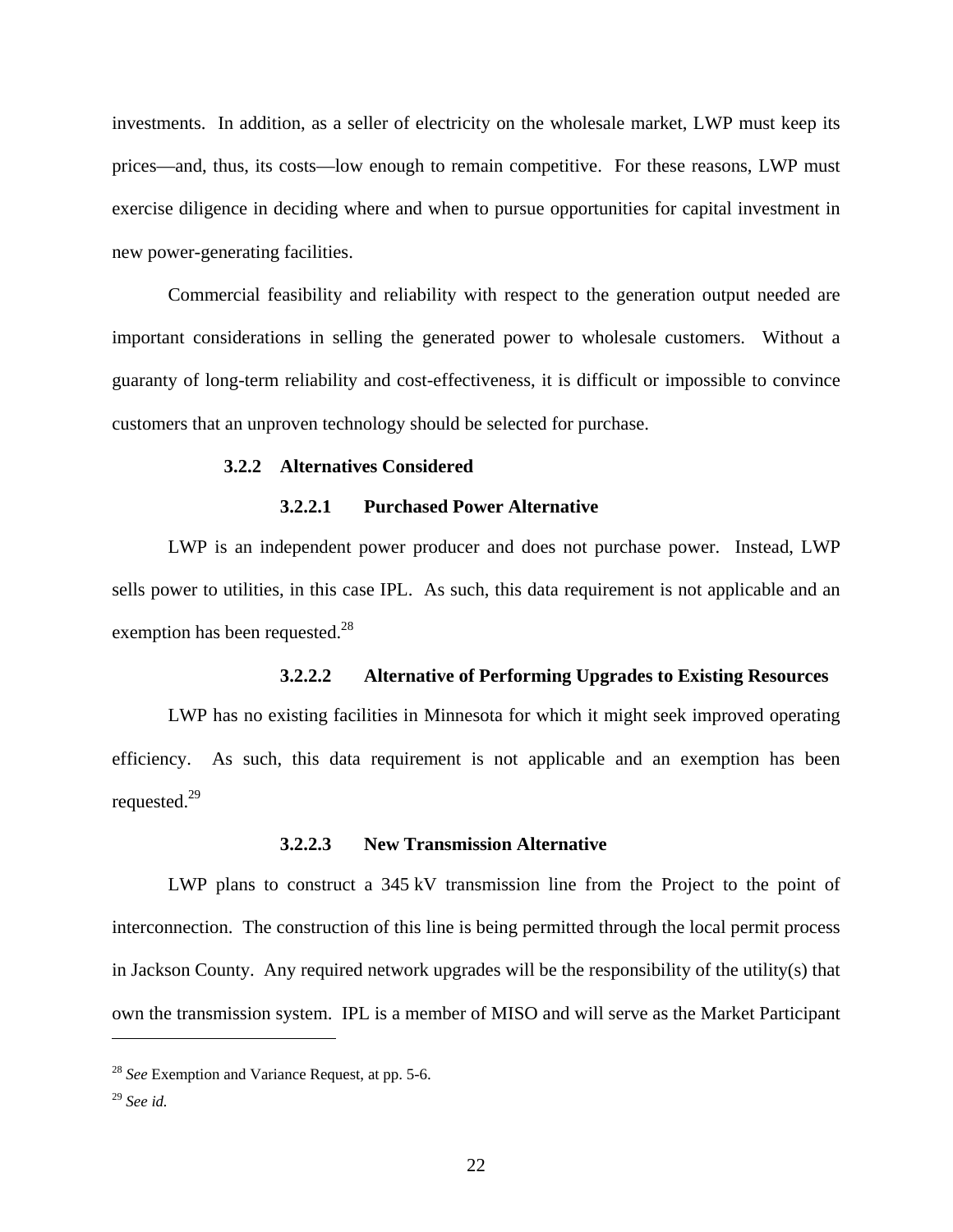investments. In addition, as a seller of electricity on the wholesale market, LWP must keep its prices—and, thus, its costs—low enough to remain competitive. For these reasons, LWP must exercise diligence in deciding where and when to pursue opportunities for capital investment in new power-generating facilities.

Commercial feasibility and reliability with respect to the generation output needed are important considerations in selling the generated power to wholesale customers. Without a guaranty of long-term reliability and cost-effectiveness, it is difficult or impossible to convince customers that an unproven technology should be selected for purchase.

### 3.2.2 Alternatives Considered

#### 3.2.2.1 Purchased Power Alternative

LWP is an independent power producer and does not purchase power. Instead, LWP sells power to utilities, in this case IPL. As such, this data requirement is not applicable and an exemption has been requested.[28]

#### 3.2.2.2 Alternative of Performing Upgrades to Existing Resources

LWP has no existing facilities in Minnesota for which it might seek improved operating efficiency. As such, this data requirement is not applicable and an exemption has been requested.[29]

#### 3.2.2.3 New Transmission Alternative

LWP plans to construct a 345 kV transmission line from the Project to the point of interconnection. The construction of this line is being permitted through the local permit process in Jackson County. Any required network upgrades will be the responsibility of the utility(s) that own the transmission system. IPL is a member of MISO and will serve as the Market Participant

---

[28] *See* Exemption and Variance Request, at pp. 5-6.

[29] *See id.*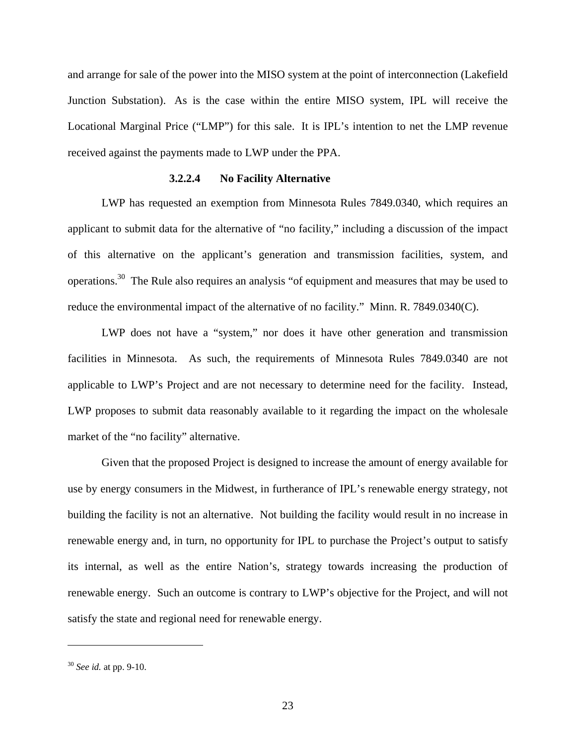and arrange for sale of the power into the MISO system at the point of interconnection (Lakefield Junction Substation). As is the case within the entire MISO system, IPL will receive the Locational Marginal Price ("LMP") for this sale. It is IPL's intention to net the LMP revenue received against the payments made to LWP under the PPA.

#### 3.2.2.4 No Facility Alternative

LWP has requested an exemption from Minnesota Rules 7849.0340, which requires an applicant to submit data for the alternative of "no facility," including a discussion of the impact of this alternative on the applicant's generation and transmission facilities, system, and operations.[30] The Rule also requires an analysis "of equipment and measures that may be used to reduce the environmental impact of the alternative of no facility." Minn. R. 7849.0340(C).

LWP does not have a "system," nor does it have other generation and transmission facilities in Minnesota. As such, the requirements of Minnesota Rules 7849.0340 are not applicable to LWP's Project and are not necessary to determine need for the facility. Instead, LWP proposes to submit data reasonably available to it regarding the impact on the wholesale market of the "no facility" alternative.

Given that the proposed Project is designed to increase the amount of energy available for use by energy consumers in the Midwest, in furtherance of IPL's renewable energy strategy, not building the facility is not an alternative. Not building the facility would result in no increase in renewable energy and, in turn, no opportunity for IPL to purchase the Project's output to satisfy its internal, as well as the entire Nation's, strategy towards increasing the production of renewable energy. Such an outcome is contrary to LWP's objective for the Project, and will not satisfy the state and regional need for renewable energy.

---

[30] *See id.* at pp. 9-10.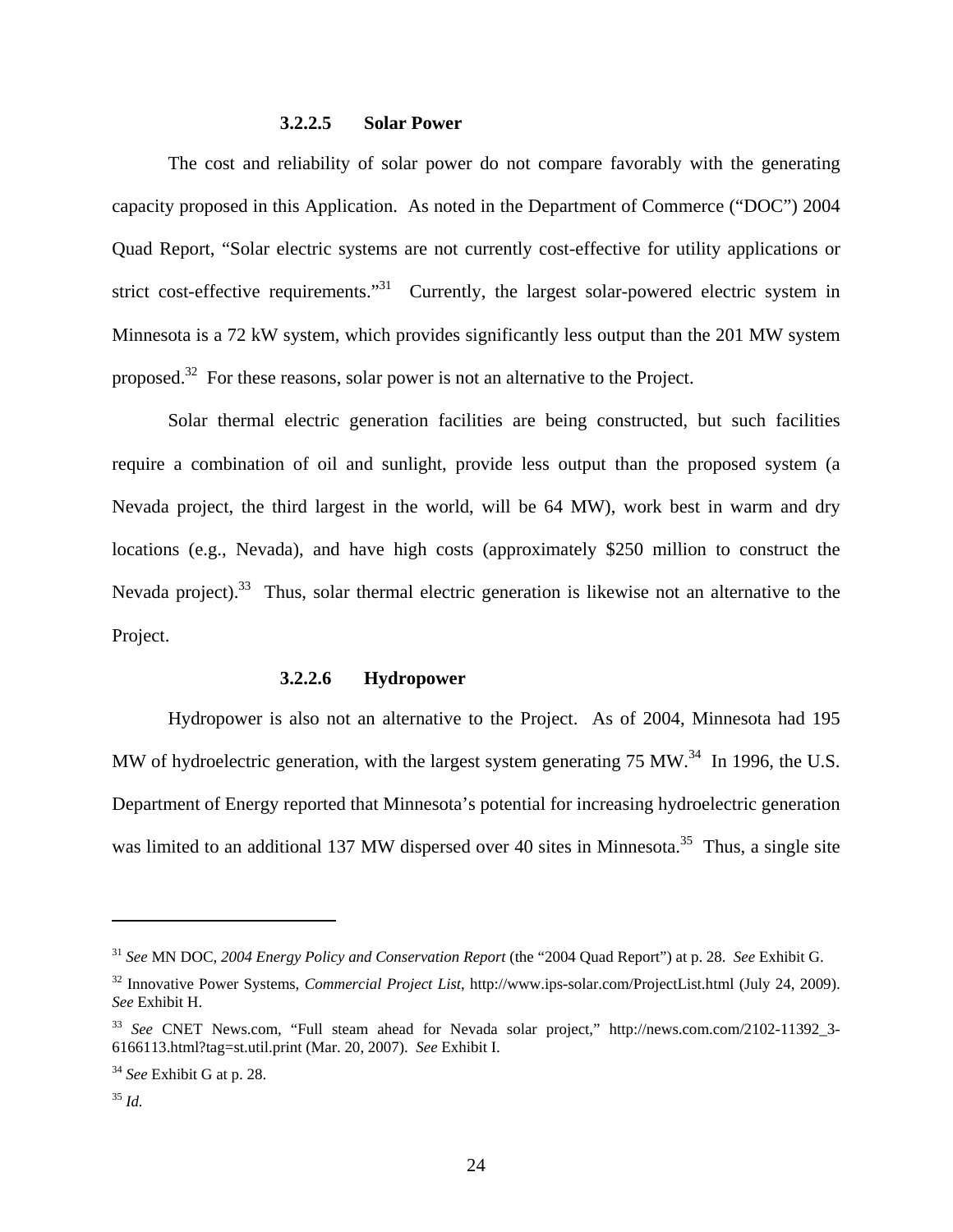#### 3.2.2.5 Solar Power

The cost and reliability of solar power do not compare favorably with the generating capacity proposed in this Application. As noted in the Department of Commerce ("DOC") 2004 Quad Report, "Solar electric systems are not currently cost-effective for utility applications or strict cost-effective requirements."[31] Currently, the largest solar-powered electric system in Minnesota is a 72 kW system, which provides significantly less output than the 201 MW system proposed.[32] For these reasons, solar power is not an alternative to the Project.

Solar thermal electric generation facilities are being constructed, but such facilities require a combination of oil and sunlight, provide less output than the proposed system (a Nevada project, the third largest in the world, will be 64 MW), work best in warm and dry locations (e.g., Nevada), and have high costs (approximately $250 million to construct the Nevada project).[33] Thus, solar thermal electric generation is likewise not an alternative to the Project.

#### 3.2.2.6 Hydropower

Hydropower is also not an alternative to the Project. As of 2004, Minnesota had 195 MW of hydroelectric generation, with the largest system generating 75 MW.[34] In 1996, the U.S. Department of Energy reported that Minnesota's potential for increasing hydroelectric generation was limited to an additional 137 MW dispersed over 40 sites in Minnesota.[35] Thus, a single site

---

[31] *See* MN DOC, *2004 Energy Policy and Conservation Report* (the "2004 Quad Report") at p. 28. *See* Exhibit G.

[32] Innovative Power Systems, *Commercial Project List*, http://www.ips-solar.com/ProjectList.html (July 24, 2009). *See* Exhibit H.

[33] *See* CNET News.com, "Full steam ahead for Nevada solar project," http://news.com.com/2102-11392_3-6166113.html?tag=st.util.print (Mar. 20, 2007). *See* Exhibit I.

[34] *See* Exhibit G at p. 28.

[35] *Id.*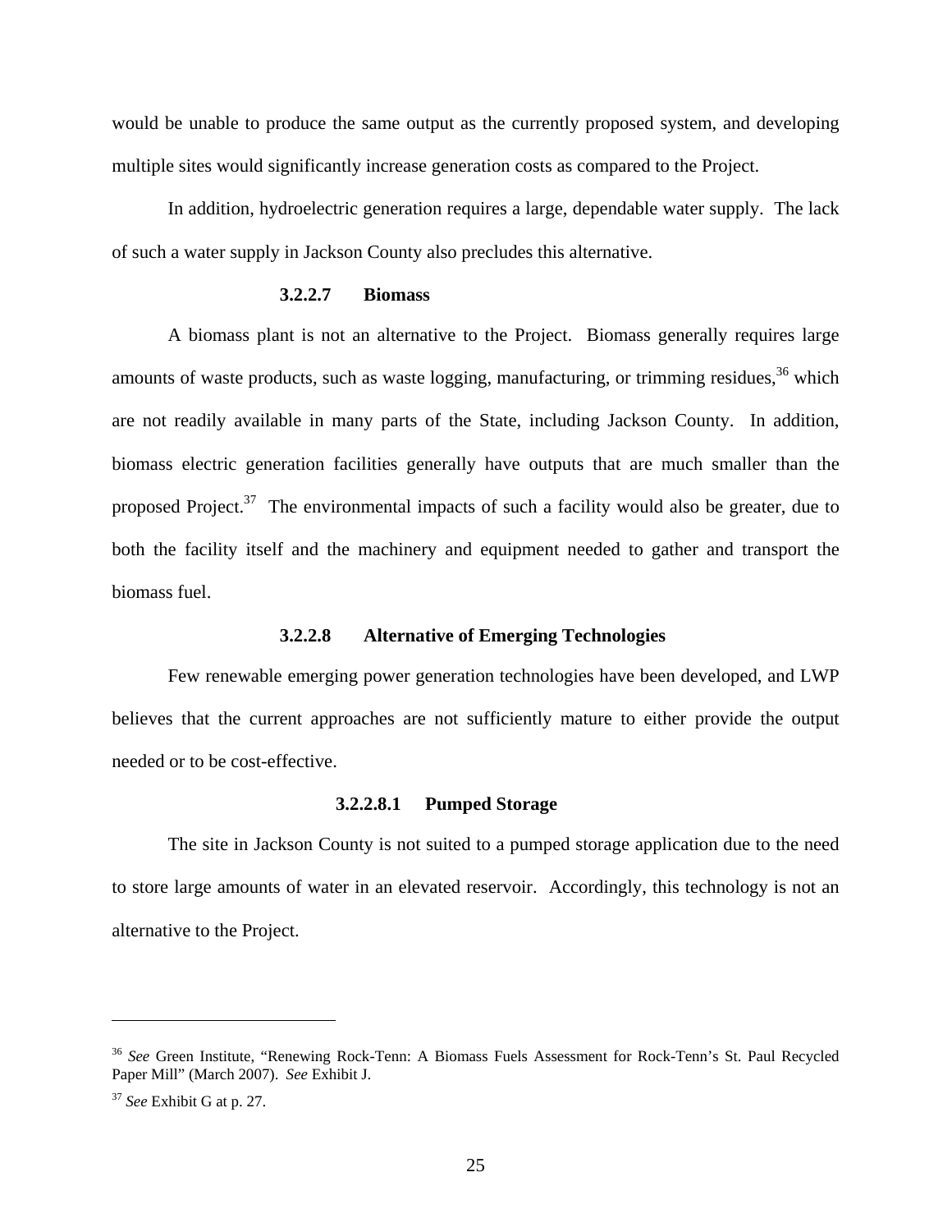would be unable to produce the same output as the currently proposed system, and developing multiple sites would significantly increase generation costs as compared to the Project.

In addition, hydroelectric generation requires a large, dependable water supply. The lack of such a water supply in Jackson County also precludes this alternative.

#### 3.2.2.7 Biomass

A biomass plant is not an alternative to the Project. Biomass generally requires large amounts of waste products, such as waste logging, manufacturing, or trimming residues,[36] which are not readily available in many parts of the State, including Jackson County. In addition, biomass electric generation facilities generally have outputs that are much smaller than the proposed Project.[37] The environmental impacts of such a facility would also be greater, due to both the facility itself and the machinery and equipment needed to gather and transport the biomass fuel.

#### 3.2.2.8 Alternative of Emerging Technologies

Few renewable emerging power generation technologies have been developed, and LWP believes that the current approaches are not sufficiently mature to either provide the output needed or to be cost-effective.

##### 3.2.2.8.1 Pumped Storage

The site in Jackson County is not suited to a pumped storage application due to the need to store large amounts of water in an elevated reservoir. Accordingly, this technology is not an alternative to the Project.

---

[36] *See* Green Institute, "Renewing Rock-Tenn: A Biomass Fuels Assessment for Rock-Tenn's St. Paul Recycled Paper Mill" (March 2007). *See* Exhibit J.

[37] *See* Exhibit G at p. 27.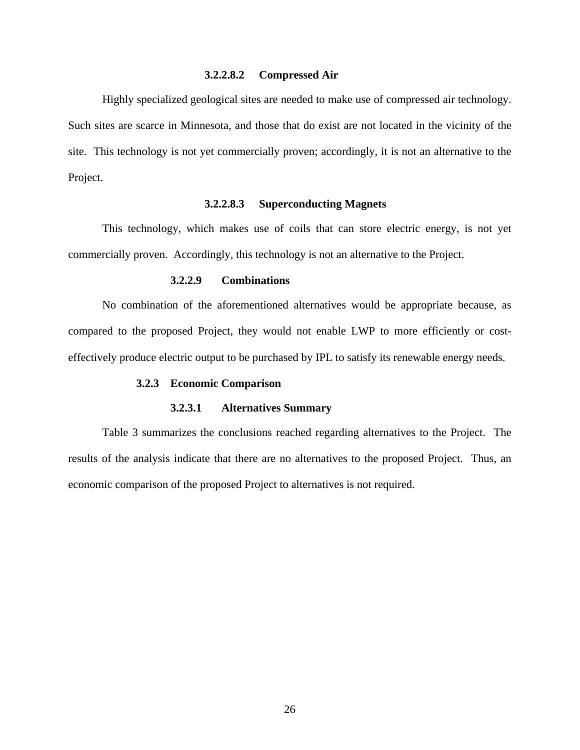##### 3.2.2.8.2 Compressed Air

Highly specialized geological sites are needed to make use of compressed air technology. Such sites are scarce in Minnesota, and those that do exist are not located in the vicinity of the site. This technology is not yet commercially proven; accordingly, it is not an alternative to the Project.

##### 3.2.2.8.3 Superconducting Magnets

This technology, which makes use of coils that can store electric energy, is not yet commercially proven. Accordingly, this technology is not an alternative to the Project.

#### 3.2.2.9 Combinations

No combination of the aforementioned alternatives would be appropriate because, as compared to the proposed Project, they would not enable LWP to more efficiently or cost-effectively produce electric output to be purchased by IPL to satisfy its renewable energy needs.

### 3.2.3 Economic Comparison

#### 3.2.3.1 Alternatives Summary

Table 3 summarizes the conclusions reached regarding alternatives to the Project. The results of the analysis indicate that there are no alternatives to the proposed Project. Thus, an economic comparison of the proposed Project to alternatives is not required.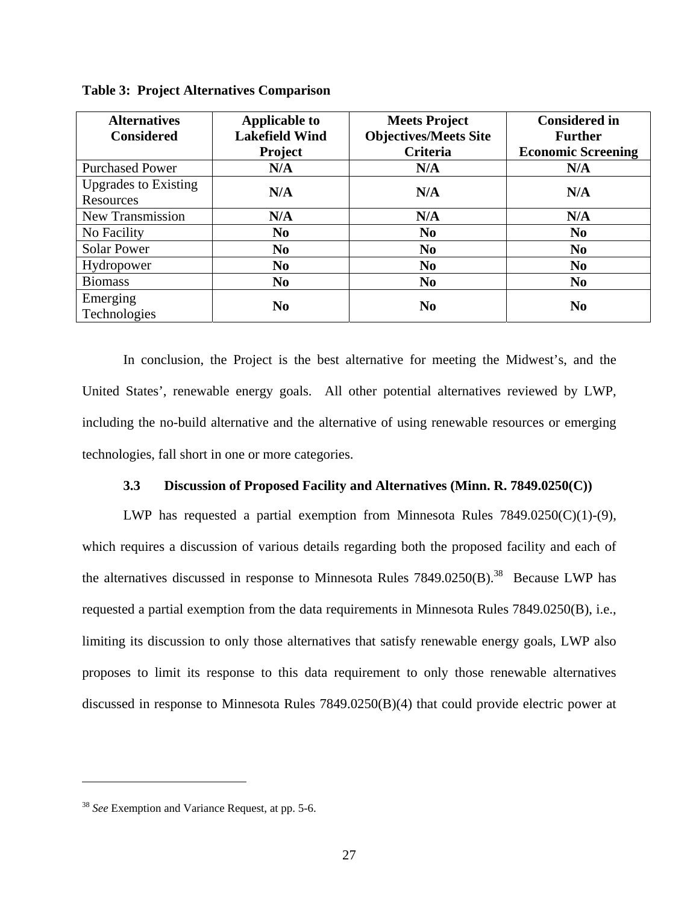**Table 3: Project Alternatives Comparison**

| Alternatives Considered | Applicable to Lakefield Wind Project | Meets Project Objectives/Meets Site Criteria | Considered in Further Economic Screening |
|---|---|---|---|
| Purchased Power | **N/A** | **N/A** | **N/A** |
| Upgrades to Existing Resources | **N/A** | **N/A** | **N/A** |
| New Transmission | **N/A** | **N/A** | **N/A** |
| No Facility | **No** | **No** | **No** |
| Solar Power | **No** | **No** | **No** |
| Hydropower | **No** | **No** | **No** |
| Biomass | **No** | **No** | **No** |
| Emerging Technologies | **No** | **No** | **No** |

In conclusion, the Project is the best alternative for meeting the Midwest's, and the United States', renewable energy goals. All other potential alternatives reviewed by LWP, including the no-build alternative and the alternative of using renewable resources or emerging technologies, fall short in one or more categories.

### 3.3 Discussion of Proposed Facility and Alternatives (Minn. R. 7849.0250(C))

LWP has requested a partial exemption from Minnesota Rules 7849.0250(C)(1)-(9), which requires a discussion of various details regarding both the proposed facility and each of the alternatives discussed in response to Minnesota Rules 7849.0250(B).[38] Because LWP has requested a partial exemption from the data requirements in Minnesota Rules 7849.0250(B), i.e., limiting its discussion to only those alternatives that satisfy renewable energy goals, LWP also proposes to limit its response to this data requirement to only those renewable alternatives discussed in response to Minnesota Rules 7849.0250(B)(4) that could provide electric power at

[38] *See* Exemption and Variance Request, at pp. 5-6.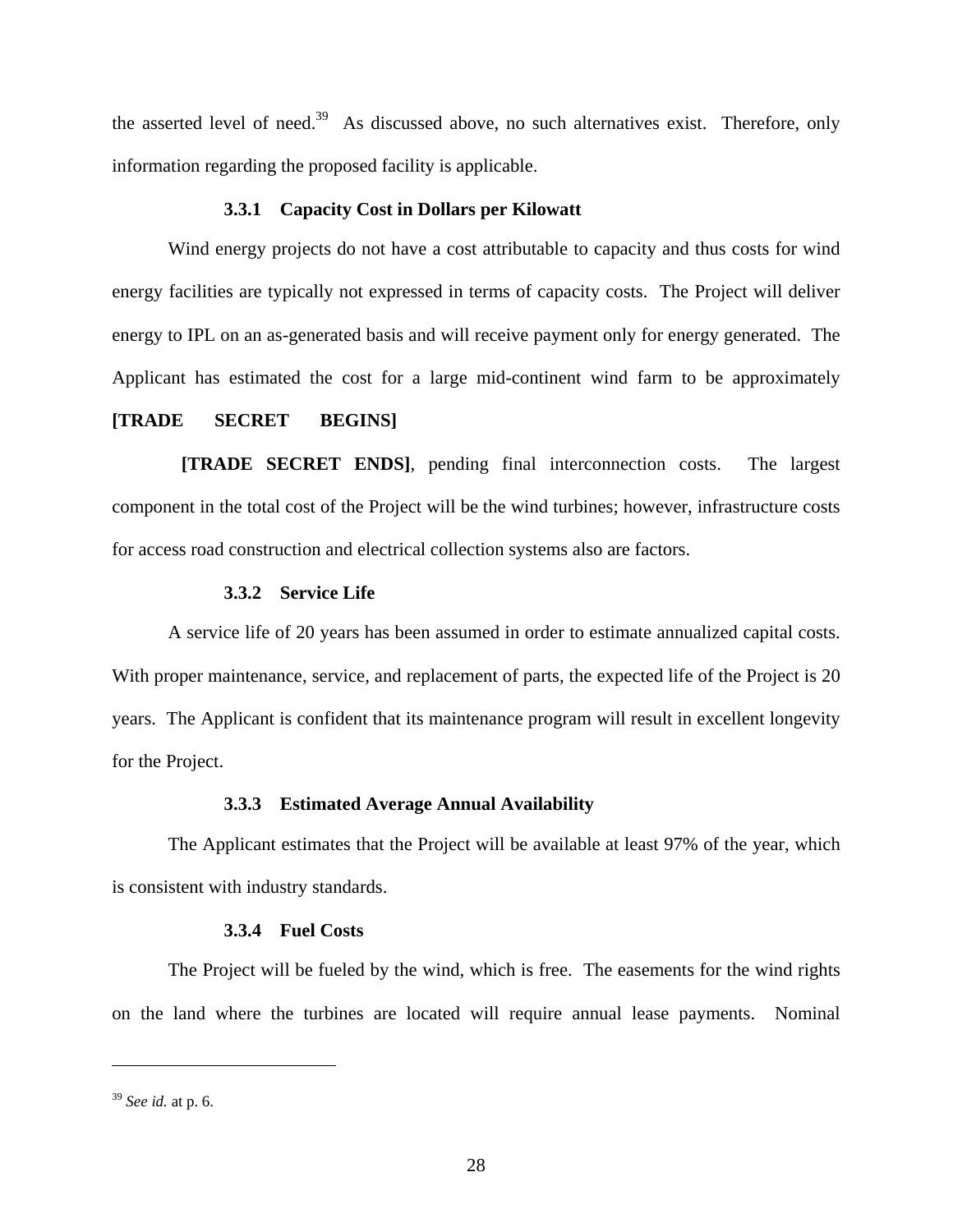the asserted level of need.[39] As discussed above, no such alternatives exist. Therefore, only information regarding the proposed facility is applicable.

#### 3.3.1 Capacity Cost in Dollars per Kilowatt

Wind energy projects do not have a cost attributable to capacity and thus costs for wind energy facilities are typically not expressed in terms of capacity costs. The Project will deliver energy to IPL on an as-generated basis and will receive payment only for energy generated. The Applicant has estimated the cost for a large mid-continent wind farm to be approximately **[TRADE SECRET BEGINS]**

**[TRADE SECRET ENDS]**, pending final interconnection costs. The largest component in the total cost of the Project will be the wind turbines; however, infrastructure costs for access road construction and electrical collection systems also are factors.

#### 3.3.2 Service Life

A service life of 20 years has been assumed in order to estimate annualized capital costs. With proper maintenance, service, and replacement of parts, the expected life of the Project is 20 years. The Applicant is confident that its maintenance program will result in excellent longevity for the Project.

#### 3.3.3 Estimated Average Annual Availability

The Applicant estimates that the Project will be available at least 97% of the year, which is consistent with industry standards.

#### 3.3.4 Fuel Costs

The Project will be fueled by the wind, which is free. The easements for the wind rights on the land where the turbines are located will require annual lease payments. Nominal

---

[39] *See id.* at p. 6.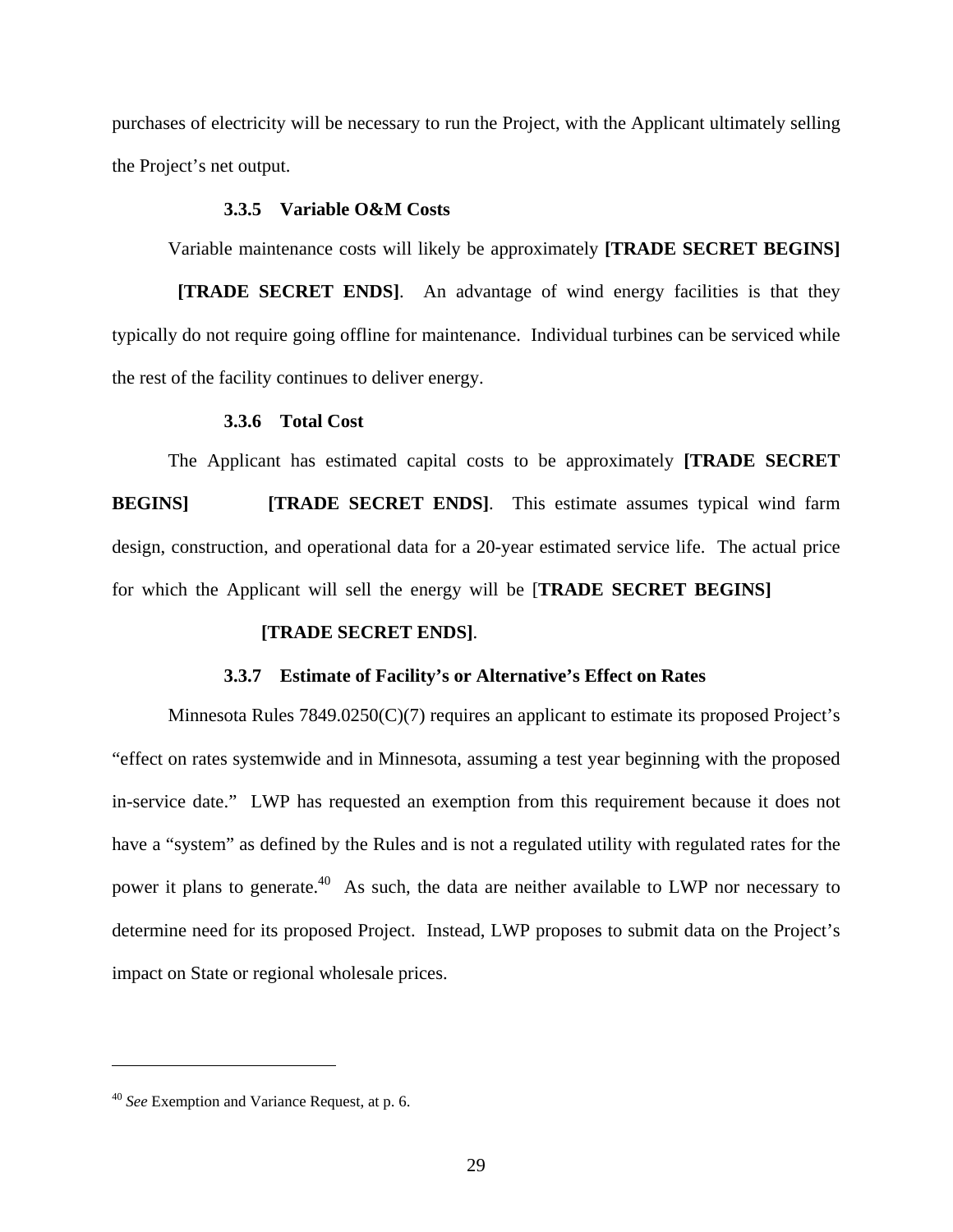purchases of electricity will be necessary to run the Project, with the Applicant ultimately selling the Project's net output.

### 3.3.5 Variable O&M Costs

Variable maintenance costs will likely be approximately **[TRADE SECRET BEGINS]** **[TRADE SECRET ENDS]**. An advantage of wind energy facilities is that they typically do not require going offline for maintenance. Individual turbines can be serviced while the rest of the facility continues to deliver energy.

### 3.3.6 Total Cost

The Applicant has estimated capital costs to be approximately **[TRADE SECRET BEGINS]** **[TRADE SECRET ENDS]**. This estimate assumes typical wind farm design, construction, and operational data for a 20-year estimated service life. The actual price for which the Applicant will sell the energy will be [**TRADE SECRET BEGINS]** **[TRADE SECRET ENDS]**.

### 3.3.7 Estimate of Facility's or Alternative's Effect on Rates

Minnesota Rules 7849.0250(C)(7) requires an applicant to estimate its proposed Project's "effect on rates systemwide and in Minnesota, assuming a test year beginning with the proposed in-service date." LWP has requested an exemption from this requirement because it does not have a "system" as defined by the Rules and is not a regulated utility with regulated rates for the power it plans to generate.[40] As such, the data are neither available to LWP nor necessary to determine need for its proposed Project. Instead, LWP proposes to submit data on the Project's impact on State or regional wholesale prices.

---

[40] *See* Exemption and Variance Request, at p. 6.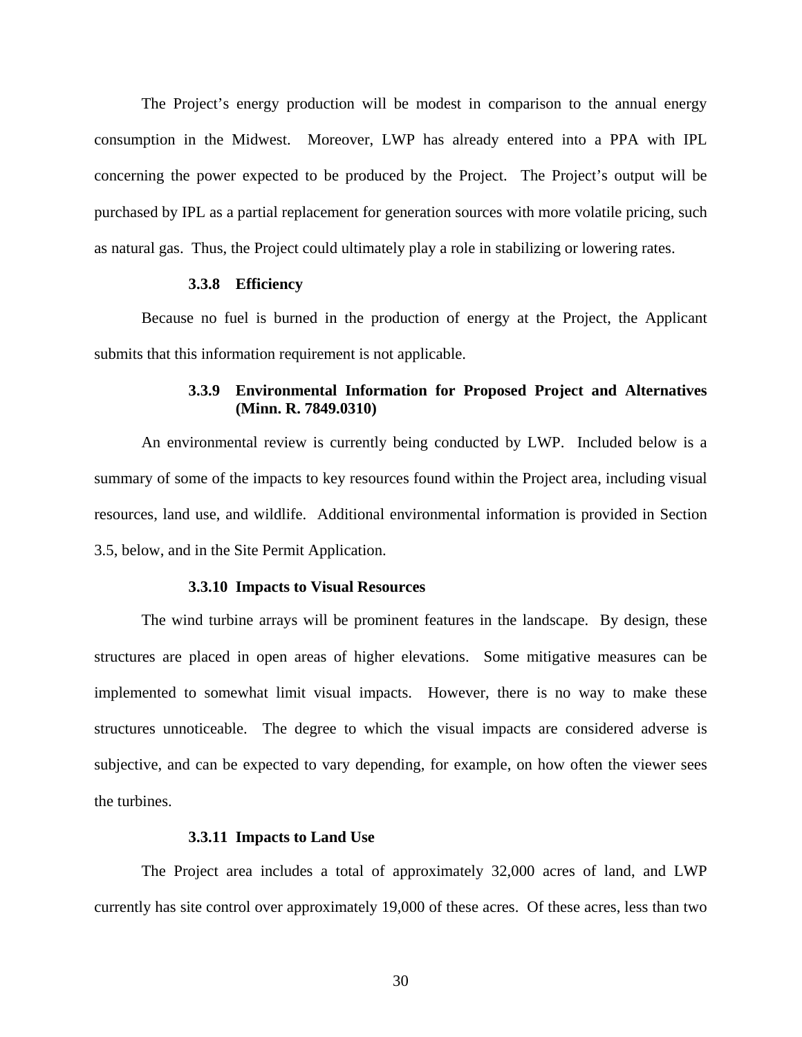The Project's energy production will be modest in comparison to the annual energy consumption in the Midwest. Moreover, LWP has already entered into a PPA with IPL concerning the power expected to be produced by the Project. The Project's output will be purchased by IPL as a partial replacement for generation sources with more volatile pricing, such as natural gas. Thus, the Project could ultimately play a role in stabilizing or lowering rates.

### 3.3.8 Efficiency

Because no fuel is burned in the production of energy at the Project, the Applicant submits that this information requirement is not applicable.

### 3.3.9 Environmental Information for Proposed Project and Alternatives (Minn. R. 7849.0310)

An environmental review is currently being conducted by LWP. Included below is a summary of some of the impacts to key resources found within the Project area, including visual resources, land use, and wildlife. Additional environmental information is provided in Section 3.5, below, and in the Site Permit Application.

### 3.3.10 Impacts to Visual Resources

The wind turbine arrays will be prominent features in the landscape. By design, these structures are placed in open areas of higher elevations. Some mitigative measures can be implemented to somewhat limit visual impacts. However, there is no way to make these structures unnoticeable. The degree to which the visual impacts are considered adverse is subjective, and can be expected to vary depending, for example, on how often the viewer sees the turbines.

### 3.3.11 Impacts to Land Use

The Project area includes a total of approximately 32,000 acres of land, and LWP currently has site control over approximately 19,000 of these acres. Of these acres, less than two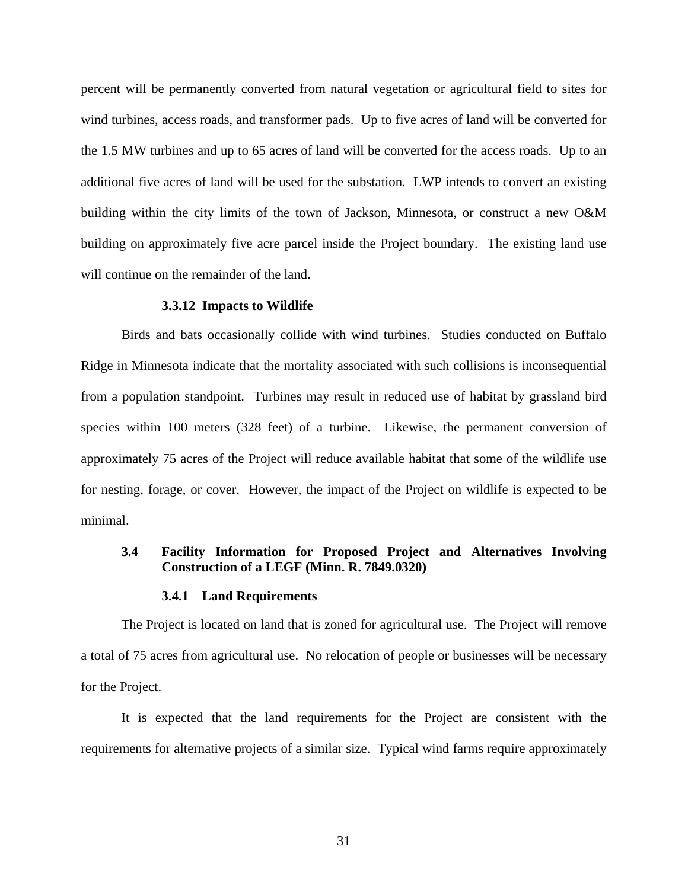percent will be permanently converted from natural vegetation or agricultural field to sites for wind turbines, access roads, and transformer pads. Up to five acres of land will be converted for the 1.5 MW turbines and up to 65 acres of land will be converted for the access roads. Up to an additional five acres of land will be used for the substation. LWP intends to convert an existing building within the city limits of the town of Jackson, Minnesota, or construct a new O&M building on approximately five acre parcel inside the Project boundary. The existing land use will continue on the remainder of the land.

#### 3.3.12 Impacts to Wildlife

Birds and bats occasionally collide with wind turbines. Studies conducted on Buffalo Ridge in Minnesota indicate that the mortality associated with such collisions is inconsequential from a population standpoint. Turbines may result in reduced use of habitat by grassland bird species within 100 meters (328 feet) of a turbine. Likewise, the permanent conversion of approximately 75 acres of the Project will reduce available habitat that some of the wildlife use for nesting, forage, or cover. However, the impact of the Project on wildlife is expected to be minimal.

### 3.4 Facility Information for Proposed Project and Alternatives Involving Construction of a LEGF (Minn. R. 7849.0320)

#### 3.4.1 Land Requirements

The Project is located on land that is zoned for agricultural use. The Project will remove a total of 75 acres from agricultural use. No relocation of people or businesses will be necessary for the Project.

It is expected that the land requirements for the Project are consistent with the requirements for alternative projects of a similar size. Typical wind farms require approximately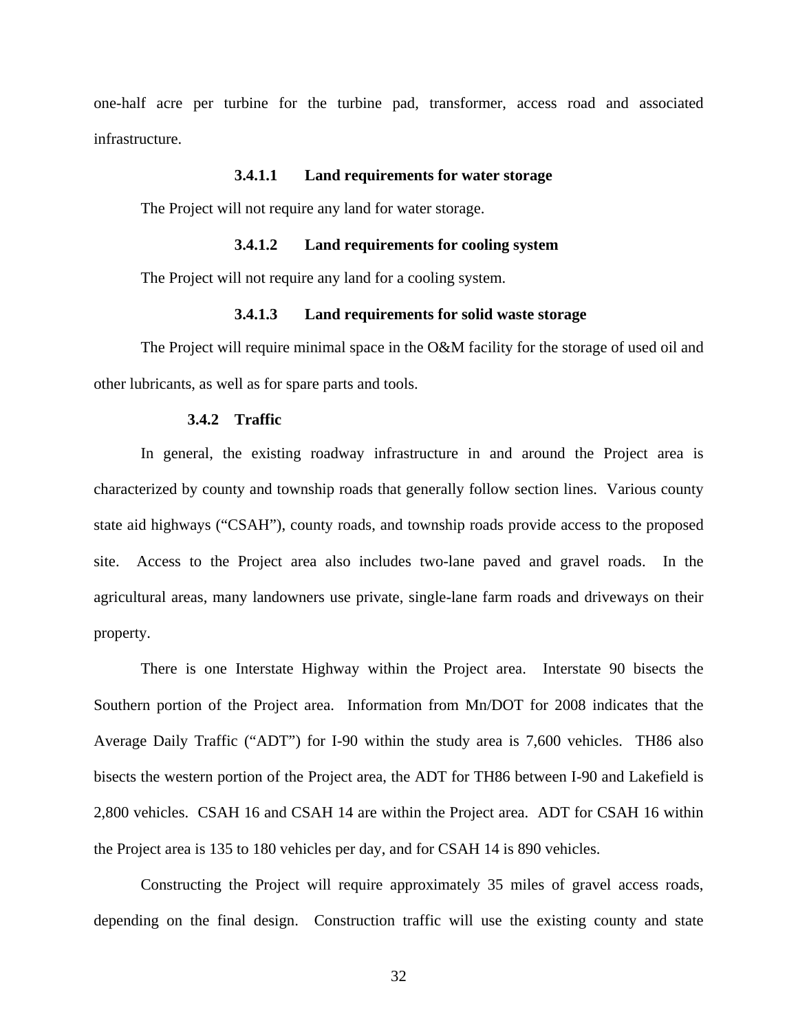one-half acre per turbine for the turbine pad, transformer, access road and associated infrastructure.

##### 3.4.1.1 Land requirements for water storage

The Project will not require any land for water storage.

##### 3.4.1.2 Land requirements for cooling system

The Project will not require any land for a cooling system.

##### 3.4.1.3 Land requirements for solid waste storage

The Project will require minimal space in the O&M facility for the storage of used oil and other lubricants, as well as for spare parts and tools.

#### 3.4.2 Traffic

In general, the existing roadway infrastructure in and around the Project area is characterized by county and township roads that generally follow section lines. Various county state aid highways ("CSAH"), county roads, and township roads provide access to the proposed site. Access to the Project area also includes two-lane paved and gravel roads. In the agricultural areas, many landowners use private, single-lane farm roads and driveways on their property.

There is one Interstate Highway within the Project area. Interstate 90 bisects the Southern portion of the Project area. Information from Mn/DOT for 2008 indicates that the Average Daily Traffic ("ADT") for I-90 within the study area is 7,600 vehicles. TH86 also bisects the western portion of the Project area, the ADT for TH86 between I-90 and Lakefield is 2,800 vehicles. CSAH 16 and CSAH 14 are within the Project area. ADT for CSAH 16 within the Project area is 135 to 180 vehicles per day, and for CSAH 14 is 890 vehicles.

Constructing the Project will require approximately 35 miles of gravel access roads, depending on the final design. Construction traffic will use the existing county and state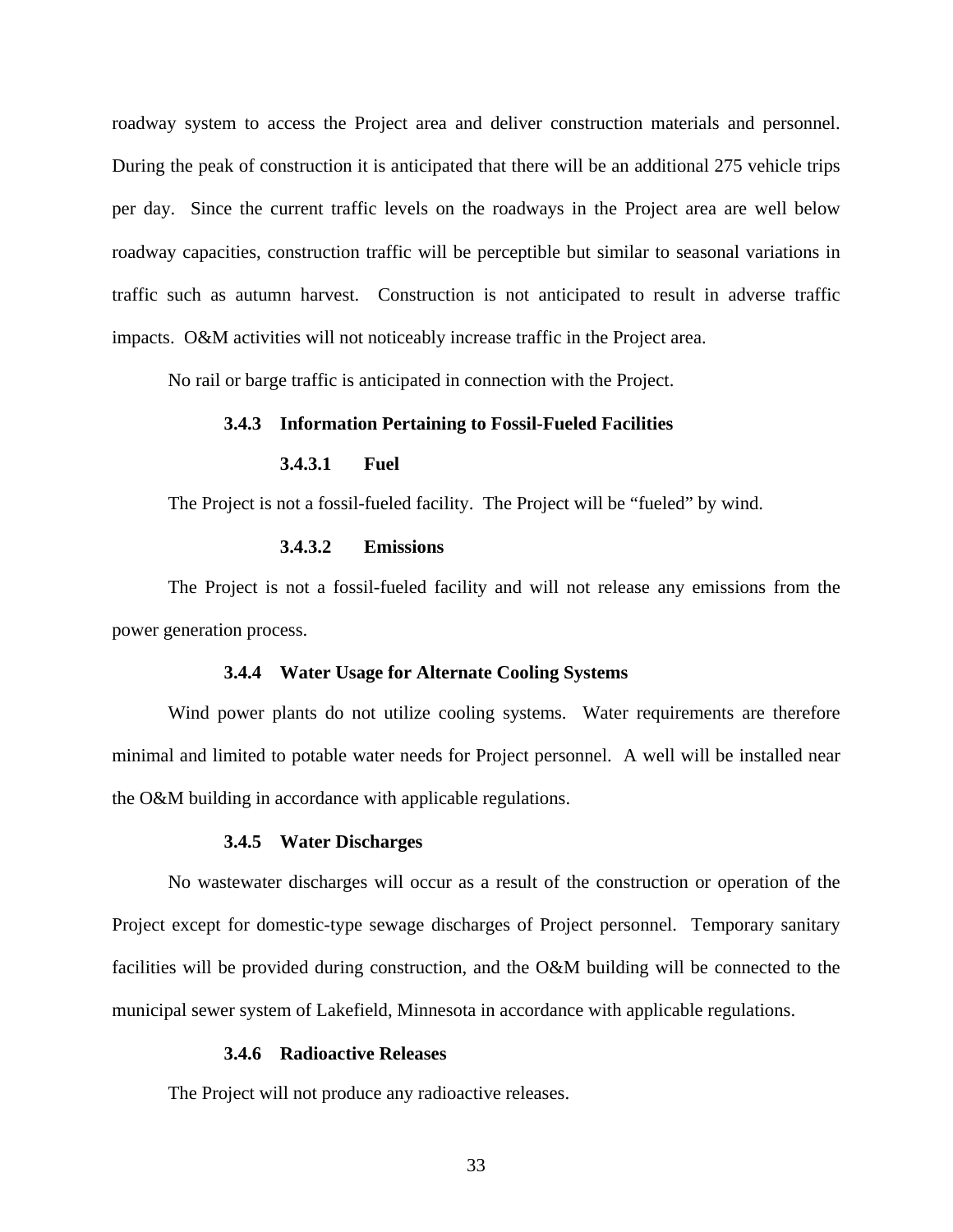roadway system to access the Project area and deliver construction materials and personnel. During the peak of construction it is anticipated that there will be an additional 275 vehicle trips per day. Since the current traffic levels on the roadways in the Project area are well below roadway capacities, construction traffic will be perceptible but similar to seasonal variations in traffic such as autumn harvest. Construction is not anticipated to result in adverse traffic impacts. O&M activities will not noticeably increase traffic in the Project area.

No rail or barge traffic is anticipated in connection with the Project.

### 3.4.3 Information Pertaining to Fossil-Fueled Facilities

#### 3.4.3.1 Fuel

The Project is not a fossil-fueled facility. The Project will be "fueled" by wind.

#### 3.4.3.2 Emissions

The Project is not a fossil-fueled facility and will not release any emissions from the power generation process.

### 3.4.4 Water Usage for Alternate Cooling Systems

Wind power plants do not utilize cooling systems. Water requirements are therefore minimal and limited to potable water needs for Project personnel. A well will be installed near the O&M building in accordance with applicable regulations.

### 3.4.5 Water Discharges

No wastewater discharges will occur as a result of the construction or operation of the Project except for domestic-type sewage discharges of Project personnel. Temporary sanitary facilities will be provided during construction, and the O&M building will be connected to the municipal sewer system of Lakefield, Minnesota in accordance with applicable regulations.

### 3.4.6 Radioactive Releases

The Project will not produce any radioactive releases.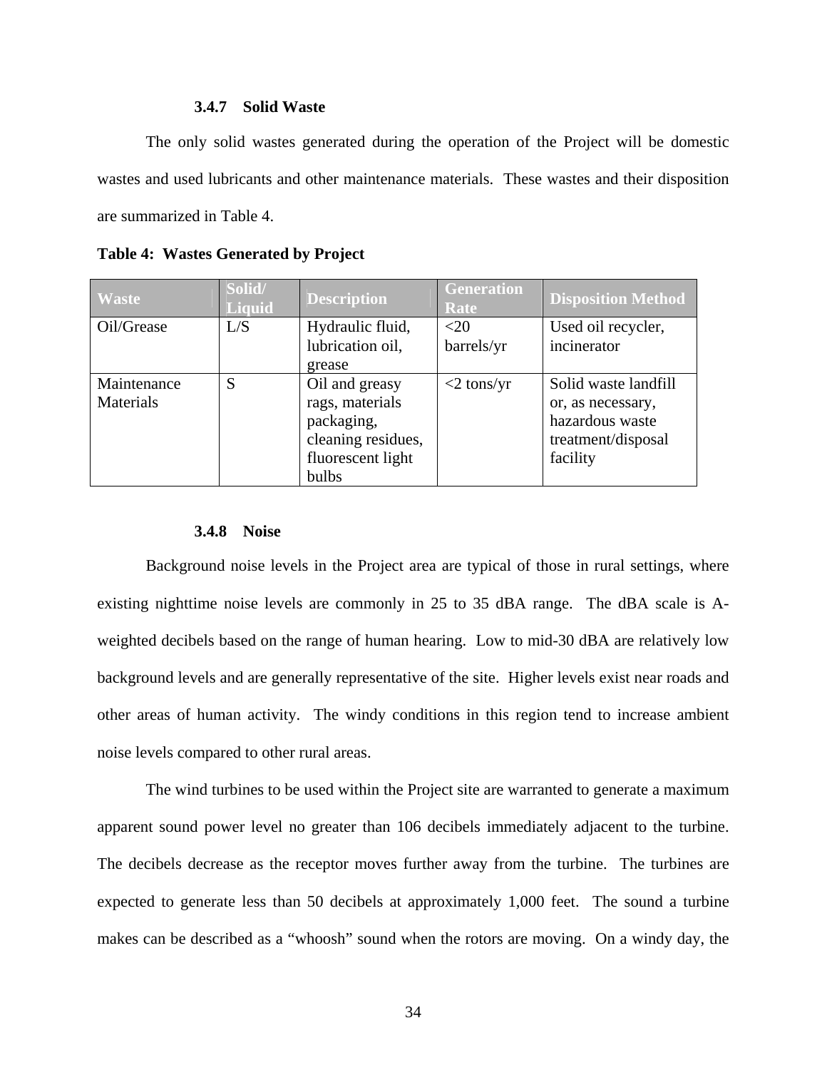### 3.4.7 Solid Waste

The only solid wastes generated during the operation of the Project will be domestic wastes and used lubricants and other maintenance materials. These wastes and their disposition are summarized in Table 4.

**Table 4: Wastes Generated by Project**

| Waste | Solid/ Liquid | Description | Generation Rate | Disposition Method |
|---|---|---|---|---|
| Oil/Grease | L/S | Hydraulic fluid, lubrication oil, grease | <20 barrels/yr | Used oil recycler, incinerator |
| Maintenance Materials | S | Oil and greasy rags, materials packaging, cleaning residues, fluorescent light bulbs | <2 tons/yr | Solid waste landfill or, as necessary, hazardous waste treatment/disposal facility |

### 3.4.8 Noise

Background noise levels in the Project area are typical of those in rural settings, where existing nighttime noise levels are commonly in 25 to 35 dBA range. The dBA scale is A-weighted decibels based on the range of human hearing. Low to mid-30 dBA are relatively low background levels and are generally representative of the site. Higher levels exist near roads and other areas of human activity. The windy conditions in this region tend to increase ambient noise levels compared to other rural areas.

The wind turbines to be used within the Project site are warranted to generate a maximum apparent sound power level no greater than 106 decibels immediately adjacent to the turbine. The decibels decrease as the receptor moves further away from the turbine. The turbines are expected to generate less than 50 decibels at approximately 1,000 feet. The sound a turbine makes can be described as a "whoosh" sound when the rotors are moving. On a windy day, the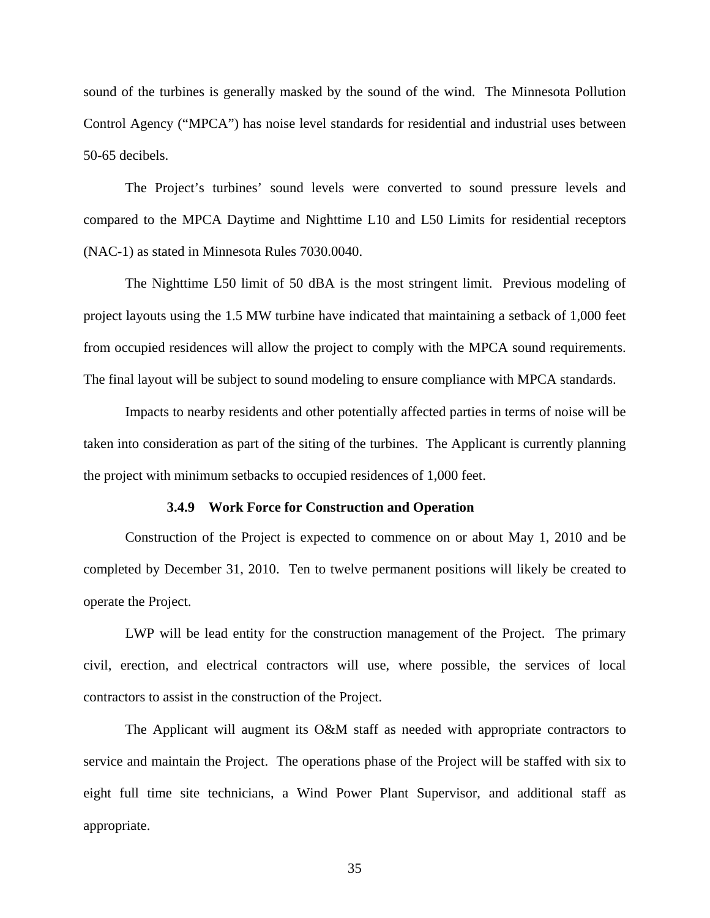sound of the turbines is generally masked by the sound of the wind. The Minnesota Pollution Control Agency ("MPCA") has noise level standards for residential and industrial uses between 50-65 decibels.

The Project's turbines' sound levels were converted to sound pressure levels and compared to the MPCA Daytime and Nighttime L10 and L50 Limits for residential receptors (NAC-1) as stated in Minnesota Rules 7030.0040.

The Nighttime L50 limit of 50 dBA is the most stringent limit. Previous modeling of project layouts using the 1.5 MW turbine have indicated that maintaining a setback of 1,000 feet from occupied residences will allow the project to comply with the MPCA sound requirements. The final layout will be subject to sound modeling to ensure compliance with MPCA standards.

Impacts to nearby residents and other potentially affected parties in terms of noise will be taken into consideration as part of the siting of the turbines. The Applicant is currently planning the project with minimum setbacks to occupied residences of 1,000 feet.

#### 3.4.9 Work Force for Construction and Operation

Construction of the Project is expected to commence on or about May 1, 2010 and be completed by December 31, 2010. Ten to twelve permanent positions will likely be created to operate the Project.

LWP will be lead entity for the construction management of the Project. The primary civil, erection, and electrical contractors will use, where possible, the services of local contractors to assist in the construction of the Project.

The Applicant will augment its O&M staff as needed with appropriate contractors to service and maintain the Project. The operations phase of the Project will be staffed with six to eight full time site technicians, a Wind Power Plant Supervisor, and additional staff as appropriate.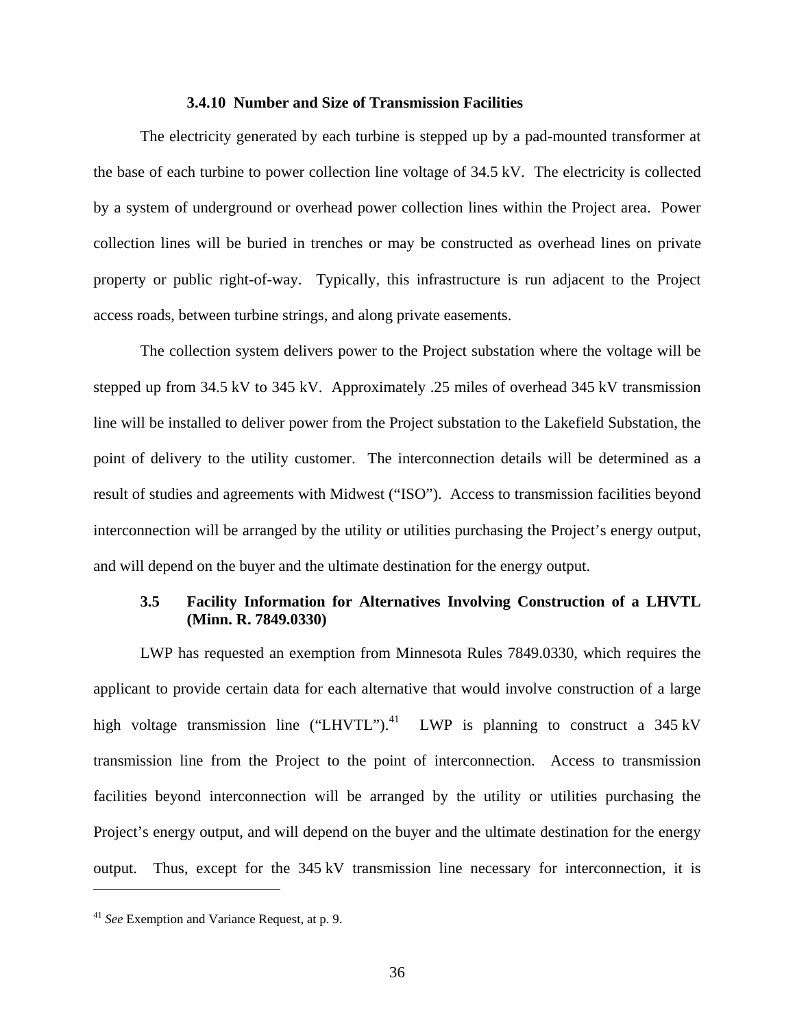#### 3.4.10 Number and Size of Transmission Facilities

The electricity generated by each turbine is stepped up by a pad-mounted transformer at the base of each turbine to power collection line voltage of 34.5 kV. The electricity is collected by a system of underground or overhead power collection lines within the Project area. Power collection lines will be buried in trenches or may be constructed as overhead lines on private property or public right-of-way. Typically, this infrastructure is run adjacent to the Project access roads, between turbine strings, and along private easements.

The collection system delivers power to the Project substation where the voltage will be stepped up from 34.5 kV to 345 kV. Approximately .25 miles of overhead 345 kV transmission line will be installed to deliver power from the Project substation to the Lakefield Substation, the point of delivery to the utility customer. The interconnection details will be determined as a result of studies and agreements with Midwest ("ISO"). Access to transmission facilities beyond interconnection will be arranged by the utility or utilities purchasing the Project's energy output, and will depend on the buyer and the ultimate destination for the energy output.

### 3.5 Facility Information for Alternatives Involving Construction of a LHVTL (Minn. R. 7849.0330)

LWP has requested an exemption from Minnesota Rules 7849.0330, which requires the applicant to provide certain data for each alternative that would involve construction of a large high voltage transmission line ("LHVTL").[41] LWP is planning to construct a 345 kV transmission line from the Project to the point of interconnection. Access to transmission facilities beyond interconnection will be arranged by the utility or utilities purchasing the Project's energy output, and will depend on the buyer and the ultimate destination for the energy output. Thus, except for the 345 kV transmission line necessary for interconnection, it is

---

[41] *See* Exemption and Variance Request, at p. 9.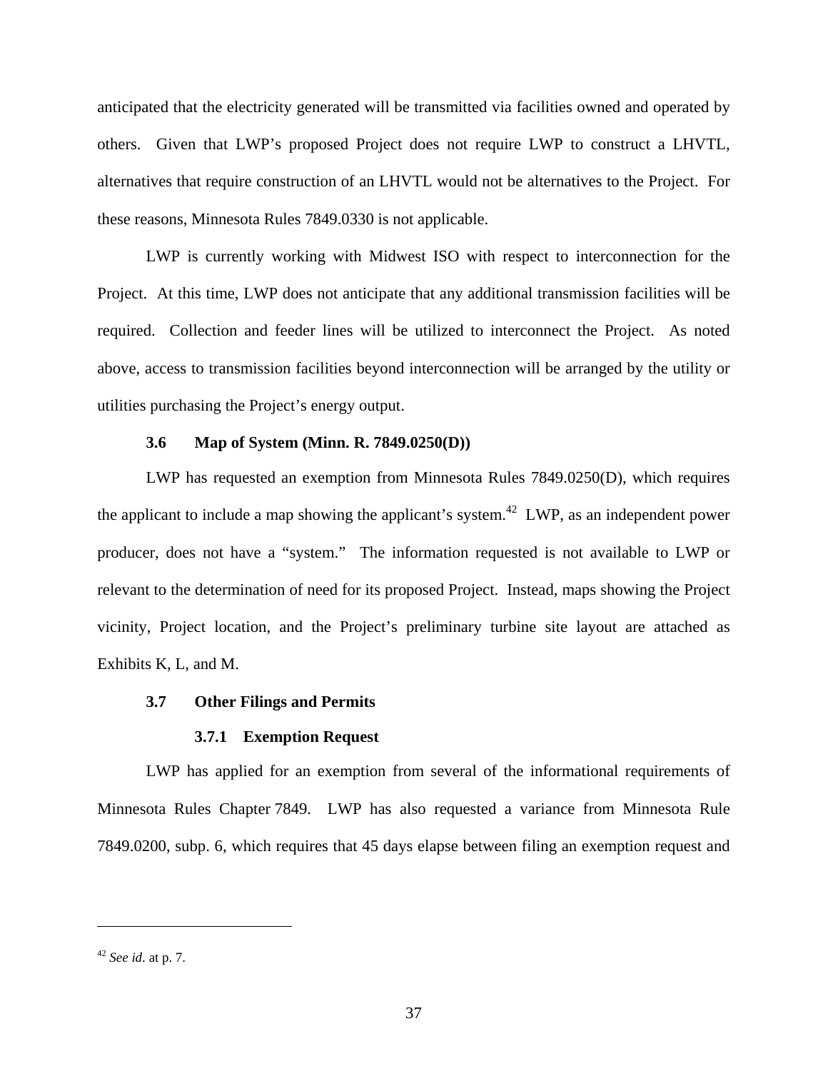anticipated that the electricity generated will be transmitted via facilities owned and operated by others. Given that LWP's proposed Project does not require LWP to construct a LHVTL, alternatives that require construction of an LHVTL would not be alternatives to the Project. For these reasons, Minnesota Rules 7849.0330 is not applicable.

LWP is currently working with Midwest ISO with respect to interconnection for the Project. At this time, LWP does not anticipate that any additional transmission facilities will be required. Collection and feeder lines will be utilized to interconnect the Project. As noted above, access to transmission facilities beyond interconnection will be arranged by the utility or utilities purchasing the Project's energy output.

### 3.6 Map of System (Minn. R. 7849.0250(D))

LWP has requested an exemption from Minnesota Rules 7849.0250(D), which requires the applicant to include a map showing the applicant's system.[42] LWP, as an independent power producer, does not have a "system." The information requested is not available to LWP or relevant to the determination of need for its proposed Project. Instead, maps showing the Project vicinity, Project location, and the Project's preliminary turbine site layout are attached as Exhibits K, L, and M.

### 3.7 Other Filings and Permits

#### 3.7.1 Exemption Request

LWP has applied for an exemption from several of the informational requirements of Minnesota Rules Chapter 7849. LWP has also requested a variance from Minnesota Rule 7849.0200, subp. 6, which requires that 45 days elapse between filing an exemption request and

---

[42] *See id.* at p. 7.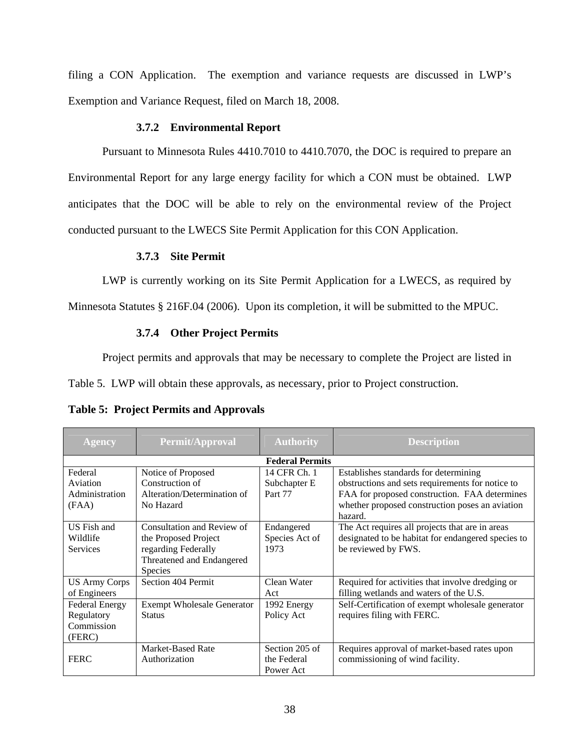filing a CON Application. The exemption and variance requests are discussed in LWP's Exemption and Variance Request, filed on March 18, 2008.

#### 3.7.2 Environmental Report

Pursuant to Minnesota Rules 4410.7010 to 4410.7070, the DOC is required to prepare an Environmental Report for any large energy facility for which a CON must be obtained. LWP anticipates that the DOC will be able to rely on the environmental review of the Project conducted pursuant to the LWECS Site Permit Application for this CON Application.

#### 3.7.3 Site Permit

LWP is currently working on its Site Permit Application for a LWECS, as required by Minnesota Statutes § 216F.04 (2006). Upon its completion, it will be submitted to the MPUC.

#### 3.7.4 Other Project Permits

Project permits and approvals that may be necessary to complete the Project are listed in Table 5. LWP will obtain these approvals, as necessary, prior to Project construction.

**Table 5: Project Permits and Approvals**

| Agency | Permit/Approval | Authority | Description |
|---|---|---|---|
| **Federal Permits** | | | |
| Federal Aviation Administration (FAA) | Notice of Proposed Construction of Alteration/Determination of No Hazard | 14 CFR Ch. 1 Subchapter E Part 77 | Establishes standards for determining obstructions and sets requirements for notice to FAA for proposed construction. FAA determines whether proposed construction poses an aviation hazard. |
| US Fish and Wildlife Services | Consultation and Review of the Proposed Project regarding Federally Threatened and Endangered Species | Endangered Species Act of 1973 | The Act requires all projects that are in areas designated to be habitat for endangered species to be reviewed by FWS. |
| US Army Corps of Engineers | Section 404 Permit | Clean Water Act | Required for activities that involve dredging or filling wetlands and waters of the U.S. |
| Federal Energy Regulatory Commission (FERC) | Exempt Wholesale Generator Status | 1992 Energy Policy Act | Self-Certification of exempt wholesale generator requires filing with FERC. |
| FERC | Market-Based Rate Authorization | Section 205 of the Federal Power Act | Requires approval of market-based rates upon commissioning of wind facility. |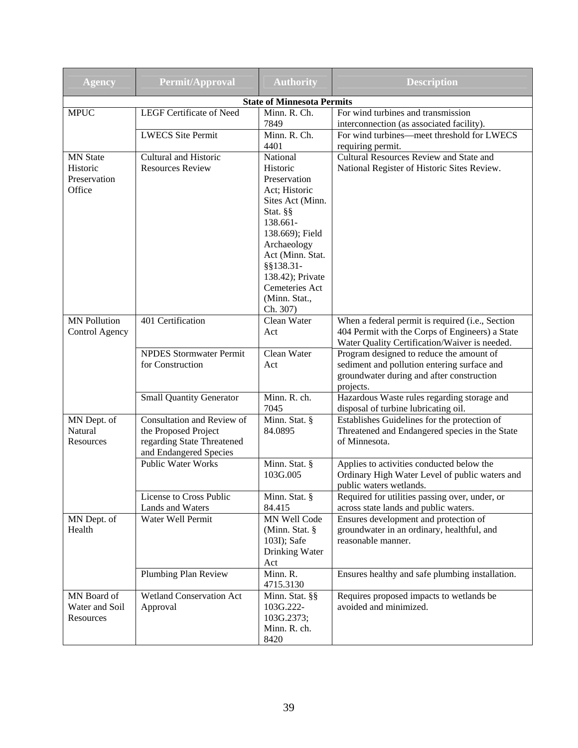| Agency | Permit/Approval | Authority | Description |
|---|---|---|---|
| **State of Minnesota Permits** | | | |
| MPUC | LEGF Certificate of Need | Minn. R. Ch. 7849 | For wind turbines and transmission interconnection (as associated facility). |
| | LWECS Site Permit | Minn. R. Ch. 4401 | For wind turbines—meet threshold for LWECS requiring permit. |
| MN State Historic Preservation Office | Cultural and Historic Resources Review | National Historic Preservation Act; Historic Sites Act (Minn. Stat. §§ 138.661-138.669); Field Archaeology Act (Minn. Stat. §§138.31-138.42); Private Cemeteries Act (Minn. Stat., Ch. 307) | Cultural Resources Review and State and National Register of Historic Sites Review. |
| MN Pollution Control Agency | 401 Certification | Clean Water Act | When a federal permit is required (i.e., Section 404 Permit with the Corps of Engineers) a State Water Quality Certification/Waiver is needed. |
| | NPDES Stormwater Permit for Construction | Clean Water Act | Program designed to reduce the amount of sediment and pollution entering surface and groundwater during and after construction projects. |
| | Small Quantity Generator | Minn. R. ch. 7045 | Hazardous Waste rules regarding storage and disposal of turbine lubricating oil. |
| MN Dept. of Natural Resources | Consultation and Review of the Proposed Project regarding State Threatened and Endangered Species | Minn. Stat. § 84.0895 | Establishes Guidelines for the protection of Threatened and Endangered species in the State of Minnesota. |
| | Public Water Works | Minn. Stat. § 103G.005 | Applies to activities conducted below the Ordinary High Water Level of public waters and public waters wetlands. |
| | License to Cross Public Lands and Waters | Minn. Stat. § 84.415 | Required for utilities passing over, under, or across state lands and public waters. |
| MN Dept. of Health | Water Well Permit | MN Well Code (Minn. Stat. § 103I); Safe Drinking Water Act | Ensures development and protection of groundwater in an ordinary, healthful, and reasonable manner. |
| | Plumbing Plan Review | Minn. R. 4715.3130 | Ensures healthy and safe plumbing installation. |
| MN Board of Water and Soil Resources | Wetland Conservation Act Approval | Minn. Stat. §§ 103G.222-103G.2373; Minn. R. ch. 8420 | Requires proposed impacts to wetlands be avoided and minimized. |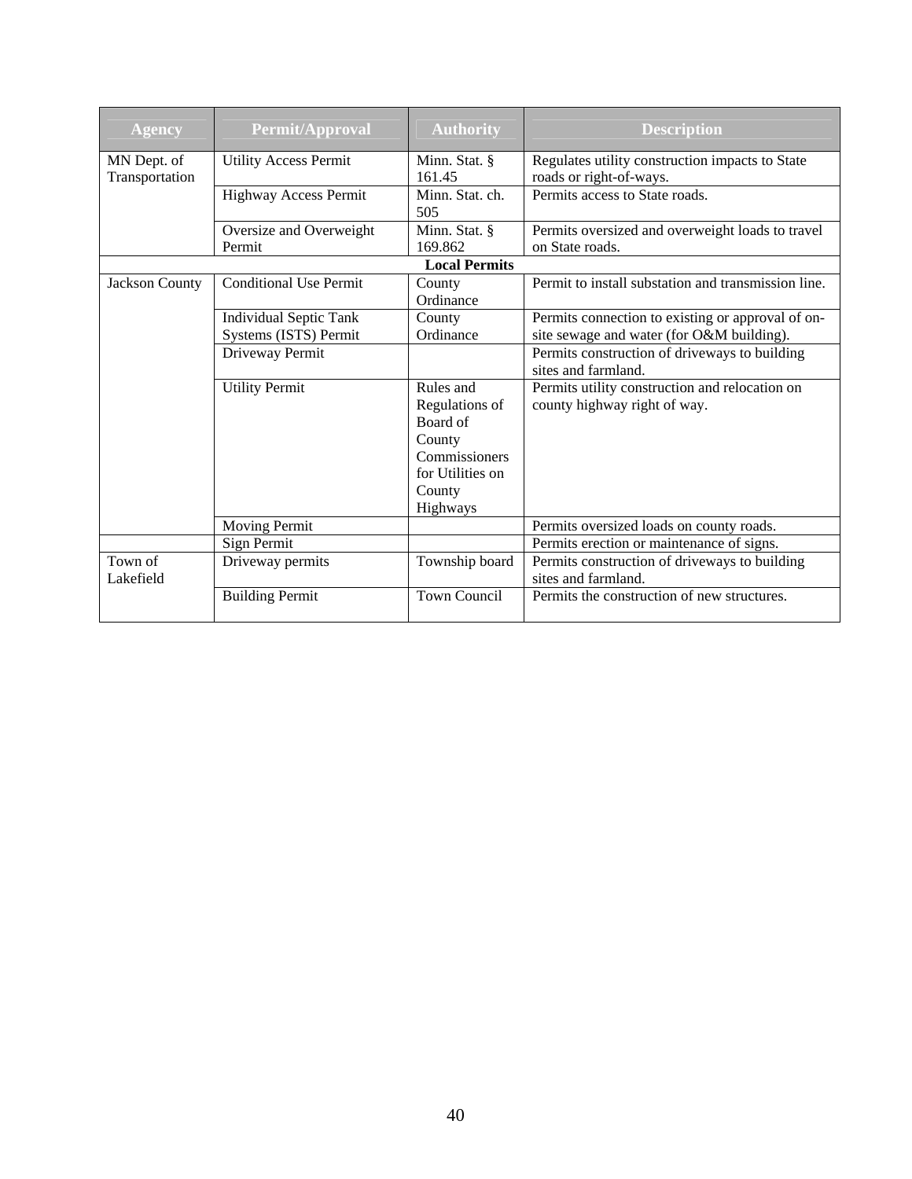| Agency | Permit/Approval | Authority | Description |
|---|---|---|---|
| MN Dept. of Transportation | Utility Access Permit | Minn. Stat. § 161.45 | Regulates utility construction impacts to State roads or right-of-ways. |
| | Highway Access Permit | Minn. Stat. ch. 505 | Permits access to State roads. |
| | Oversize and Overweight Permit | Minn. Stat. § 169.862 | Permits oversized and overweight loads to travel on State roads. |
| | | **Local Permits** | |
| Jackson County | Conditional Use Permit | County Ordinance | Permit to install substation and transmission line. |
| | Individual Septic Tank Systems (ISTS) Permit | County Ordinance | Permits connection to existing or approval of on-site sewage and water (for O&M building). |
| | Driveway Permit | | Permits construction of driveways to building sites and farmland. |
| | Utility Permit | Rules and Regulations of Board of County Commissioners for Utilities on County Highways | Permits utility construction and relocation on county highway right of way. |
| | Moving Permit | | Permits oversized loads on county roads. |
| | Sign Permit | | Permits erection or maintenance of signs. |
| Town of Lakefield | Driveway permits | Township board | Permits construction of driveways to building sites and farmland. |
| | Building Permit | Town Council | Permits the construction of new structures. |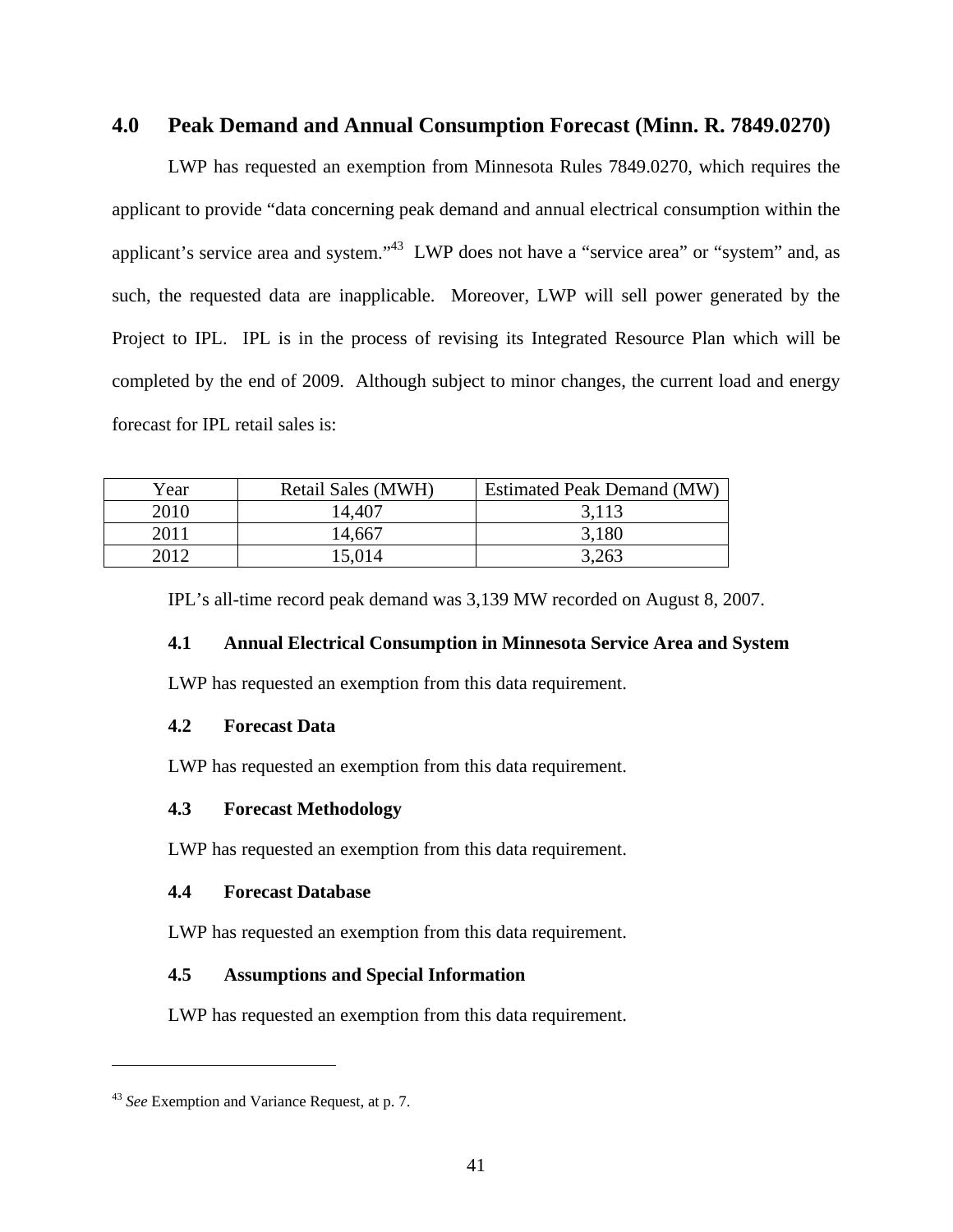## 4.0 Peak Demand and Annual Consumption Forecast (Minn. R. 7849.0270)

LWP has requested an exemption from Minnesota Rules 7849.0270, which requires the applicant to provide "data concerning peak demand and annual electrical consumption within the applicant's service area and system."[43] LWP does not have a "service area" or "system" and, as such, the requested data are inapplicable. Moreover, LWP will sell power generated by the Project to IPL. IPL is in the process of revising its Integrated Resource Plan which will be completed by the end of 2009. Although subject to minor changes, the current load and energy forecast for IPL retail sales is:

| Year | Retail Sales (MWH) | Estimated Peak Demand (MW) |
|---|---|---|
| 2010 | 14,407 | 3,113 |
| 2011 | 14,667 | 3,180 |
| 2012 | 15,014 | 3,263 |

IPL's all-time record peak demand was 3,139 MW recorded on August 8, 2007.

### 4.1 Annual Electrical Consumption in Minnesota Service Area and System

LWP has requested an exemption from this data requirement.

### 4.2 Forecast Data

LWP has requested an exemption from this data requirement.

### 4.3 Forecast Methodology

LWP has requested an exemption from this data requirement.

### 4.4 Forecast Database

LWP has requested an exemption from this data requirement.

### 4.5 Assumptions and Special Information

LWP has requested an exemption from this data requirement.

---

[43] *See* Exemption and Variance Request, at p. 7.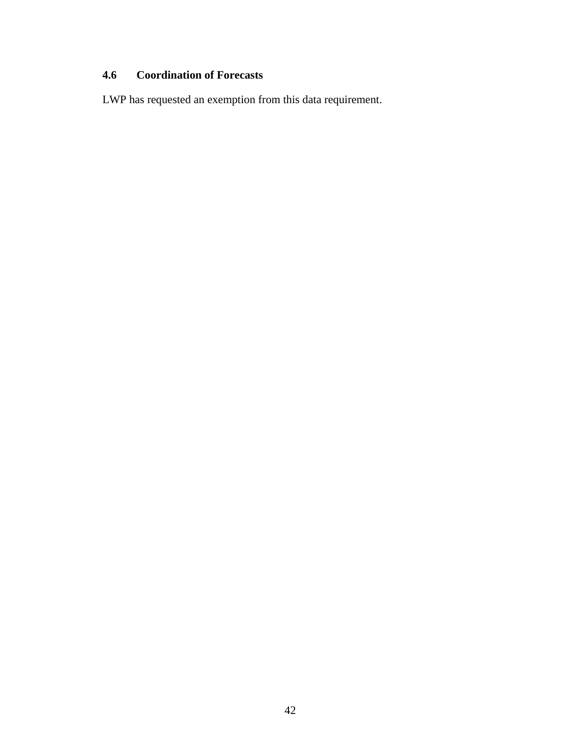### 4.6 Coordination of Forecasts

LWP has requested an exemption from this data requirement.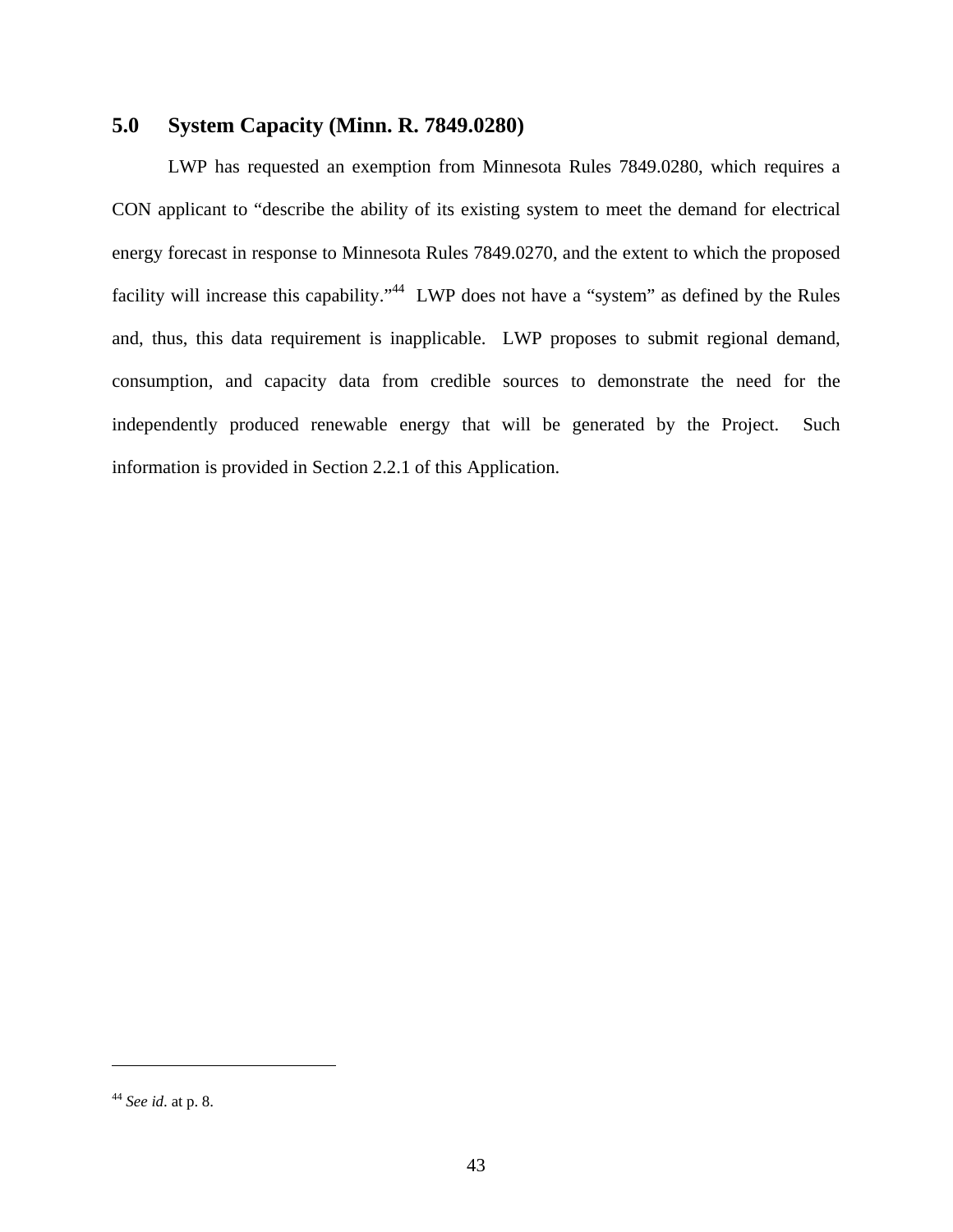## 5.0 System Capacity (Minn. R. 7849.0280)

LWP has requested an exemption from Minnesota Rules 7849.0280, which requires a CON applicant to "describe the ability of its existing system to meet the demand for electrical energy forecast in response to Minnesota Rules 7849.0270, and the extent to which the proposed facility will increase this capability."[44] LWP does not have a "system" as defined by the Rules and, thus, this data requirement is inapplicable. LWP proposes to submit regional demand, consumption, and capacity data from credible sources to demonstrate the need for the independently produced renewable energy that will be generated by the Project. Such information is provided in Section 2.2.1 of this Application.

---

[44] *See id.* at p. 8.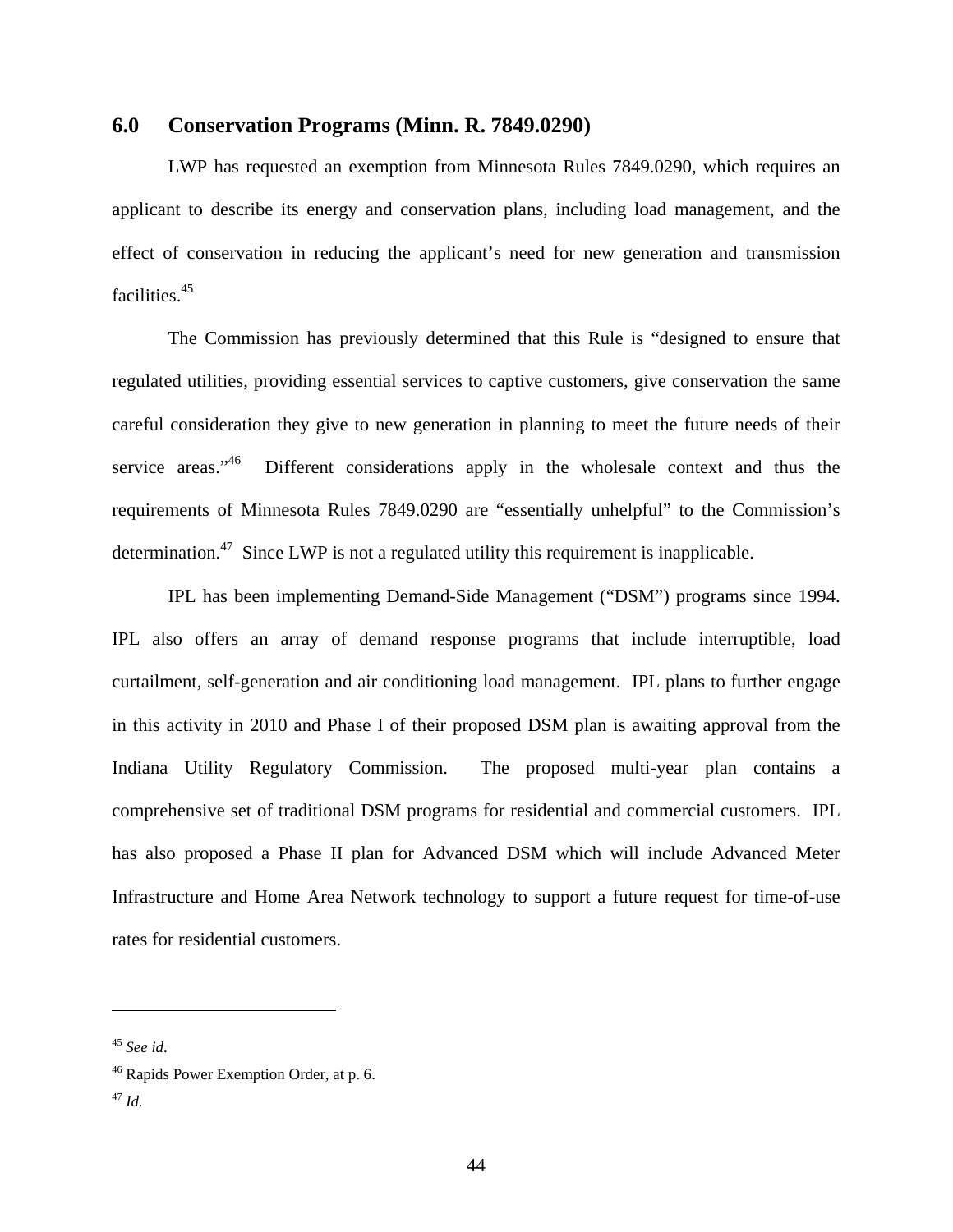## 6.0 Conservation Programs (Minn. R. 7849.0290)

LWP has requested an exemption from Minnesota Rules 7849.0290, which requires an applicant to describe its energy and conservation plans, including load management, and the effect of conservation in reducing the applicant's need for new generation and transmission facilities.[45]

The Commission has previously determined that this Rule is "designed to ensure that regulated utilities, providing essential services to captive customers, give conservation the same careful consideration they give to new generation in planning to meet the future needs of their service areas."[46] Different considerations apply in the wholesale context and thus the requirements of Minnesota Rules 7849.0290 are "essentially unhelpful" to the Commission's determination.[47] Since LWP is not a regulated utility this requirement is inapplicable.

IPL has been implementing Demand-Side Management ("DSM") programs since 1994. IPL also offers an array of demand response programs that include interruptible, load curtailment, self-generation and air conditioning load management. IPL plans to further engage in this activity in 2010 and Phase I of their proposed DSM plan is awaiting approval from the Indiana Utility Regulatory Commission. The proposed multi-year plan contains a comprehensive set of traditional DSM programs for residential and commercial customers. IPL has also proposed a Phase II plan for Advanced DSM which will include Advanced Meter Infrastructure and Home Area Network technology to support a future request for time-of-use rates for residential customers.

---

[45] *See id*.

[46] Rapids Power Exemption Order, at p. 6.

[47] *Id.*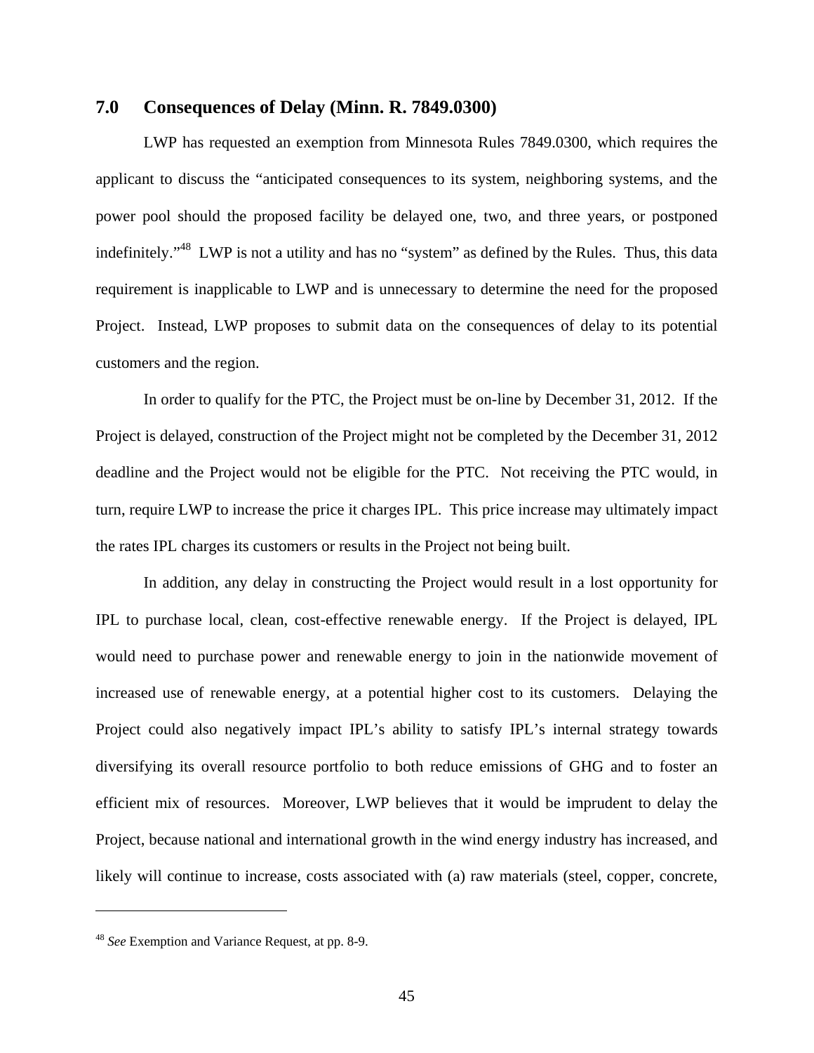## 7.0 Consequences of Delay (Minn. R. 7849.0300)

LWP has requested an exemption from Minnesota Rules 7849.0300, which requires the applicant to discuss the "anticipated consequences to its system, neighboring systems, and the power pool should the proposed facility be delayed one, two, and three years, or postponed indefinitely."[48] LWP is not a utility and has no "system" as defined by the Rules. Thus, this data requirement is inapplicable to LWP and is unnecessary to determine the need for the proposed Project. Instead, LWP proposes to submit data on the consequences of delay to its potential customers and the region.

In order to qualify for the PTC, the Project must be on-line by December 31, 2012. If the Project is delayed, construction of the Project might not be completed by the December 31, 2012 deadline and the Project would not be eligible for the PTC. Not receiving the PTC would, in turn, require LWP to increase the price it charges IPL. This price increase may ultimately impact the rates IPL charges its customers or results in the Project not being built.

In addition, any delay in constructing the Project would result in a lost opportunity for IPL to purchase local, clean, cost-effective renewable energy. If the Project is delayed, IPL would need to purchase power and renewable energy to join in the nationwide movement of increased use of renewable energy, at a potential higher cost to its customers. Delaying the Project could also negatively impact IPL's ability to satisfy IPL's internal strategy towards diversifying its overall resource portfolio to both reduce emissions of GHG and to foster an efficient mix of resources. Moreover, LWP believes that it would be imprudent to delay the Project, because national and international growth in the wind energy industry has increased, and likely will continue to increase, costs associated with (a) raw materials (steel, copper, concrete,

---

[48] *See* Exemption and Variance Request, at pp. 8-9.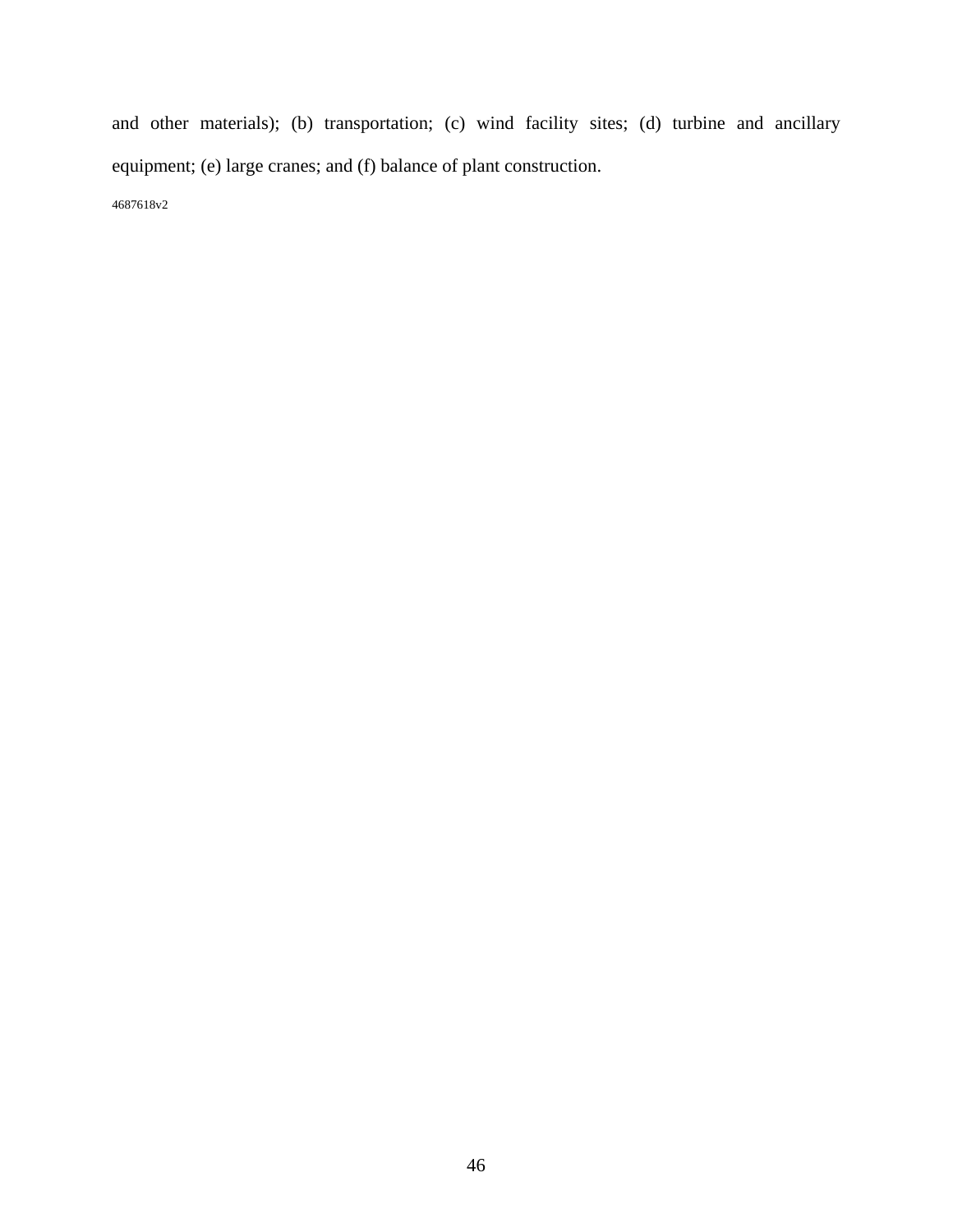and other materials); (b) transportation; (c) wind facility sites; (d) turbine and ancillary equipment; (e) large cranes; and (f) balance of plant construction.

4687618v2